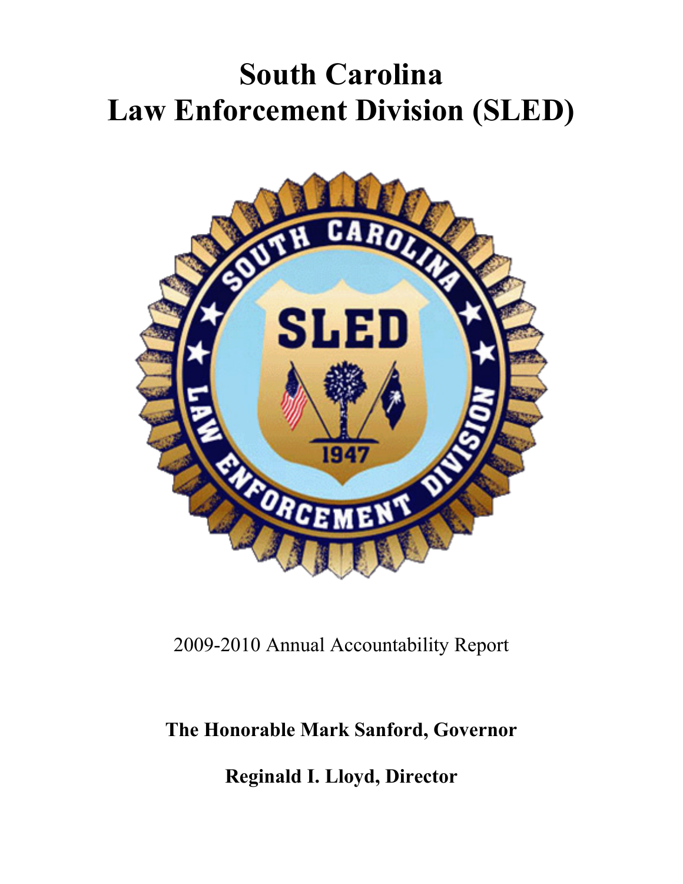# South Carolina
# Law Enforcement Division (SLED)

2009-2010 Annual Accountability Report

**The Honorable Mark Sanford, Governor**

**Reginald I. Lloyd, Director**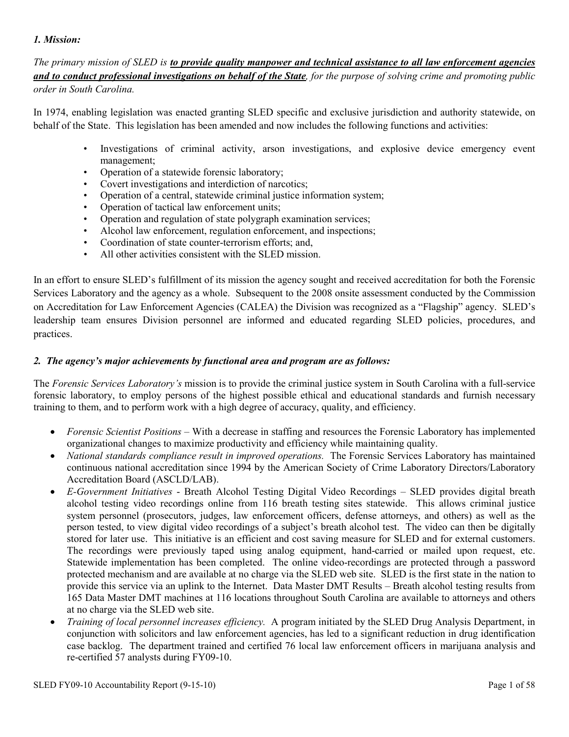*1. Mission:*

*The primary mission of SLED is **to provide quality manpower and technical assistance to all law enforcement agencies and to conduct professional investigations on behalf of the State**, for the purpose of solving crime and promoting public order in South Carolina.*

In 1974, enabling legislation was enacted granting SLED specific and exclusive jurisdiction and authority statewide, on behalf of the State. This legislation has been amended and now includes the following functions and activities:

- Investigations of criminal activity, arson investigations, and explosive device emergency event management;
- Operation of a statewide forensic laboratory;
- Covert investigations and interdiction of narcotics;
- Operation of a central, statewide criminal justice information system;
- Operation of tactical law enforcement units;
- Operation and regulation of state polygraph examination services;
- Alcohol law enforcement, regulation enforcement, and inspections;
- Coordination of state counter-terrorism efforts; and,
- All other activities consistent with the SLED mission.

In an effort to ensure SLED's fulfillment of its mission the agency sought and received accreditation for both the Forensic Services Laboratory and the agency as a whole. Subsequent to the 2008 onsite assessment conducted by the Commission on Accreditation for Law Enforcement Agencies (CALEA) the Division was recognized as a "Flagship" agency. SLED's leadership team ensures Division personnel are informed and educated regarding SLED policies, procedures, and practices.

*2. The agency's major achievements by functional area and program are as follows:*

The *Forensic Services Laboratory's* mission is to provide the criminal justice system in South Carolina with a full-service forensic laboratory, to employ persons of the highest possible ethical and educational standards and furnish necessary training to them, and to perform work with a high degree of accuracy, quality, and efficiency.

- *Forensic Scientist Positions* – With a decrease in staffing and resources the Forensic Laboratory has implemented organizational changes to maximize productivity and efficiency while maintaining quality.
- *National standards compliance result in improved operations.* The Forensic Services Laboratory has maintained continuous national accreditation since 1994 by the American Society of Crime Laboratory Directors/Laboratory Accreditation Board (ASCLD/LAB).
- *E-Government Initiatives* - Breath Alcohol Testing Digital Video Recordings – SLED provides digital breath alcohol testing video recordings online from 116 breath testing sites statewide. This allows criminal justice system personnel (prosecutors, judges, law enforcement officers, defense attorneys, and others) as well as the person tested, to view digital video recordings of a subject's breath alcohol test. The video can then be digitally stored for later use. This initiative is an efficient and cost saving measure for SLED and for external customers. The recordings were previously taped using analog equipment, hand-carried or mailed upon request, etc. Statewide implementation has been completed. The online video-recordings are protected through a password protected mechanism and are available at no charge via the SLED web site. SLED is the first state in the nation to provide this service via an uplink to the Internet. Data Master DMT Results – Breath alcohol testing results from 165 Data Master DMT machines at 116 locations throughout South Carolina are available to attorneys and others at no charge via the SLED web site.
- *Training of local personnel increases efficiency.* A program initiated by the SLED Drug Analysis Department, in conjunction with solicitors and law enforcement agencies, has led to a significant reduction in drug identification case backlog. The department trained and certified 76 local law enforcement officers in marijuana analysis and re-certified 57 analysts during FY09-10.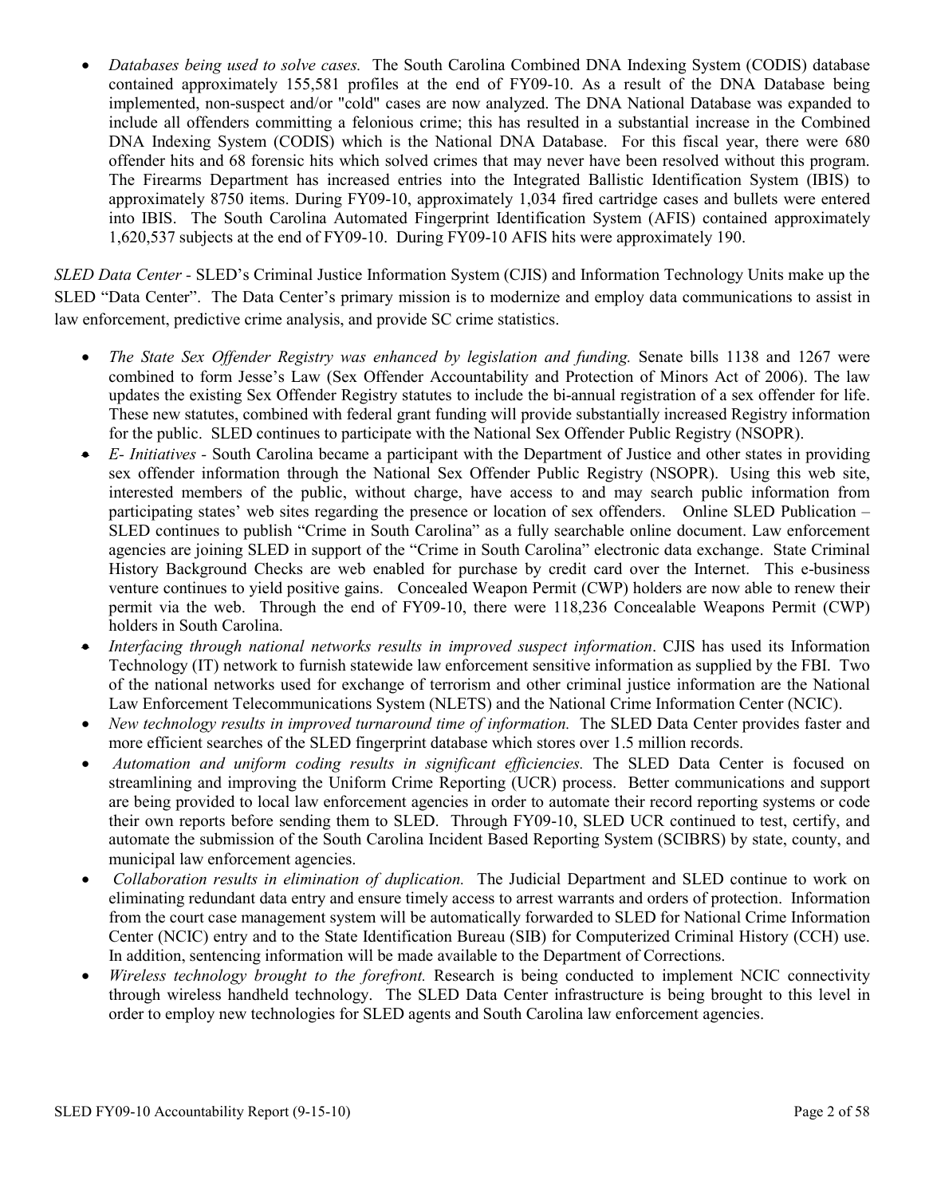- *Databases being used to solve cases.* The South Carolina Combined DNA Indexing System (CODIS) database contained approximately 155,581 profiles at the end of FY09-10. As a result of the DNA Database being implemented, non-suspect and/or "cold" cases are now analyzed. The DNA National Database was expanded to include all offenders committing a felonious crime; this has resulted in a substantial increase in the Combined DNA Indexing System (CODIS) which is the National DNA Database. For this fiscal year, there were 680 offender hits and 68 forensic hits which solved crimes that may never have been resolved without this program. The Firearms Department has increased entries into the Integrated Ballistic Identification System (IBIS) to approximately 8750 items. During FY09-10, approximately 1,034 fired cartridge cases and bullets were entered into IBIS. The South Carolina Automated Fingerprint Identification System (AFIS) contained approximately 1,620,537 subjects at the end of FY09-10. During FY09-10 AFIS hits were approximately 190.

*SLED Data Center* - SLED's Criminal Justice Information System (CJIS) and Information Technology Units make up the SLED "Data Center". The Data Center's primary mission is to modernize and employ data communications to assist in law enforcement, predictive crime analysis, and provide SC crime statistics.

- *The State Sex Offender Registry was enhanced by legislation and funding.* Senate bills 1138 and 1267 were combined to form Jesse's Law (Sex Offender Accountability and Protection of Minors Act of 2006). The law updates the existing Sex Offender Registry statutes to include the bi-annual registration of a sex offender for life. These new statutes, combined with federal grant funding will provide substantially increased Registry information for the public. SLED continues to participate with the National Sex Offender Public Registry (NSOPR).
- *E- Initiatives* - South Carolina became a participant with the Department of Justice and other states in providing sex offender information through the National Sex Offender Public Registry (NSOPR). Using this web site, interested members of the public, without charge, have access to and may search public information from participating states' web sites regarding the presence or location of sex offenders. Online SLED Publication – SLED continues to publish "Crime in South Carolina" as a fully searchable online document. Law enforcement agencies are joining SLED in support of the "Crime in South Carolina" electronic data exchange. State Criminal History Background Checks are web enabled for purchase by credit card over the Internet. This e-business venture continues to yield positive gains. Concealed Weapon Permit (CWP) holders are now able to renew their permit via the web. Through the end of FY09-10, there were 118,236 Concealable Weapons Permit (CWP) holders in South Carolina.
- *Interfacing through national networks results in improved suspect information*. CJIS has used its Information Technology (IT) network to furnish statewide law enforcement sensitive information as supplied by the FBI. Two of the national networks used for exchange of terrorism and other criminal justice information are the National Law Enforcement Telecommunications System (NLETS) and the National Crime Information Center (NCIC).
- *New technology results in improved turnaround time of information.* The SLED Data Center provides faster and more efficient searches of the SLED fingerprint database which stores over 1.5 million records.
- *Automation and uniform coding results in significant efficiencies.* The SLED Data Center is focused on streamlining and improving the Uniform Crime Reporting (UCR) process. Better communications and support are being provided to local law enforcement agencies in order to automate their record reporting systems or code their own reports before sending them to SLED. Through FY09-10, SLED UCR continued to test, certify, and automate the submission of the South Carolina Incident Based Reporting System (SCIBRS) by state, county, and municipal law enforcement agencies.
- *Collaboration results in elimination of duplication.* The Judicial Department and SLED continue to work on eliminating redundant data entry and ensure timely access to arrest warrants and orders of protection. Information from the court case management system will be automatically forwarded to SLED for National Crime Information Center (NCIC) entry and to the State Identification Bureau (SIB) for Computerized Criminal History (CCH) use. In addition, sentencing information will be made available to the Department of Corrections.
- *Wireless technology brought to the forefront.* Research is being conducted to implement NCIC connectivity through wireless handheld technology. The SLED Data Center infrastructure is being brought to this level in order to employ new technologies for SLED agents and South Carolina law enforcement agencies.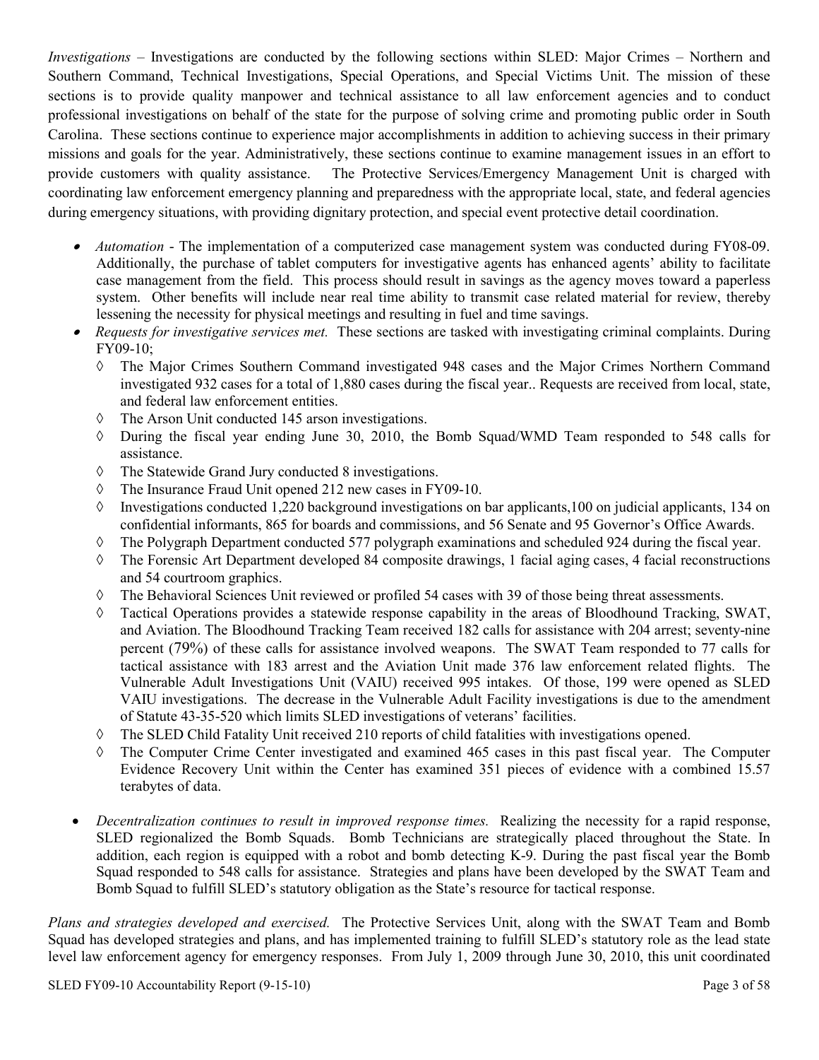*Investigations* – Investigations are conducted by the following sections within SLED: Major Crimes – Northern and Southern Command, Technical Investigations, Special Operations, and Special Victims Unit. The mission of these sections is to provide quality manpower and technical assistance to all law enforcement agencies and to conduct professional investigations on behalf of the state for the purpose of solving crime and promoting public order in South Carolina. These sections continue to experience major accomplishments in addition to achieving success in their primary missions and goals for the year. Administratively, these sections continue to examine management issues in an effort to provide customers with quality assistance. The Protective Services/Emergency Management Unit is charged with coordinating law enforcement emergency planning and preparedness with the appropriate local, state, and federal agencies during emergency situations, with providing dignitary protection, and special event protective detail coordination.

- *Automation* - The implementation of a computerized case management system was conducted during FY08-09. Additionally, the purchase of tablet computers for investigative agents has enhanced agents' ability to facilitate case management from the field. This process should result in savings as the agency moves toward a paperless system. Other benefits will include near real time ability to transmit case related material for review, thereby lessening the necessity for physical meetings and resulting in fuel and time savings.
- *Requests for investigative services met.* These sections are tasked with investigating criminal complaints. During FY09-10;
  - ◊ The Major Crimes Southern Command investigated 948 cases and the Major Crimes Northern Command investigated 932 cases for a total of 1,880 cases during the fiscal year.. Requests are received from local, state, and federal law enforcement entities.
  - ◊ The Arson Unit conducted 145 arson investigations.
  - ◊ During the fiscal year ending June 30, 2010, the Bomb Squad/WMD Team responded to 548 calls for assistance.
  - ◊ The Statewide Grand Jury conducted 8 investigations.
  - ◊ The Insurance Fraud Unit opened 212 new cases in FY09-10.
  - ◊ Investigations conducted 1,220 background investigations on bar applicants,100 on judicial applicants, 134 on confidential informants, 865 for boards and commissions, and 56 Senate and 95 Governor's Office Awards.
  - ◊ The Polygraph Department conducted 577 polygraph examinations and scheduled 924 during the fiscal year.
  - ◊ The Forensic Art Department developed 84 composite drawings, 1 facial aging cases, 4 facial reconstructions and 54 courtroom graphics.
  - ◊ The Behavioral Sciences Unit reviewed or profiled 54 cases with 39 of those being threat assessments.
  - ◊ Tactical Operations provides a statewide response capability in the areas of Bloodhound Tracking, SWAT, and Aviation. The Bloodhound Tracking Team received 182 calls for assistance with 204 arrest; seventy-nine percent (79%) of these calls for assistance involved weapons. The SWAT Team responded to 77 calls for tactical assistance with 183 arrest and the Aviation Unit made 376 law enforcement related flights. The Vulnerable Adult Investigations Unit (VAIU) received 995 intakes. Of those, 199 were opened as SLED VAIU investigations. The decrease in the Vulnerable Adult Facility investigations is due to the amendment of Statute 43-35-520 which limits SLED investigations of veterans' facilities.
  - ◊ The SLED Child Fatality Unit received 210 reports of child fatalities with investigations opened.
  - ◊ The Computer Crime Center investigated and examined 465 cases in this past fiscal year. The Computer Evidence Recovery Unit within the Center has examined 351 pieces of evidence with a combined 15.57 terabytes of data.

- *Decentralization continues to result in improved response times.* Realizing the necessity for a rapid response, SLED regionalized the Bomb Squads. Bomb Technicians are strategically placed throughout the State. In addition, each region is equipped with a robot and bomb detecting K-9. During the past fiscal year the Bomb Squad responded to 548 calls for assistance. Strategies and plans have been developed by the SWAT Team and Bomb Squad to fulfill SLED's statutory obligation as the State's resource for tactical response.

*Plans and strategies developed and exercised.* The Protective Services Unit, along with the SWAT Team and Bomb Squad has developed strategies and plans, and has implemented training to fulfill SLED's statutory role as the lead state level law enforcement agency for emergency responses. From July 1, 2009 through June 30, 2010, this unit coordinated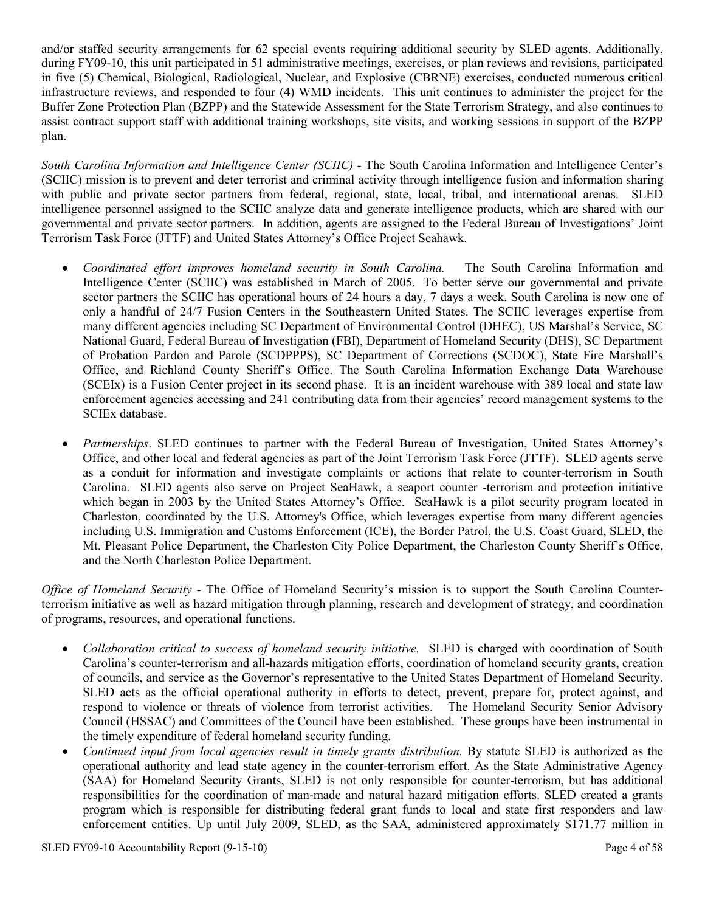and/or staffed security arrangements for 62 special events requiring additional security by SLED agents. Additionally, during FY09-10, this unit participated in 51 administrative meetings, exercises, or plan reviews and revisions, participated in five (5) Chemical, Biological, Radiological, Nuclear, and Explosive (CBRNE) exercises, conducted numerous critical infrastructure reviews, and responded to four (4) WMD incidents. This unit continues to administer the project for the Buffer Zone Protection Plan (BZPP) and the Statewide Assessment for the State Terrorism Strategy, and also continues to assist contract support staff with additional training workshops, site visits, and working sessions in support of the BZPP plan.

*South Carolina Information and Intelligence Center (SCIIC)* - The South Carolina Information and Intelligence Center's (SCIIC) mission is to prevent and deter terrorist and criminal activity through intelligence fusion and information sharing with public and private sector partners from federal, regional, state, local, tribal, and international arenas. SLED intelligence personnel assigned to the SCIIC analyze data and generate intelligence products, which are shared with our governmental and private sector partners. In addition, agents are assigned to the Federal Bureau of Investigations' Joint Terrorism Task Force (JTTF) and United States Attorney's Office Project Seahawk.

- *Coordinated effort improves homeland security in South Carolina.* The South Carolina Information and Intelligence Center (SCIIC) was established in March of 2005. To better serve our governmental and private sector partners the SCIIC has operational hours of 24 hours a day, 7 days a week. South Carolina is now one of only a handful of 24/7 Fusion Centers in the Southeastern United States. The SCIIC leverages expertise from many different agencies including SC Department of Environmental Control (DHEC), US Marshal's Service, SC National Guard, Federal Bureau of Investigation (FBI), Department of Homeland Security (DHS), SC Department of Probation Pardon and Parole (SCDPPPS), SC Department of Corrections (SCDOC), State Fire Marshall's Office, and Richland County Sheriff's Office. The South Carolina Information Exchange Data Warehouse (SCEIx) is a Fusion Center project in its second phase. It is an incident warehouse with 389 local and state law enforcement agencies accessing and 241 contributing data from their agencies' record management systems to the SCIEx database.

- *Partnerships*. SLED continues to partner with the Federal Bureau of Investigation, United States Attorney's Office, and other local and federal agencies as part of the Joint Terrorism Task Force (JTTF). SLED agents serve as a conduit for information and investigate complaints or actions that relate to counter-terrorism in South Carolina. SLED agents also serve on Project SeaHawk, a seaport counter -terrorism and protection initiative which began in 2003 by the United States Attorney's Office. SeaHawk is a pilot security program located in Charleston, coordinated by the U.S. Attorney's Office, which leverages expertise from many different agencies including U.S. Immigration and Customs Enforcement (ICE), the Border Patrol, the U.S. Coast Guard, SLED, the Mt. Pleasant Police Department, the Charleston City Police Department, the Charleston County Sheriff's Office, and the North Charleston Police Department.

*Office of Homeland Security* - The Office of Homeland Security's mission is to support the South Carolina Counter-terrorism initiative as well as hazard mitigation through planning, research and development of strategy, and coordination of programs, resources, and operational functions.

- *Collaboration critical to success of homeland security initiative.* SLED is charged with coordination of South Carolina's counter-terrorism and all-hazards mitigation efforts, coordination of homeland security grants, creation of councils, and service as the Governor's representative to the United States Department of Homeland Security. SLED acts as the official operational authority in efforts to detect, prevent, prepare for, protect against, and respond to violence or threats of violence from terrorist activities. The Homeland Security Senior Advisory Council (HSSAC) and Committees of the Council have been established. These groups have been instrumental in the timely expenditure of federal homeland security funding.
- *Continued input from local agencies result in timely grants distribution.* By statute SLED is authorized as the operational authority and lead state agency in the counter-terrorism effort. As the State Administrative Agency (SAA) for Homeland Security Grants, SLED is not only responsible for counter-terrorism, but has additional responsibilities for the coordination of man-made and natural hazard mitigation efforts. SLED created a grants program which is responsible for distributing federal grant funds to local and state first responders and law enforcement entities. Up until July 2009, SLED, as the SAA, administered approximately $171.77 million in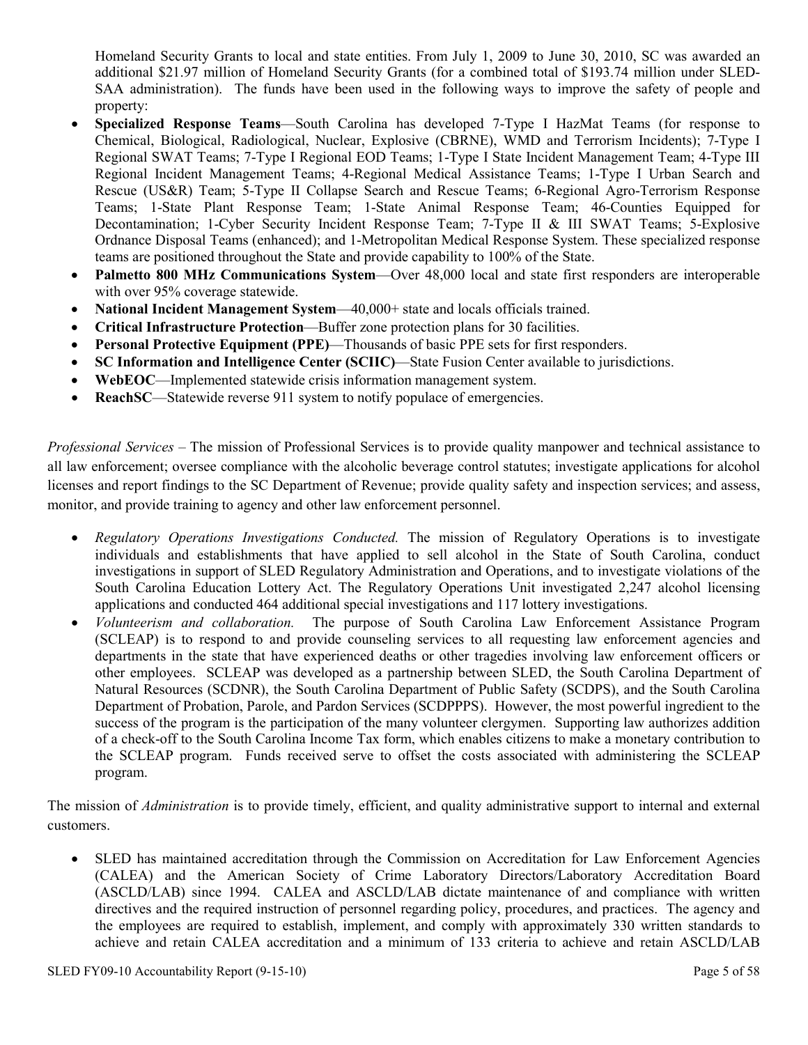Homeland Security Grants to local and state entities. From July 1, 2009 to June 30, 2010, SC was awarded an additional $21.97 million of Homeland Security Grants (for a combined total of $193.74 million under SLED-SAA administration). The funds have been used in the following ways to improve the safety of people and property:

- **Specialized Response Teams**—South Carolina has developed 7-Type I HazMat Teams (for response to Chemical, Biological, Radiological, Nuclear, Explosive (CBRNE), WMD and Terrorism Incidents); 7-Type I Regional SWAT Teams; 7-Type I Regional EOD Teams; 1-Type I State Incident Management Team; 4-Type III Regional Incident Management Teams; 4-Regional Medical Assistance Teams; 1-Type I Urban Search and Rescue (US&R) Team; 5-Type II Collapse Search and Rescue Teams; 6-Regional Agro-Terrorism Response Teams; 1-State Plant Response Team; 1-State Animal Response Team; 46-Counties Equipped for Decontamination; 1-Cyber Security Incident Response Team; 7-Type II & III SWAT Teams; 5-Explosive Ordnance Disposal Teams (enhanced); and 1-Metropolitan Medical Response System. These specialized response teams are positioned throughout the State and provide capability to 100% of the State.
- **Palmetto 800 MHz Communications System**—Over 48,000 local and state first responders are interoperable with over 95% coverage statewide.
- **National Incident Management System**—40,000+ state and locals officials trained.
- **Critical Infrastructure Protection**—Buffer zone protection plans for 30 facilities.
- **Personal Protective Equipment (PPE)**—Thousands of basic PPE sets for first responders.
- **SC Information and Intelligence Center (SCIIC)**—State Fusion Center available to jurisdictions.
- **WebEOC**—Implemented statewide crisis information management system.
- **ReachSC**—Statewide reverse 911 system to notify populace of emergencies.

*Professional Services* – The mission of Professional Services is to provide quality manpower and technical assistance to all law enforcement; oversee compliance with the alcoholic beverage control statutes; investigate applications for alcohol licenses and report findings to the SC Department of Revenue; provide quality safety and inspection services; and assess, monitor, and provide training to agency and other law enforcement personnel.

- *Regulatory Operations Investigations Conducted.* The mission of Regulatory Operations is to investigate individuals and establishments that have applied to sell alcohol in the State of South Carolina, conduct investigations in support of SLED Regulatory Administration and Operations, and to investigate violations of the South Carolina Education Lottery Act. The Regulatory Operations Unit investigated 2,247 alcohol licensing applications and conducted 464 additional special investigations and 117 lottery investigations.
- *Volunteerism and collaboration.* The purpose of South Carolina Law Enforcement Assistance Program (SCLEAP) is to respond to and provide counseling services to all requesting law enforcement agencies and departments in the state that have experienced deaths or other tragedies involving law enforcement officers or other employees. SCLEAP was developed as a partnership between SLED, the South Carolina Department of Natural Resources (SCDNR), the South Carolina Department of Public Safety (SCDPS), and the South Carolina Department of Probation, Parole, and Pardon Services (SCDPPPS). However, the most powerful ingredient to the success of the program is the participation of the many volunteer clergymen. Supporting law authorizes addition of a check-off to the South Carolina Income Tax form, which enables citizens to make a monetary contribution to the SCLEAP program. Funds received serve to offset the costs associated with administering the SCLEAP program.

The mission of *Administration* is to provide timely, efficient, and quality administrative support to internal and external customers.

- SLED has maintained accreditation through the Commission on Accreditation for Law Enforcement Agencies (CALEA) and the American Society of Crime Laboratory Directors/Laboratory Accreditation Board (ASCLD/LAB) since 1994. CALEA and ASCLD/LAB dictate maintenance of and compliance with written directives and the required instruction of personnel regarding policy, procedures, and practices. The agency and the employees are required to establish, implement, and comply with approximately 330 written standards to achieve and retain CALEA accreditation and a minimum of 133 criteria to achieve and retain ASCLD/LAB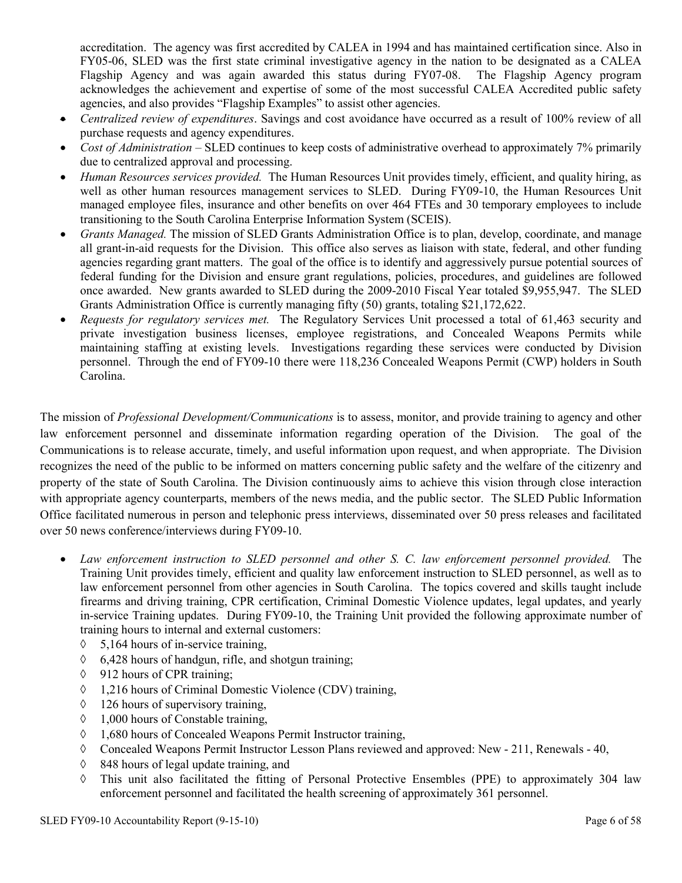accreditation. The agency was first accredited by CALEA in 1994 and has maintained certification since. Also in FY05-06, SLED was the first state criminal investigative agency in the nation to be designated as a CALEA Flagship Agency and was again awarded this status during FY07-08. The Flagship Agency program acknowledges the achievement and expertise of some of the most successful CALEA Accredited public safety agencies, and also provides "Flagship Examples" to assist other agencies.

- *Centralized review of expenditures*. Savings and cost avoidance have occurred as a result of 100% review of all purchase requests and agency expenditures.
- *Cost of Administration* – SLED continues to keep costs of administrative overhead to approximately 7% primarily due to centralized approval and processing.
- *Human Resources services provided.* The Human Resources Unit provides timely, efficient, and quality hiring, as well as other human resources management services to SLED. During FY09-10, the Human Resources Unit managed employee files, insurance and other benefits on over 464 FTEs and 30 temporary employees to include transitioning to the South Carolina Enterprise Information System (SCEIS).
- *Grants Managed.* The mission of SLED Grants Administration Office is to plan, develop, coordinate, and manage all grant-in-aid requests for the Division. This office also serves as liaison with state, federal, and other funding agencies regarding grant matters. The goal of the office is to identify and aggressively pursue potential sources of federal funding for the Division and ensure grant regulations, policies, procedures, and guidelines are followed once awarded. New grants awarded to SLED during the 2009-2010 Fiscal Year totaled $9,955,947. The SLED Grants Administration Office is currently managing fifty (50) grants, totaling $21,172,622.
- *Requests for regulatory services met.* The Regulatory Services Unit processed a total of 61,463 security and private investigation business licenses, employee registrations, and Concealed Weapons Permits while maintaining staffing at existing levels. Investigations regarding these services were conducted by Division personnel. Through the end of FY09-10 there were 118,236 Concealed Weapons Permit (CWP) holders in South Carolina.

The mission of *Professional Development/Communications* is to assess, monitor, and provide training to agency and other law enforcement personnel and disseminate information regarding operation of the Division. The goal of the Communications is to release accurate, timely, and useful information upon request, and when appropriate. The Division recognizes the need of the public to be informed on matters concerning public safety and the welfare of the citizenry and property of the state of South Carolina. The Division continuously aims to achieve this vision through close interaction with appropriate agency counterparts, members of the news media, and the public sector. The SLED Public Information Office facilitated numerous in person and telephonic press interviews, disseminated over 50 press releases and facilitated over 50 news conference/interviews during FY09-10.

- *Law enforcement instruction to SLED personnel and other S. C. law enforcement personnel provided.* The Training Unit provides timely, efficient and quality law enforcement instruction to SLED personnel, as well as to law enforcement personnel from other agencies in South Carolina. The topics covered and skills taught include firearms and driving training, CPR certification, Criminal Domestic Violence updates, legal updates, and yearly in-service Training updates. During FY09-10, the Training Unit provided the following approximate number of training hours to internal and external customers:
  - 5,164 hours of in-service training,
  - 6,428 hours of handgun, rifle, and shotgun training;
  - 912 hours of CPR training;
  - 1,216 hours of Criminal Domestic Violence (CDV) training,
  - 126 hours of supervisory training,
  - 1,000 hours of Constable training,
  - 1,680 hours of Concealed Weapons Permit Instructor training,
  - Concealed Weapons Permit Instructor Lesson Plans reviewed and approved: New - 211, Renewals - 40,
  - 848 hours of legal update training, and
  - This unit also facilitated the fitting of Personal Protective Ensembles (PPE) to approximately 304 law enforcement personnel and facilitated the health screening of approximately 361 personnel.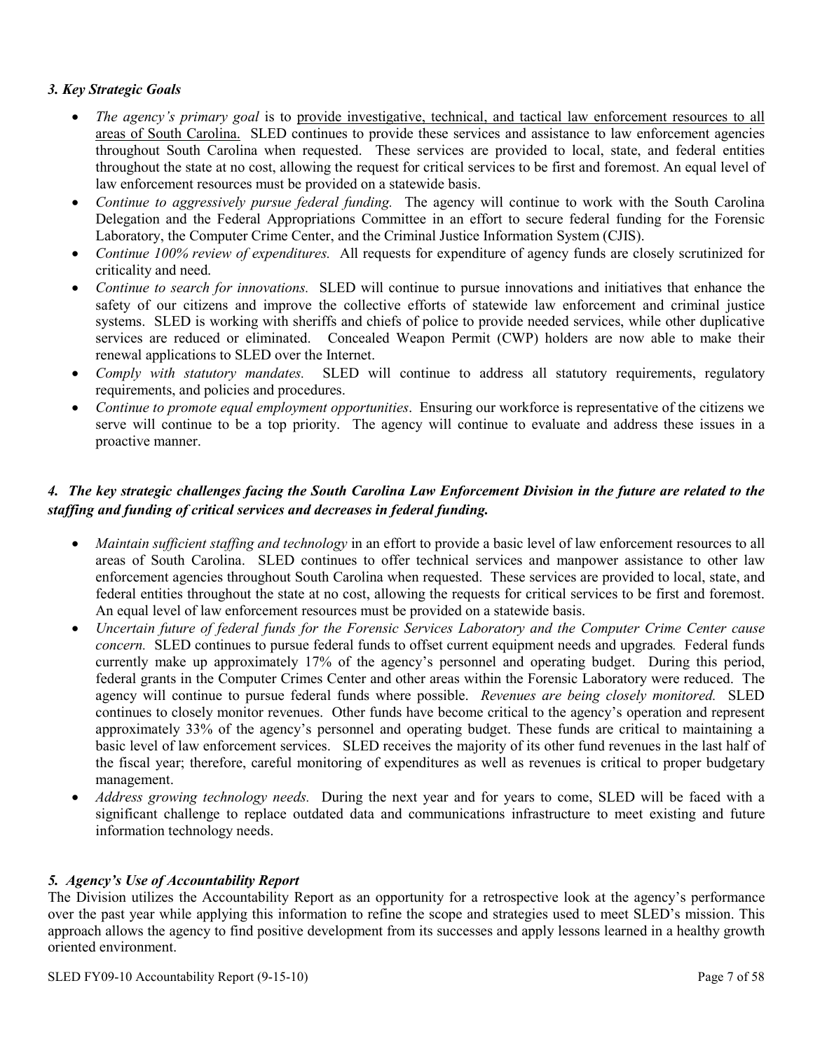### *3. Key Strategic Goals*

- *The agency's primary goal* is to provide investigative, technical, and tactical law enforcement resources to all areas of South Carolina. SLED continues to provide these services and assistance to law enforcement agencies throughout South Carolina when requested. These services are provided to local, state, and federal entities throughout the state at no cost, allowing the request for critical services to be first and foremost. An equal level of law enforcement resources must be provided on a statewide basis.
- *Continue to aggressively pursue federal funding.* The agency will continue to work with the South Carolina Delegation and the Federal Appropriations Committee in an effort to secure federal funding for the Forensic Laboratory, the Computer Crime Center, and the Criminal Justice Information System (CJIS).
- *Continue 100% review of expenditures.* All requests for expenditure of agency funds are closely scrutinized for criticality and need.
- *Continue to search for innovations.* SLED will continue to pursue innovations and initiatives that enhance the safety of our citizens and improve the collective efforts of statewide law enforcement and criminal justice systems. SLED is working with sheriffs and chiefs of police to provide needed services, while other duplicative services are reduced or eliminated. Concealed Weapon Permit (CWP) holders are now able to make their renewal applications to SLED over the Internet.
- *Comply with statutory mandates.* SLED will continue to address all statutory requirements, regulatory requirements, and policies and procedures.
- *Continue to promote equal employment opportunities*. Ensuring our workforce is representative of the citizens we serve will continue to be a top priority. The agency will continue to evaluate and address these issues in a proactive manner.

### *4. The key strategic challenges facing the South Carolina Law Enforcement Division in the future are related to the staffing and funding of critical services and decreases in federal funding.*

- *Maintain sufficient staffing and technology* in an effort to provide a basic level of law enforcement resources to all areas of South Carolina. SLED continues to offer technical services and manpower assistance to other law enforcement agencies throughout South Carolina when requested. These services are provided to local, state, and federal entities throughout the state at no cost, allowing the requests for critical services to be first and foremost. An equal level of law enforcement resources must be provided on a statewide basis.
- *Uncertain future of federal funds for the Forensic Services Laboratory and the Computer Crime Center cause concern.* SLED continues to pursue federal funds to offset current equipment needs and upgrades*.* Federal funds currently make up approximately 17% of the agency's personnel and operating budget. During this period, federal grants in the Computer Crimes Center and other areas within the Forensic Laboratory were reduced. The agency will continue to pursue federal funds where possible. *Revenues are being closely monitored.* SLED continues to closely monitor revenues. Other funds have become critical to the agency's operation and represent approximately 33% of the agency's personnel and operating budget. These funds are critical to maintaining a basic level of law enforcement services. SLED receives the majority of its other fund revenues in the last half of the fiscal year; therefore, careful monitoring of expenditures as well as revenues is critical to proper budgetary management.
- *Address growing technology needs.* During the next year and for years to come, SLED will be faced with a significant challenge to replace outdated data and communications infrastructure to meet existing and future information technology needs.

### *5. Agency's Use of Accountability Report*

The Division utilizes the Accountability Report as an opportunity for a retrospective look at the agency's performance over the past year while applying this information to refine the scope and strategies used to meet SLED's mission. This approach allows the agency to find positive development from its successes and apply lessons learned in a healthy growth oriented environment.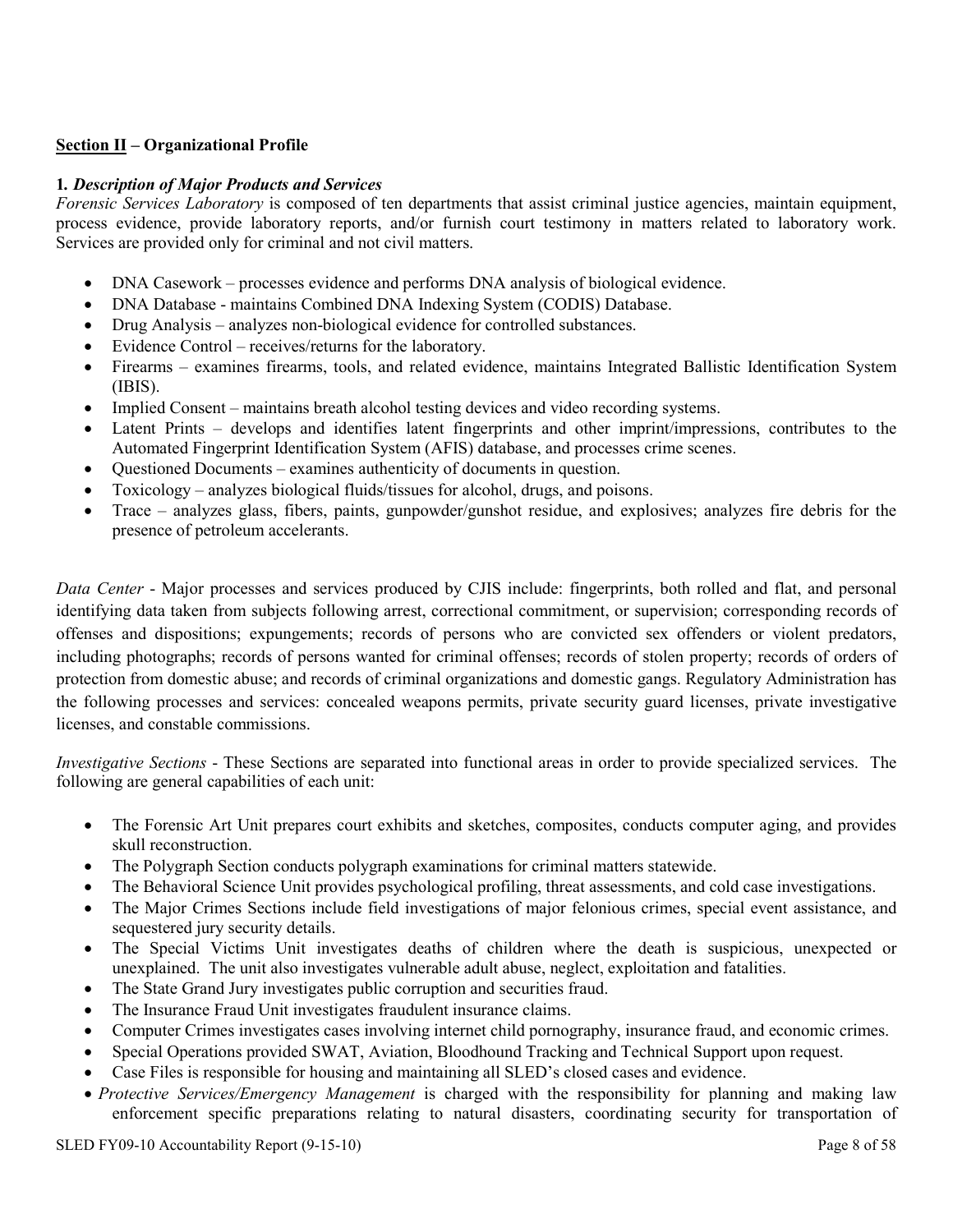**Section II** – **Organizational Profile**

**1.** ***Description of Major Products and Services***

*Forensic Services Laboratory* is composed of ten departments that assist criminal justice agencies, maintain equipment, process evidence, provide laboratory reports, and/or furnish court testimony in matters related to laboratory work. Services are provided only for criminal and not civil matters.

- DNA Casework – processes evidence and performs DNA analysis of biological evidence.
- DNA Database - maintains Combined DNA Indexing System (CODIS) Database.
- Drug Analysis – analyzes non-biological evidence for controlled substances.
- Evidence Control – receives/returns for the laboratory.
- Firearms – examines firearms, tools, and related evidence, maintains Integrated Ballistic Identification System (IBIS).
- Implied Consent – maintains breath alcohol testing devices and video recording systems.
- Latent Prints – develops and identifies latent fingerprints and other imprint/impressions, contributes to the Automated Fingerprint Identification System (AFIS) database, and processes crime scenes.
- Questioned Documents – examines authenticity of documents in question.
- Toxicology – analyzes biological fluids/tissues for alcohol, drugs, and poisons.
- Trace – analyzes glass, fibers, paints, gunpowder/gunshot residue, and explosives; analyzes fire debris for the presence of petroleum accelerants.

*Data Center* - Major processes and services produced by CJIS include: fingerprints, both rolled and flat, and personal identifying data taken from subjects following arrest, correctional commitment, or supervision; corresponding records of offenses and dispositions; expungements; records of persons who are convicted sex offenders or violent predators, including photographs; records of persons wanted for criminal offenses; records of stolen property; records of orders of protection from domestic abuse; and records of criminal organizations and domestic gangs. Regulatory Administration has the following processes and services: concealed weapons permits, private security guard licenses, private investigative licenses, and constable commissions.

*Investigative Sections* - These Sections are separated into functional areas in order to provide specialized services. The following are general capabilities of each unit:

- The Forensic Art Unit prepares court exhibits and sketches, composites, conducts computer aging, and provides skull reconstruction.
- The Polygraph Section conducts polygraph examinations for criminal matters statewide.
- The Behavioral Science Unit provides psychological profiling, threat assessments, and cold case investigations.
- The Major Crimes Sections include field investigations of major felonious crimes, special event assistance, and sequestered jury security details.
- The Special Victims Unit investigates deaths of children where the death is suspicious, unexpected or unexplained. The unit also investigates vulnerable adult abuse, neglect, exploitation and fatalities.
- The State Grand Jury investigates public corruption and securities fraud.
- The Insurance Fraud Unit investigates fraudulent insurance claims.
- Computer Crimes investigates cases involving internet child pornography, insurance fraud, and economic crimes.
- Special Operations provided SWAT, Aviation, Bloodhound Tracking and Technical Support upon request.
- Case Files is responsible for housing and maintaining all SLED's closed cases and evidence.
- *Protective Services/Emergency Management* is charged with the responsibility for planning and making law enforcement specific preparations relating to natural disasters, coordinating security for transportation of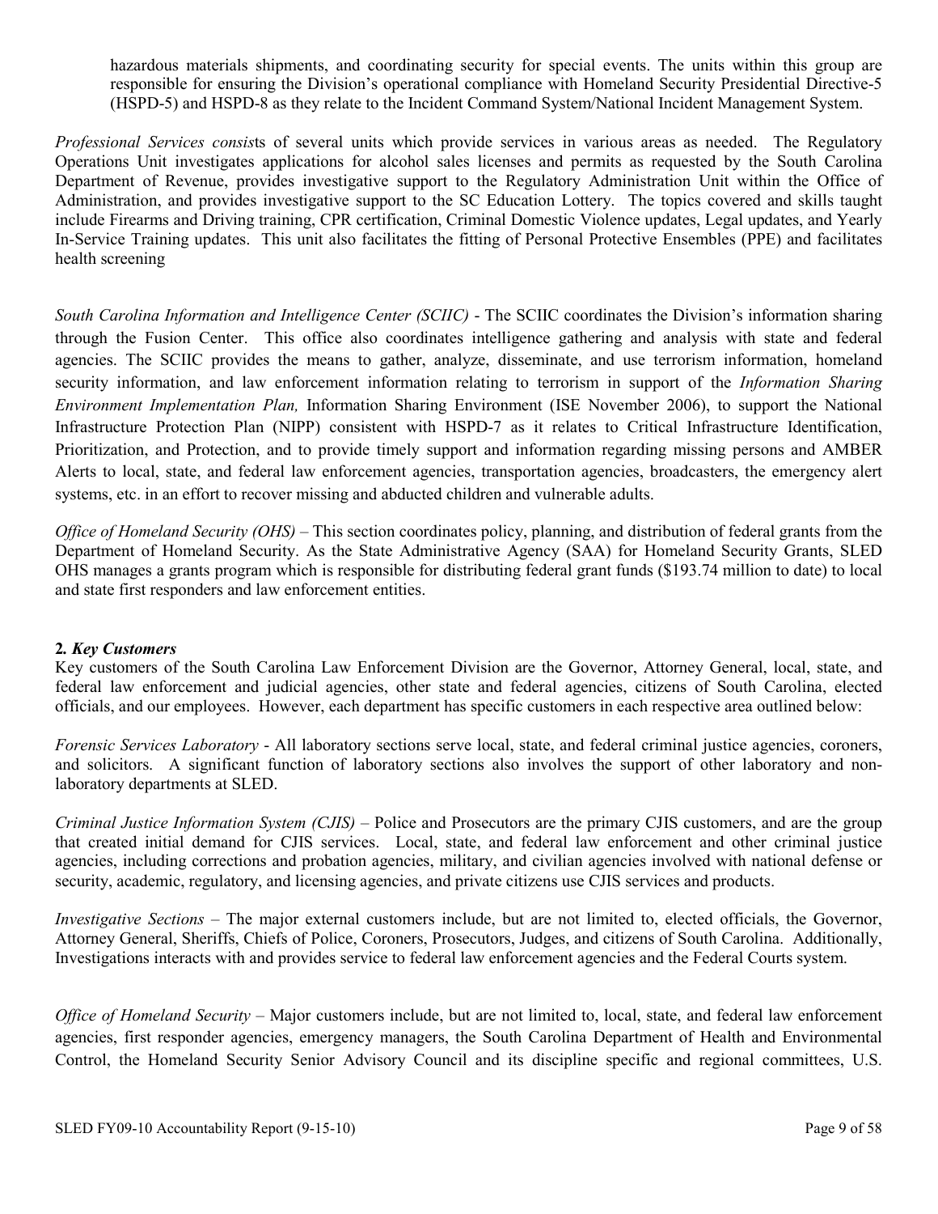hazardous materials shipments, and coordinating security for special events. The units within this group are responsible for ensuring the Division's operational compliance with Homeland Security Presidential Directive-5 (HSPD-5) and HSPD-8 as they relate to the Incident Command System/National Incident Management System.

*Professional Services consist*s of several units which provide services in various areas as needed. The Regulatory Operations Unit investigates applications for alcohol sales licenses and permits as requested by the South Carolina Department of Revenue, provides investigative support to the Regulatory Administration Unit within the Office of Administration, and provides investigative support to the SC Education Lottery. The topics covered and skills taught include Firearms and Driving training, CPR certification, Criminal Domestic Violence updates, Legal updates, and Yearly In-Service Training updates. This unit also facilitates the fitting of Personal Protective Ensembles (PPE) and facilitates health screening

*South Carolina Information and Intelligence Center (SCIIC)* - The SCIIC coordinates the Division's information sharing through the Fusion Center. This office also coordinates intelligence gathering and analysis with state and federal agencies. The SCIIC provides the means to gather, analyze, disseminate, and use terrorism information, homeland security information, and law enforcement information relating to terrorism in support of the *Information Sharing Environment Implementation Plan,* Information Sharing Environment (ISE November 2006), to support the National Infrastructure Protection Plan (NIPP) consistent with HSPD-7 as it relates to Critical Infrastructure Identification, Prioritization, and Protection, and to provide timely support and information regarding missing persons and AMBER Alerts to local, state, and federal law enforcement agencies, transportation agencies, broadcasters, the emergency alert systems, etc. in an effort to recover missing and abducted children and vulnerable adults.

*Office of Homeland Security (OHS)* – This section coordinates policy, planning, and distribution of federal grants from the Department of Homeland Security. As the State Administrative Agency (SAA) for Homeland Security Grants, SLED OHS manages a grants program which is responsible for distributing federal grant funds ($193.74 million to date) to local and state first responders and law enforcement entities.

**2. *Key Customers***

Key customers of the South Carolina Law Enforcement Division are the Governor, Attorney General, local, state, and federal law enforcement and judicial agencies, other state and federal agencies, citizens of South Carolina, elected officials, and our employees. However, each department has specific customers in each respective area outlined below:

*Forensic Services Laboratory* - All laboratory sections serve local, state, and federal criminal justice agencies, coroners, and solicitors. A significant function of laboratory sections also involves the support of other laboratory and non-laboratory departments at SLED.

*Criminal Justice Information System (CJIS)* – Police and Prosecutors are the primary CJIS customers, and are the group that created initial demand for CJIS services. Local, state, and federal law enforcement and other criminal justice agencies, including corrections and probation agencies, military, and civilian agencies involved with national defense or security, academic, regulatory, and licensing agencies, and private citizens use CJIS services and products.

*Investigative Sections* – The major external customers include, but are not limited to, elected officials, the Governor, Attorney General, Sheriffs, Chiefs of Police, Coroners, Prosecutors, Judges, and citizens of South Carolina. Additionally, Investigations interacts with and provides service to federal law enforcement agencies and the Federal Courts system.

*Office of Homeland Security* – Major customers include, but are not limited to, local, state, and federal law enforcement agencies, first responder agencies, emergency managers, the South Carolina Department of Health and Environmental Control, the Homeland Security Senior Advisory Council and its discipline specific and regional committees, U.S.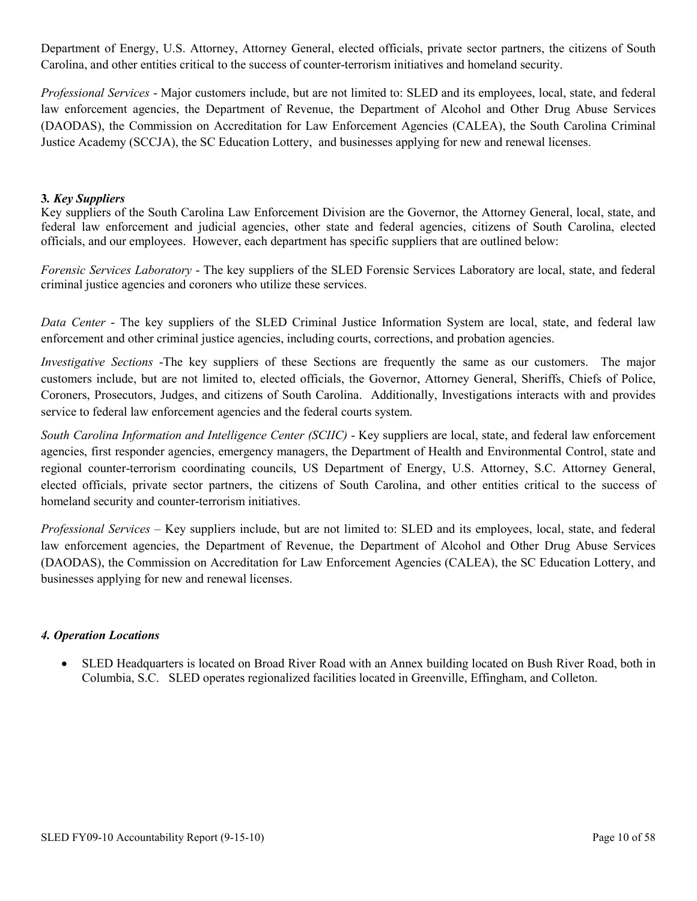Department of Energy, U.S. Attorney, Attorney General, elected officials, private sector partners, the citizens of South Carolina, and other entities critical to the success of counter-terrorism initiatives and homeland security.

*Professional Services* - Major customers include, but are not limited to: SLED and its employees, local, state, and federal law enforcement agencies, the Department of Revenue, the Department of Alcohol and Other Drug Abuse Services (DAODAS), the Commission on Accreditation for Law Enforcement Agencies (CALEA), the South Carolina Criminal Justice Academy (SCCJA), the SC Education Lottery, and businesses applying for new and renewal licenses.

**3. *Key Suppliers***

Key suppliers of the South Carolina Law Enforcement Division are the Governor, the Attorney General, local, state, and federal law enforcement and judicial agencies, other state and federal agencies, citizens of South Carolina, elected officials, and our employees. However, each department has specific suppliers that are outlined below:

*Forensic Services Laboratory* - The key suppliers of the SLED Forensic Services Laboratory are local, state, and federal criminal justice agencies and coroners who utilize these services.

*Data Center* - The key suppliers of the SLED Criminal Justice Information System are local, state, and federal law enforcement and other criminal justice agencies, including courts, corrections, and probation agencies.

*Investigative Sections* -The key suppliers of these Sections are frequently the same as our customers. The major customers include, but are not limited to, elected officials, the Governor, Attorney General, Sheriffs, Chiefs of Police, Coroners, Prosecutors, Judges, and citizens of South Carolina. Additionally, Investigations interacts with and provides service to federal law enforcement agencies and the federal courts system.

*South Carolina Information and Intelligence Center (SCIIC)* - Key suppliers are local, state, and federal law enforcement agencies, first responder agencies, emergency managers, the Department of Health and Environmental Control, state and regional counter-terrorism coordinating councils, US Department of Energy, U.S. Attorney, S.C. Attorney General, elected officials, private sector partners, the citizens of South Carolina, and other entities critical to the success of homeland security and counter-terrorism initiatives.

*Professional Services* – Key suppliers include, but are not limited to: SLED and its employees, local, state, and federal law enforcement agencies, the Department of Revenue, the Department of Alcohol and Other Drug Abuse Services (DAODAS), the Commission on Accreditation for Law Enforcement Agencies (CALEA), the SC Education Lottery, and businesses applying for new and renewal licenses.

***4. Operation Locations***

- SLED Headquarters is located on Broad River Road with an Annex building located on Bush River Road, both in Columbia, S.C. SLED operates regionalized facilities located in Greenville, Effingham, and Colleton.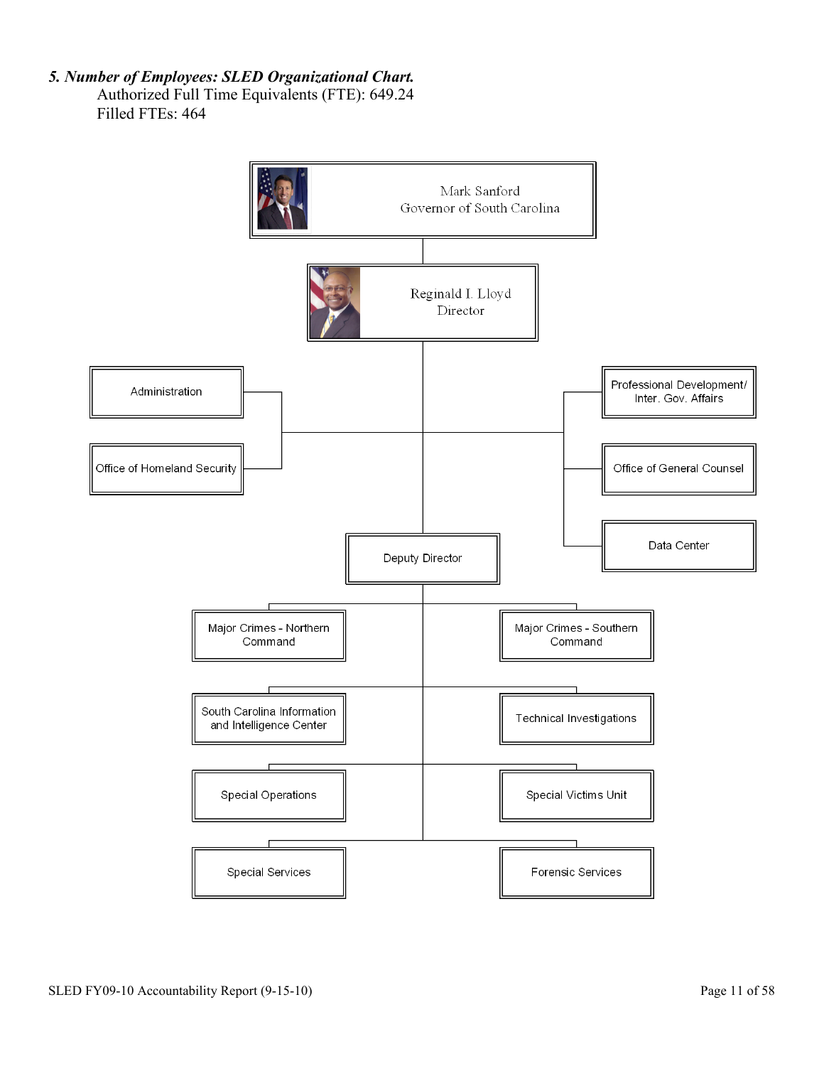***5. Number of Employees: SLED Organizational Chart.***

Authorized Full Time Equivalents (FTE): 649.24

Filled FTEs: 464

- Mark Sanford, Governor of South Carolina
  - Reginald I. Lloyd, Director
    - Administration
    - Office of Homeland Security
    - Professional Development/ Inter. Gov. Affairs
    - Office of General Counsel
    - Data Center
    - Deputy Director
      - Major Crimes - Northern Command
      - Major Crimes - Southern Command
      - South Carolina Information and Intelligence Center
      - Technical Investigations
      - Special Operations
      - Special Victims Unit
      - Special Services
      - Forensic Services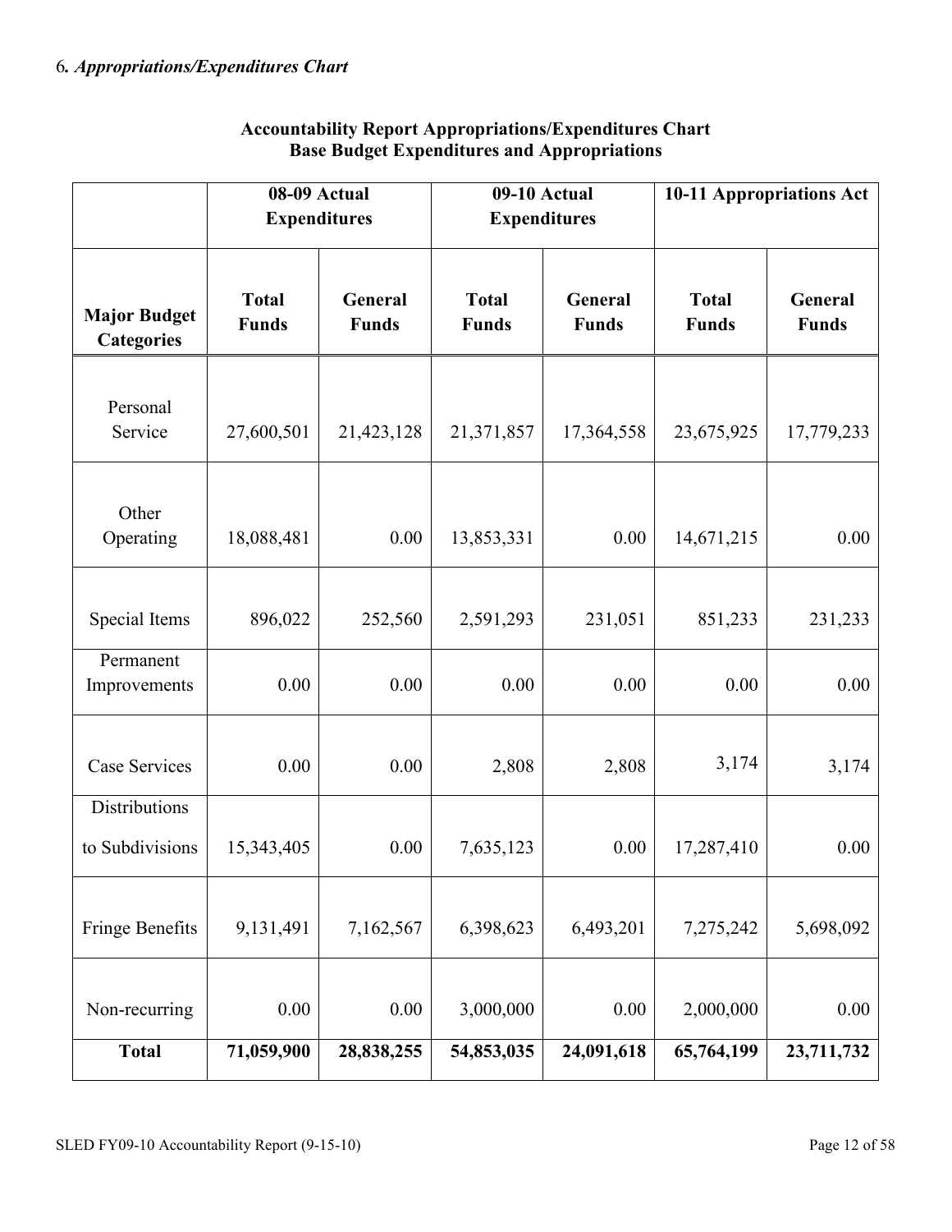6. ***Appropriations/Expenditures Chart***

**Accountability Report Appropriations/Expenditures Chart**
**Base Budget Expenditures and Appropriations**

| | 08-09 Actual Expenditures | | 09-10 Actual Expenditures | | 10-11 Appropriations Act | |
|---|---|---|---|---|---|---|
| **Major Budget Categories** | **Total Funds** | **General Funds** | **Total Funds** | **General Funds** | **Total Funds** | **General Funds** |
| Personal Service | 27,600,501 | 21,423,128 | 21,371,857 | 17,364,558 | 23,675,925 | 17,779,233 |
| Other Operating | 18,088,481 | 0.00 | 13,853,331 | 0.00 | 14,671,215 | 0.00 |
| Special Items | 896,022 | 252,560 | 2,591,293 | 231,051 | 851,233 | 231,233 |
| Permanent Improvements | 0.00 | 0.00 | 0.00 | 0.00 | 0.00 | 0.00 |
| Case Services | 0.00 | 0.00 | 2,808 | 2,808 | 3,174 | 3,174 |
| Distributions to Subdivisions | 15,343,405 | 0.00 | 7,635,123 | 0.00 | 17,287,410 | 0.00 |
| Fringe Benefits | 9,131,491 | 7,162,567 | 6,398,623 | 6,493,201 | 7,275,242 | 5,698,092 |
| Non-recurring | 0.00 | 0.00 | 3,000,000 | 0.00 | 2,000,000 | 0.00 |
| **Total** | **71,059,900** | **28,838,255** | **54,853,035** | **24,091,618** | **65,764,199** | **23,711,732** |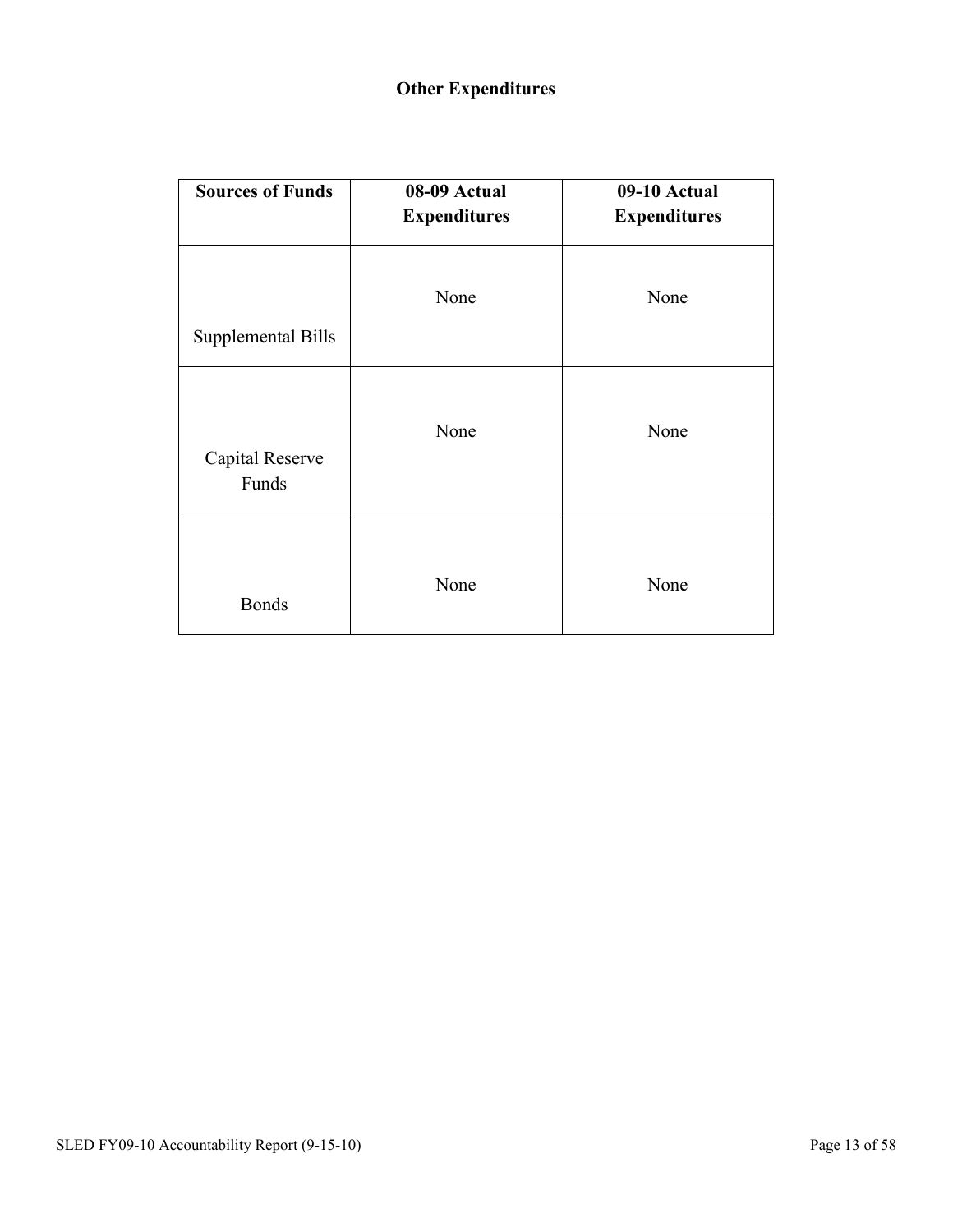# Other Expenditures

| Sources of Funds | 08-09 Actual Expenditures | 09-10 Actual Expenditures |
|---|---|---|
| Supplemental Bills | None | None |
| Capital Reserve Funds | None | None |
| Bonds | None | None |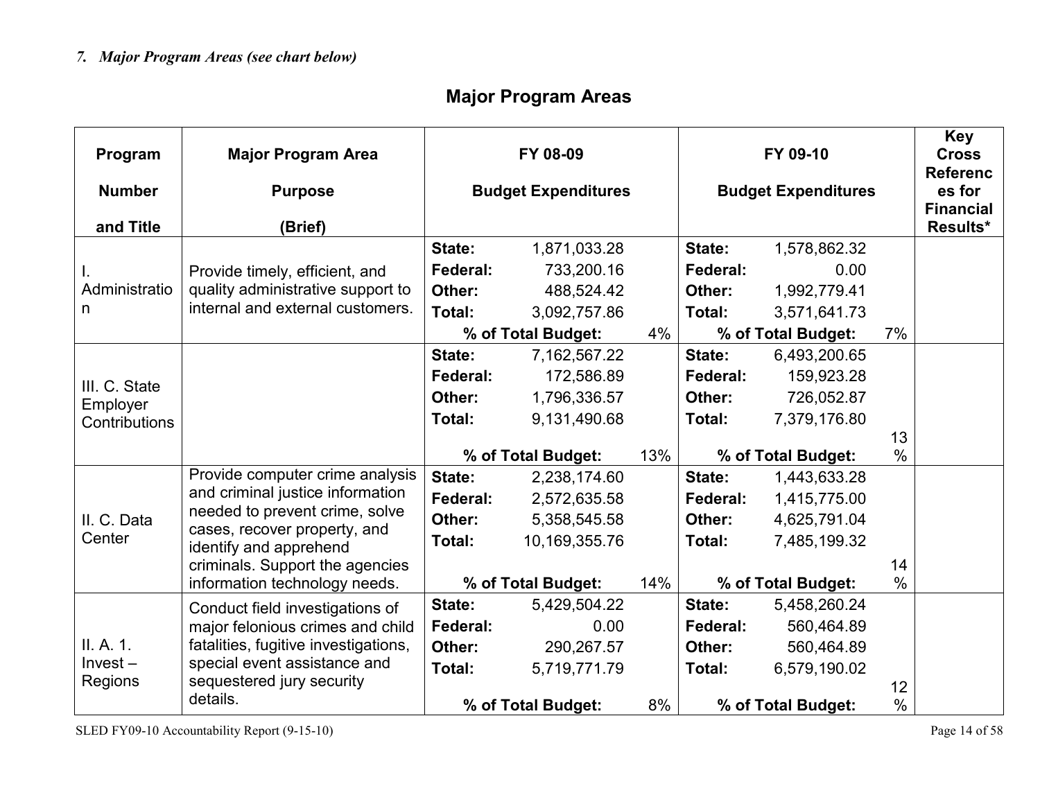*7. Major Program Areas (see chart below)*

## Major Program Areas

| Program Number and Title | Major Program Area Purpose (Brief) | FY 08-09 Budget Expenditures | FY 09-10 Budget Expenditures | Key Cross References for Financial Results* |
|---|---|---|---|---|
| I. Administration | Provide timely, efficient, and quality administrative support to internal and external customers. | **State:** 1,871,033.28<br>**Federal:** 733,200.16<br>**Other:** 488,524.42<br>**Total:** 3,092,757.86<br>**% of Total Budget:** 4% | **State:** 1,578,862.32<br>**Federal:** 0.00<br>**Other:** 1,992,779.41<br>**Total:** 3,571,641.73<br>**% of Total Budget:** 7% | |
| III. C. State Employer Contributions | | **State:** 7,162,567.22<br>**Federal:** 172,586.89<br>**Other:** 1,796,336.57<br>**Total:** 9,131,490.68<br>**% of Total Budget:** 13% | **State:** 6,493,200.65<br>**Federal:** 159,923.28<br>**Other:** 726,052.87<br>**Total:** 7,379,176.80<br>**% of Total Budget:** 13% | |
| II. C. Data Center | Provide computer crime analysis and criminal justice information needed to prevent crime, solve cases, recover property, and identify and apprehend criminals. Support the agencies information technology needs. | **State:** 2,238,174.60<br>**Federal:** 2,572,635.58<br>**Other:** 5,358,545.58<br>**Total:** 10,169,355.76<br>**% of Total Budget:** 14% | **State:** 1,443,633.28<br>**Federal:** 1,415,775.00<br>**Other:** 4,625,791.04<br>**Total:** 7,485,199.32<br>**% of Total Budget:** 14% | |
| II. A. 1. Invest – Regions | Conduct field investigations of major felonious crimes and child fatalities, fugitive investigations, special event assistance and sequestered jury security details. | **State:** 5,429,504.22<br>**Federal:** 0.00<br>**Other:** 290,267.57<br>**Total:** 5,719,771.79<br>**% of Total Budget:** 8% | **State:** 5,458,260.24<br>**Federal:** 560,464.89<br>**Other:** 560,464.89<br>**Total:** 6,579,190.02<br>**% of Total Budget:** 12% | |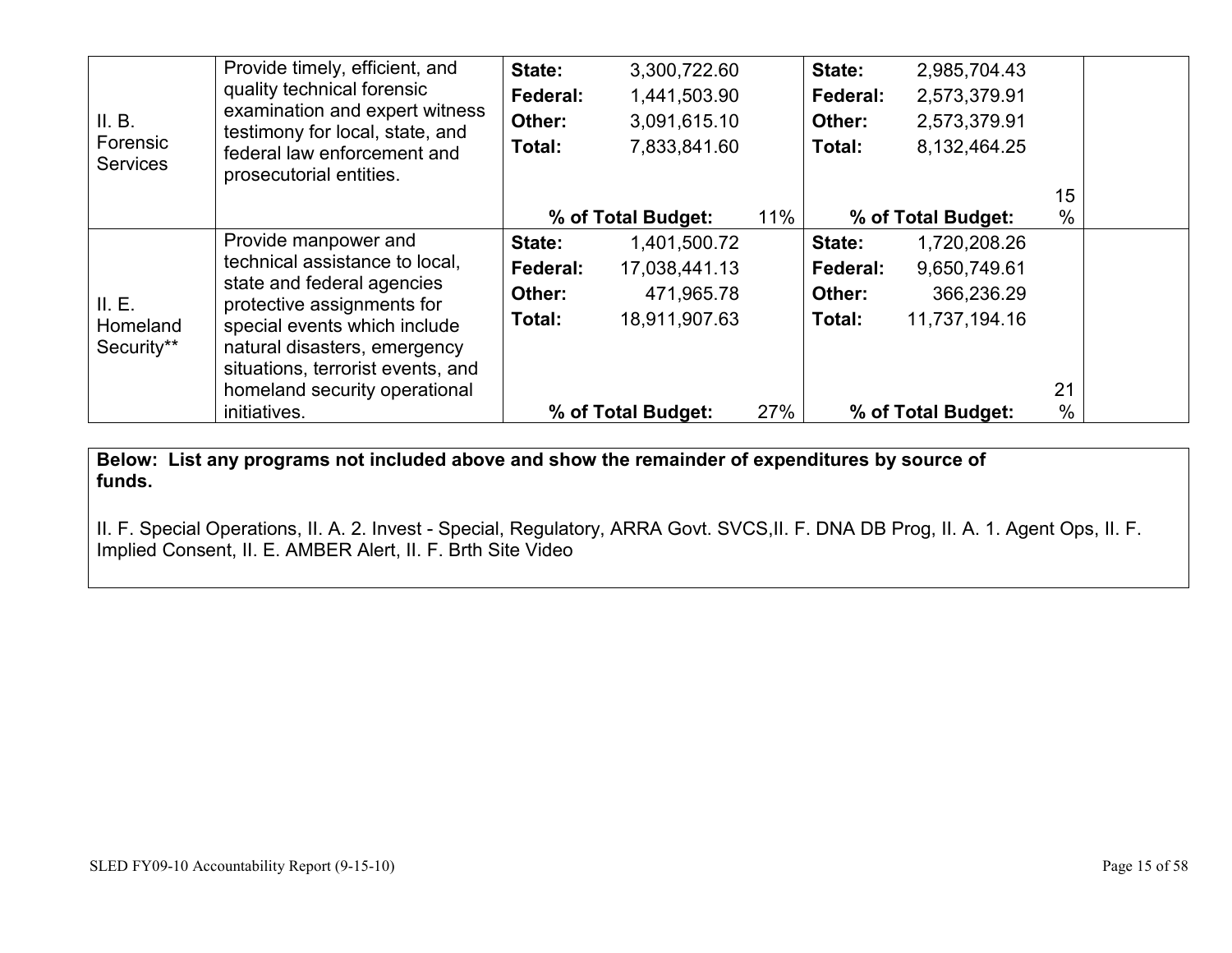| | | | | |
|---|---|---|---|---|
| II. B. Forensic Services | Provide timely, efficient, and quality technical forensic examination and expert witness testimony for local, state, and federal law enforcement and prosecutorial entities. | **State:** 3,300,722.60<br>**Federal:** 1,441,503.90<br>**Other:** 3,091,615.10<br>**Total:** 7,833,841.60<br><br>**% of Total Budget:** 11% | **State:** 2,985,704.43<br>**Federal:** 2,573,379.91<br>**Other:** 2,573,379.91<br>**Total:** 8,132,464.25<br><br>**% of Total Budget:** 15% | |
| II. E. Homeland Security** | Provide manpower and technical assistance to local, state and federal agencies protective assignments for special events which include natural disasters, emergency situations, terrorist events, and homeland security operational initiatives. | **State:** 1,401,500.72<br>**Federal:** 17,038,441.13<br>**Other:** 471,965.78<br>**Total:** 18,911,907.63<br><br>**% of Total Budget:** 27% | **State:** 1,720,208.26<br>**Federal:** 9,650,749.61<br>**Other:** 366,236.29<br>**Total:** 11,737,194.16<br><br>**% of Total Budget:** 21% | |

**Below: List any programs not included above and show the remainder of expenditures by source of funds.**

II. F. Special Operations, II. A. 2. Invest - Special, Regulatory, ARRA Govt. SVCS,II. F. DNA DB Prog, II. A. 1. Agent Ops, II. F. Implied Consent, II. E. AMBER Alert, II. F. Brth Site Video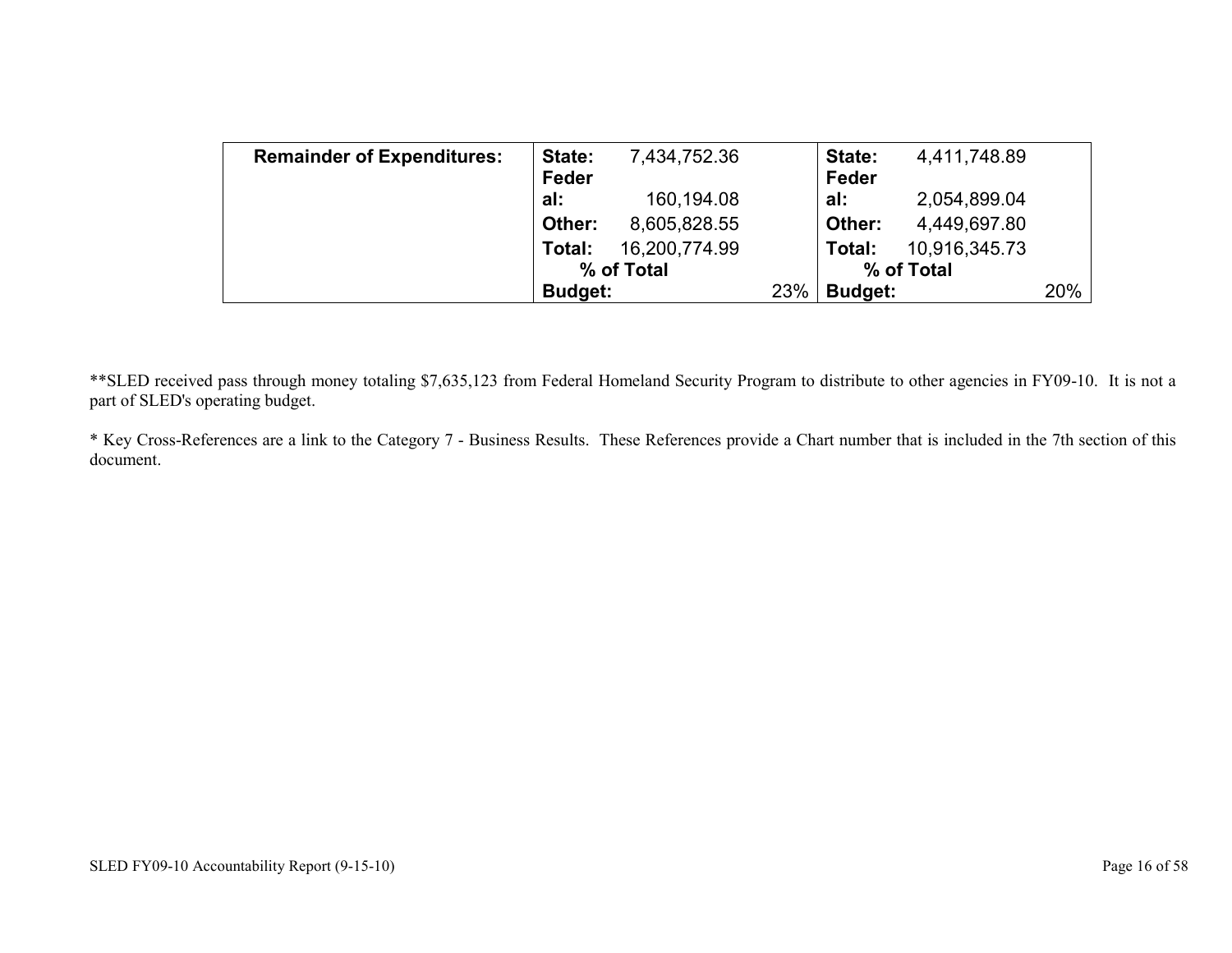| Remainder of Expenditures: | State: 7,434,752.36<br>Federal: 160,194.08<br>Other: 8,605,828.55<br>Total: 16,200,774.99<br>% of Total Budget: 23% | State: 4,411,748.89<br>Federal: 2,054,899.04<br>Other: 4,449,697.80<br>Total: 10,916,345.73<br>% of Total Budget: 20% |
|---|---|---|

**SLED received pass through money totaling $7,635,123 from Federal Homeland Security Program to distribute to other agencies in FY09-10. It is not a part of SLED's operating budget.

* Key Cross-References are a link to the Category 7 - Business Results. These References provide a Chart number that is included in the 7th section of this document.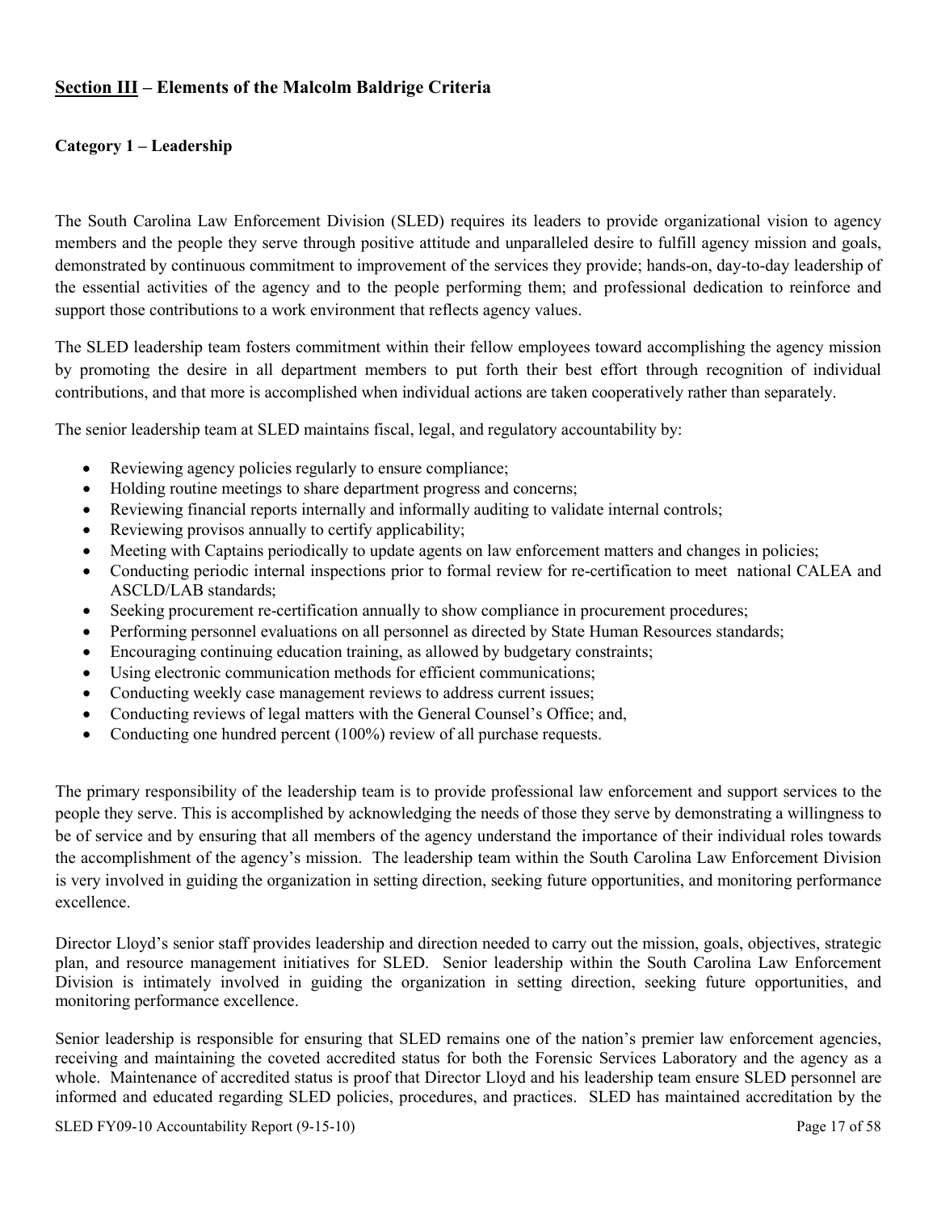## Section III – Elements of the Malcolm Baldrige Criteria

### Category 1 – Leadership

The South Carolina Law Enforcement Division (SLED) requires its leaders to provide organizational vision to agency members and the people they serve through positive attitude and unparalleled desire to fulfill agency mission and goals, demonstrated by continuous commitment to improvement of the services they provide; hands-on, day-to-day leadership of the essential activities of the agency and to the people performing them; and professional dedication to reinforce and support those contributions to a work environment that reflects agency values.

The SLED leadership team fosters commitment within their fellow employees toward accomplishing the agency mission by promoting the desire in all department members to put forth their best effort through recognition of individual contributions, and that more is accomplished when individual actions are taken cooperatively rather than separately.

The senior leadership team at SLED maintains fiscal, legal, and regulatory accountability by:

- Reviewing agency policies regularly to ensure compliance;
- Holding routine meetings to share department progress and concerns;
- Reviewing financial reports internally and informally auditing to validate internal controls;
- Reviewing provisos annually to certify applicability;
- Meeting with Captains periodically to update agents on law enforcement matters and changes in policies;
- Conducting periodic internal inspections prior to formal review for re-certification to meet national CALEA and ASCLD/LAB standards;
- Seeking procurement re-certification annually to show compliance in procurement procedures;
- Performing personnel evaluations on all personnel as directed by State Human Resources standards;
- Encouraging continuing education training, as allowed by budgetary constraints;
- Using electronic communication methods for efficient communications;
- Conducting weekly case management reviews to address current issues;
- Conducting reviews of legal matters with the General Counsel's Office; and,
- Conducting one hundred percent (100%) review of all purchase requests.

The primary responsibility of the leadership team is to provide professional law enforcement and support services to the people they serve. This is accomplished by acknowledging the needs of those they serve by demonstrating a willingness to be of service and by ensuring that all members of the agency understand the importance of their individual roles towards the accomplishment of the agency's mission. The leadership team within the South Carolina Law Enforcement Division is very involved in guiding the organization in setting direction, seeking future opportunities, and monitoring performance excellence.

Director Lloyd's senior staff provides leadership and direction needed to carry out the mission, goals, objectives, strategic plan, and resource management initiatives for SLED. Senior leadership within the South Carolina Law Enforcement Division is intimately involved in guiding the organization in setting direction, seeking future opportunities, and monitoring performance excellence.

Senior leadership is responsible for ensuring that SLED remains one of the nation's premier law enforcement agencies, receiving and maintaining the coveted accredited status for both the Forensic Services Laboratory and the agency as a whole. Maintenance of accredited status is proof that Director Lloyd and his leadership team ensure SLED personnel are informed and educated regarding SLED policies, procedures, and practices. SLED has maintained accreditation by the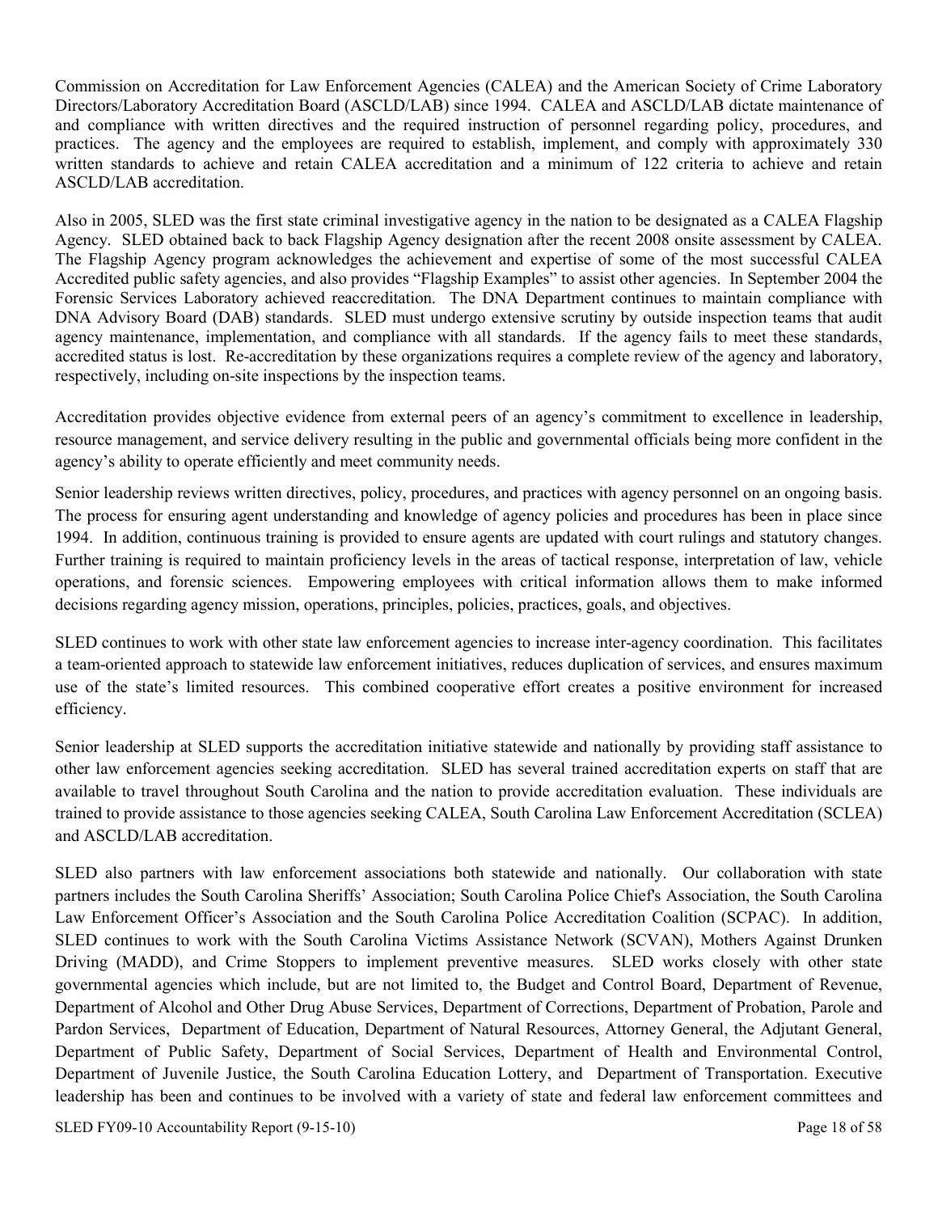Commission on Accreditation for Law Enforcement Agencies (CALEA) and the American Society of Crime Laboratory Directors/Laboratory Accreditation Board (ASCLD/LAB) since 1994. CALEA and ASCLD/LAB dictate maintenance of and compliance with written directives and the required instruction of personnel regarding policy, procedures, and practices. The agency and the employees are required to establish, implement, and comply with approximately 330 written standards to achieve and retain CALEA accreditation and a minimum of 122 criteria to achieve and retain ASCLD/LAB accreditation.

Also in 2005, SLED was the first state criminal investigative agency in the nation to be designated as a CALEA Flagship Agency. SLED obtained back to back Flagship Agency designation after the recent 2008 onsite assessment by CALEA. The Flagship Agency program acknowledges the achievement and expertise of some of the most successful CALEA Accredited public safety agencies, and also provides "Flagship Examples" to assist other agencies. In September 2004 the Forensic Services Laboratory achieved reaccreditation. The DNA Department continues to maintain compliance with DNA Advisory Board (DAB) standards. SLED must undergo extensive scrutiny by outside inspection teams that audit agency maintenance, implementation, and compliance with all standards. If the agency fails to meet these standards, accredited status is lost. Re-accreditation by these organizations requires a complete review of the agency and laboratory, respectively, including on-site inspections by the inspection teams.

Accreditation provides objective evidence from external peers of an agency's commitment to excellence in leadership, resource management, and service delivery resulting in the public and governmental officials being more confident in the agency's ability to operate efficiently and meet community needs.

Senior leadership reviews written directives, policy, procedures, and practices with agency personnel on an ongoing basis. The process for ensuring agent understanding and knowledge of agency policies and procedures has been in place since 1994. In addition, continuous training is provided to ensure agents are updated with court rulings and statutory changes. Further training is required to maintain proficiency levels in the areas of tactical response, interpretation of law, vehicle operations, and forensic sciences. Empowering employees with critical information allows them to make informed decisions regarding agency mission, operations, principles, policies, practices, goals, and objectives.

SLED continues to work with other state law enforcement agencies to increase inter-agency coordination. This facilitates a team-oriented approach to statewide law enforcement initiatives, reduces duplication of services, and ensures maximum use of the state's limited resources. This combined cooperative effort creates a positive environment for increased efficiency.

Senior leadership at SLED supports the accreditation initiative statewide and nationally by providing staff assistance to other law enforcement agencies seeking accreditation. SLED has several trained accreditation experts on staff that are available to travel throughout South Carolina and the nation to provide accreditation evaluation. These individuals are trained to provide assistance to those agencies seeking CALEA, South Carolina Law Enforcement Accreditation (SCLEA) and ASCLD/LAB accreditation.

SLED also partners with law enforcement associations both statewide and nationally. Our collaboration with state partners includes the South Carolina Sheriffs' Association; South Carolina Police Chief's Association, the South Carolina Law Enforcement Officer's Association and the South Carolina Police Accreditation Coalition (SCPAC). In addition, SLED continues to work with the South Carolina Victims Assistance Network (SCVAN), Mothers Against Drunken Driving (MADD), and Crime Stoppers to implement preventive measures. SLED works closely with other state governmental agencies which include, but are not limited to, the Budget and Control Board, Department of Revenue, Department of Alcohol and Other Drug Abuse Services, Department of Corrections, Department of Probation, Parole and Pardon Services, Department of Education, Department of Natural Resources, Attorney General, the Adjutant General, Department of Public Safety, Department of Social Services, Department of Health and Environmental Control, Department of Juvenile Justice, the South Carolina Education Lottery, and Department of Transportation. Executive leadership has been and continues to be involved with a variety of state and federal law enforcement committees and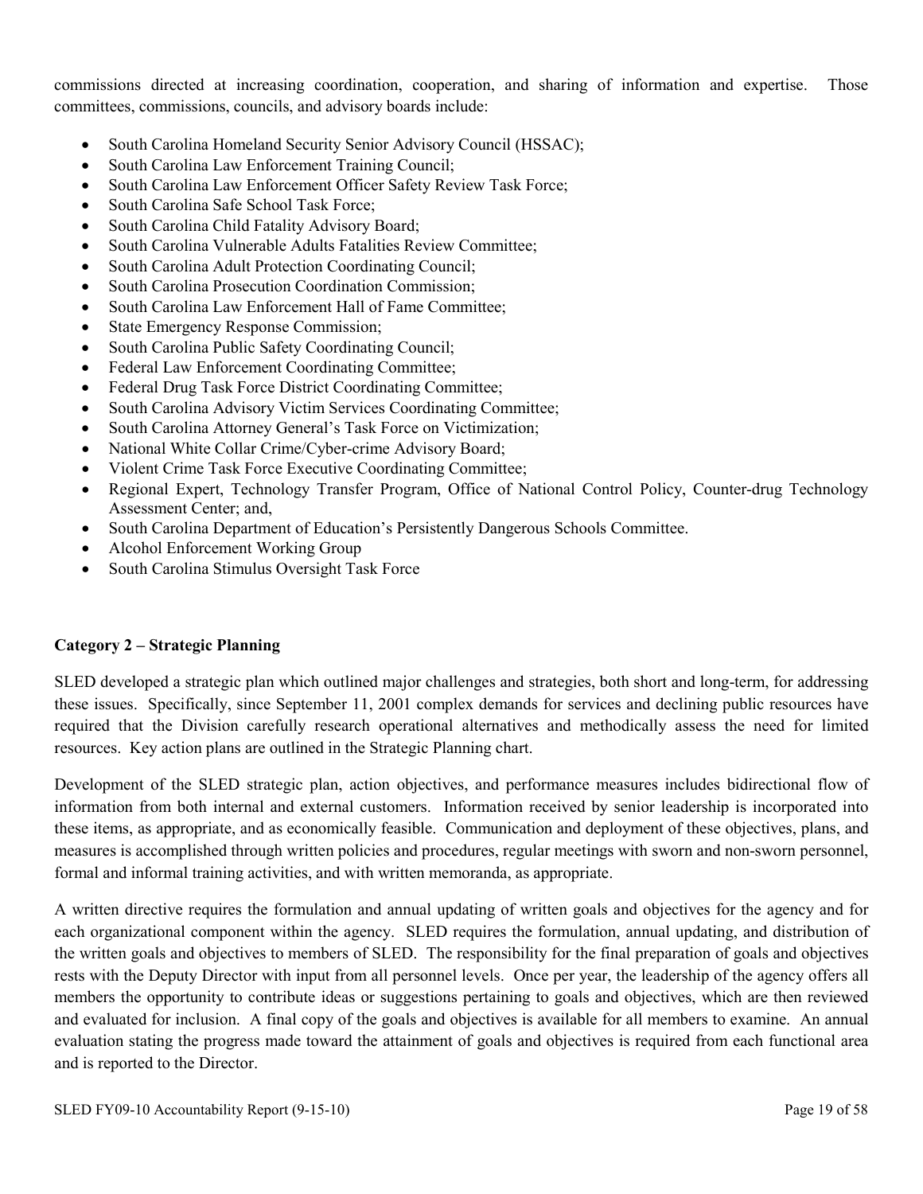commissions directed at increasing coordination, cooperation, and sharing of information and expertise. Those committees, commissions, councils, and advisory boards include:

- South Carolina Homeland Security Senior Advisory Council (HSSAC);
- South Carolina Law Enforcement Training Council;
- South Carolina Law Enforcement Officer Safety Review Task Force;
- South Carolina Safe School Task Force;
- South Carolina Child Fatality Advisory Board;
- South Carolina Vulnerable Adults Fatalities Review Committee;
- South Carolina Adult Protection Coordinating Council;
- South Carolina Prosecution Coordination Commission;
- South Carolina Law Enforcement Hall of Fame Committee;
- State Emergency Response Commission;
- South Carolina Public Safety Coordinating Council;
- Federal Law Enforcement Coordinating Committee;
- Federal Drug Task Force District Coordinating Committee;
- South Carolina Advisory Victim Services Coordinating Committee;
- South Carolina Attorney General's Task Force on Victimization;
- National White Collar Crime/Cyber-crime Advisory Board;
- Violent Crime Task Force Executive Coordinating Committee;
- Regional Expert, Technology Transfer Program, Office of National Control Policy, Counter-drug Technology Assessment Center; and,
- South Carolina Department of Education's Persistently Dangerous Schools Committee.
- Alcohol Enforcement Working Group
- South Carolina Stimulus Oversight Task Force

**Category 2 – Strategic Planning**

SLED developed a strategic plan which outlined major challenges and strategies, both short and long-term, for addressing these issues. Specifically, since September 11, 2001 complex demands for services and declining public resources have required that the Division carefully research operational alternatives and methodically assess the need for limited resources. Key action plans are outlined in the Strategic Planning chart.

Development of the SLED strategic plan, action objectives, and performance measures includes bidirectional flow of information from both internal and external customers. Information received by senior leadership is incorporated into these items, as appropriate, and as economically feasible. Communication and deployment of these objectives, plans, and measures is accomplished through written policies and procedures, regular meetings with sworn and non-sworn personnel, formal and informal training activities, and with written memoranda, as appropriate.

A written directive requires the formulation and annual updating of written goals and objectives for the agency and for each organizational component within the agency. SLED requires the formulation, annual updating, and distribution of the written goals and objectives to members of SLED. The responsibility for the final preparation of goals and objectives rests with the Deputy Director with input from all personnel levels. Once per year, the leadership of the agency offers all members the opportunity to contribute ideas or suggestions pertaining to goals and objectives, which are then reviewed and evaluated for inclusion. A final copy of the goals and objectives is available for all members to examine. An annual evaluation stating the progress made toward the attainment of goals and objectives is required from each functional area and is reported to the Director.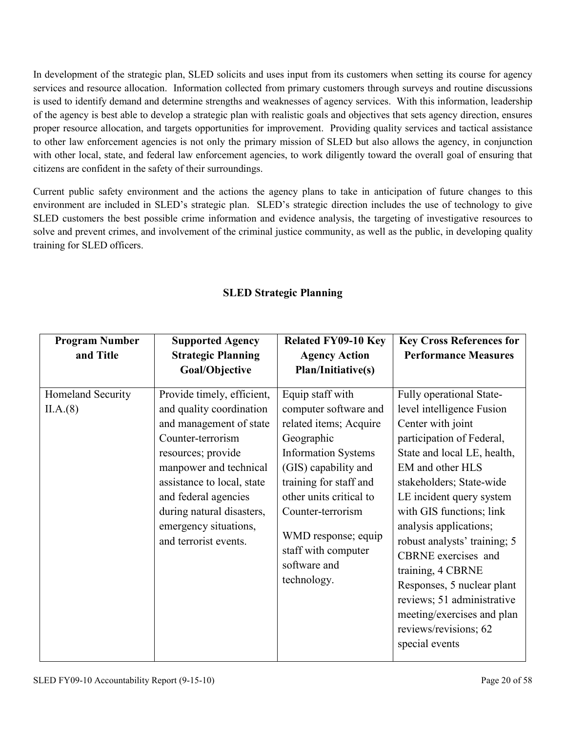In development of the strategic plan, SLED solicits and uses input from its customers when setting its course for agency services and resource allocation. Information collected from primary customers through surveys and routine discussions is used to identify demand and determine strengths and weaknesses of agency services. With this information, leadership of the agency is best able to develop a strategic plan with realistic goals and objectives that sets agency direction, ensures proper resource allocation, and targets opportunities for improvement. Providing quality services and tactical assistance to other law enforcement agencies is not only the primary mission of SLED but also allows the agency, in conjunction with other local, state, and federal law enforcement agencies, to work diligently toward the overall goal of ensuring that citizens are confident in the safety of their surroundings.

Current public safety environment and the actions the agency plans to take in anticipation of future changes to this environment are included in SLED's strategic plan. SLED's strategic direction includes the use of technology to give SLED customers the best possible crime information and evidence analysis, the targeting of investigative resources to solve and prevent crimes, and involvement of the criminal justice community, as well as the public, in developing quality training for SLED officers.

## SLED Strategic Planning

| Program Number and Title | Supported Agency Strategic Planning Goal/Objective | Related FY09-10 Key Agency Action Plan/Initiative(s) | Key Cross References for Performance Measures |
|---|---|---|---|
| Homeland Security II.A.(8) | Provide timely, efficient, and quality coordination and management of state Counter-terrorism resources; provide manpower and technical assistance to local, state and federal agencies during natural disasters, emergency situations, and terrorist events. | Equip staff with computer software and related items; Acquire Geographic Information Systems (GIS) capability and training for staff and other units critical to Counter-terrorism<br><br>WMD response; equip staff with computer software and technology. | Fully operational State-level intelligence Fusion Center with joint participation of Federal, State and local LE, health, EM and other HLS stakeholders; State-wide LE incident query system with GIS functions; link analysis applications; robust analysts' training; 5 CBRNE exercises and training, 4 CBRNE Responses, 5 nuclear plant reviews; 51 administrative meeting/exercises and plan reviews/revisions; 62 special events |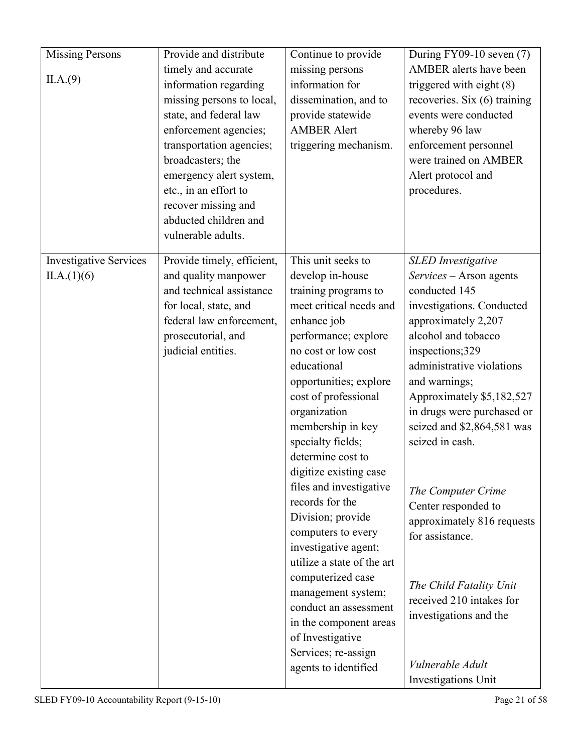| | | | |
|---|---|---|---|
| Missing Persons<br><br>II.A.(9) | Provide and distribute timely and accurate information regarding missing persons to local, state, and federal law enforcement agencies; transportation agencies; broadcasters; the emergency alert system, etc., in an effort to recover missing and abducted children and vulnerable adults. | Continue to provide missing persons information for dissemination, and to provide statewide AMBER Alert triggering mechanism. | During FY09-10 seven (7) AMBER alerts have been triggered with eight (8) recoveries. Six (6) training events were conducted whereby 96 law enforcement personnel were trained on AMBER Alert protocol and procedures. |
| Investigative Services II.A.(1)(6) | Provide timely, efficient, and quality manpower and technical assistance for local, state, and federal law enforcement, prosecutorial, and judicial entities. | This unit seeks to develop in-house training programs to meet critical needs and enhance job performance; explore no cost or low cost educational opportunities; explore cost of professional organization membership in key specialty fields; determine cost to digitize existing case files and investigative records for the Division; provide computers to every investigative agent; utilize a state of the art computerized case management system; conduct an assessment in the component areas of Investigative Services; re-assign agents to identified | *SLED Investigative Services* – Arson agents conducted 145 investigations. Conducted approximately 2,207 alcohol and tobacco inspections;329 administrative violations and warnings; Approximately $5,182,527 in drugs were purchased or seized and $2,864,581 was seized in cash.<br><br>*The Computer Crime* Center responded to approximately 816 requests for assistance.<br><br>*The Child Fatality Unit* received 210 intakes for investigations and the<br><br>*Vulnerable Adult* Investigations Unit |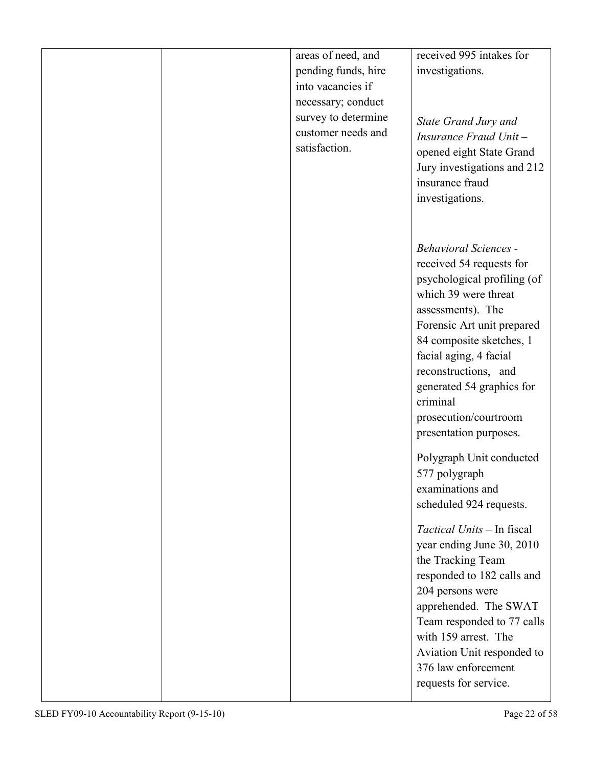| | | | |
|---|---|---|---|
| | | areas of need, and pending funds, hire into vacancies if necessary; conduct survey to determine customer needs and satisfaction. | received 995 intakes for investigations.<br><br>*State Grand Jury and Insurance Fraud Unit* – opened eight State Grand Jury investigations and 212 insurance fraud investigations.<br><br>*Behavioral Sciences* - received 54 requests for psychological profiling (of which 39 were threat assessments). The Forensic Art unit prepared 84 composite sketches, 1 facial aging, 4 facial reconstructions, and generated 54 graphics for criminal prosecution/courtroom presentation purposes.<br><br>Polygraph Unit conducted 577 polygraph examinations and scheduled 924 requests.<br><br>*Tactical Units* – In fiscal year ending June 30, 2010 the Tracking Team responded to 182 calls and 204 persons were apprehended. The SWAT Team responded to 77 calls with 159 arrest. The Aviation Unit responded to 376 law enforcement requests for service. |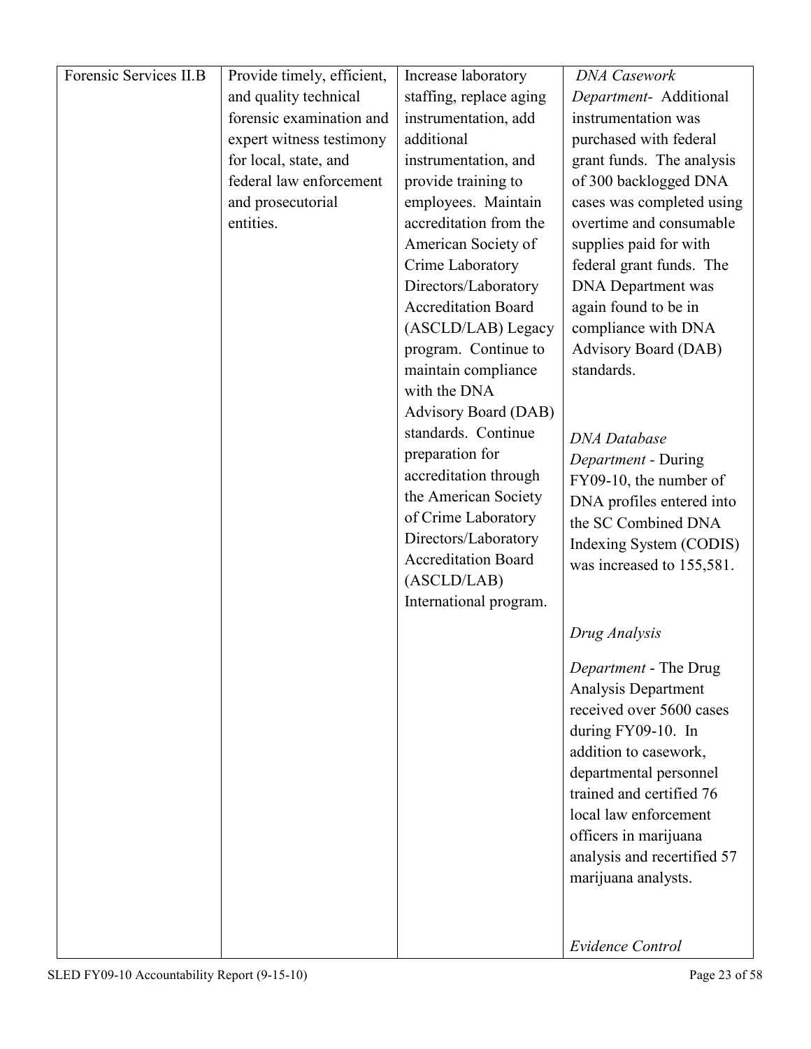| | | | |
|---|---|---|---|
| Forensic Services II.B | Provide timely, efficient, and quality technical forensic examination and expert witness testimony for local, state, and federal law enforcement and prosecutorial entities. | Increase laboratory staffing, replace aging instrumentation, add additional instrumentation, and provide training to employees. Maintain accreditation from the American Society of Crime Laboratory Directors/Laboratory Accreditation Board (ASCLD/LAB) Legacy program. Continue to maintain compliance with the DNA Advisory Board (DAB) standards. Continue preparation for accreditation through the American Society of Crime Laboratory Directors/Laboratory Accreditation Board (ASCLD/LAB) International program. | *DNA Casework Department*- Additional instrumentation was purchased with federal grant funds. The analysis of 300 backlogged DNA cases was completed using overtime and consumable supplies paid for with federal grant funds. The DNA Department was again found to be in compliance with DNA Advisory Board (DAB) standards.<br><br>*DNA Database Department* - During FY09-10, the number of DNA profiles entered into the SC Combined DNA Indexing System (CODIS) was increased to 155,581.<br><br>*Drug Analysis Department* - The Drug Analysis Department received over 5600 cases during FY09-10. In addition to casework, departmental personnel trained and certified 76 local law enforcement officers in marijuana analysis and recertified 57 marijuana analysts.<br><br>*Evidence Control* |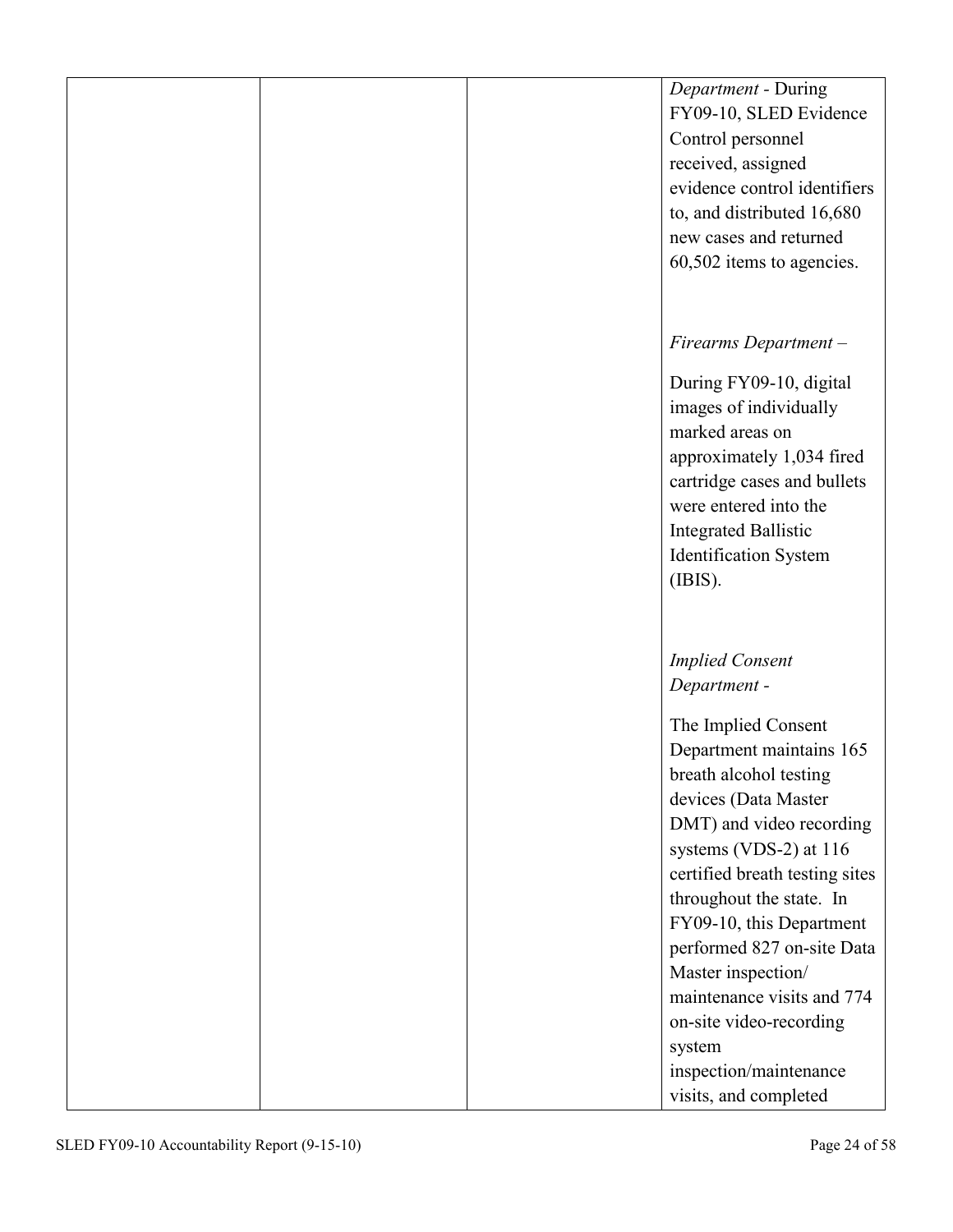| | | | |
|---|---|---|---|
| | | | *Department* - During FY09-10, SLED Evidence Control personnel received, assigned evidence control identifiers to, and distributed 16,680 new cases and returned 60,502 items to agencies.<br><br>*Firearms Department –*<br><br>During FY09-10, digital images of individually marked areas on approximately 1,034 fired cartridge cases and bullets were entered into the Integrated Ballistic Identification System (IBIS).<br><br>*Implied Consent Department -*<br><br>The Implied Consent Department maintains 165 breath alcohol testing devices (Data Master DMT) and video recording systems (VDS-2) at 116 certified breath testing sites throughout the state. In FY09-10, this Department performed 827 on-site Data Master inspection/ maintenance visits and 774 on-site video-recording system inspection/maintenance visits, and completed |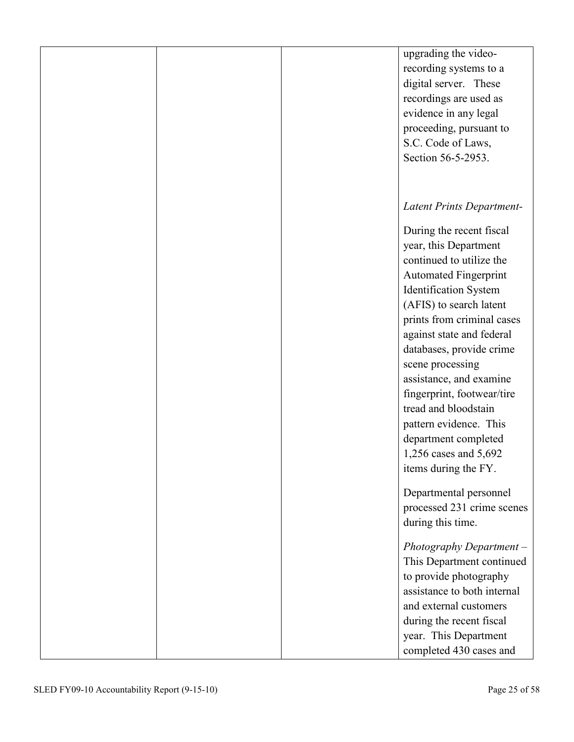| | | | |
|---|---|---|---|
| | | | upgrading the video-recording systems to a digital server. These recordings are used as evidence in any legal proceeding, pursuant to S.C. Code of Laws, Section 56-5-2953.<br><br>*Latent Prints Department-*<br><br>During the recent fiscal year, this Department continued to utilize the Automated Fingerprint Identification System (AFIS) to search latent prints from criminal cases against state and federal databases, provide crime scene processing assistance, and examine fingerprint, footwear/tire tread and bloodstain pattern evidence. This department completed 1,256 cases and 5,692 items during the FY.<br><br>Departmental personnel processed 231 crime scenes during this time.<br><br>*Photography Department –* This Department continued to provide photography assistance to both internal and external customers during the recent fiscal year. This Department completed 430 cases and |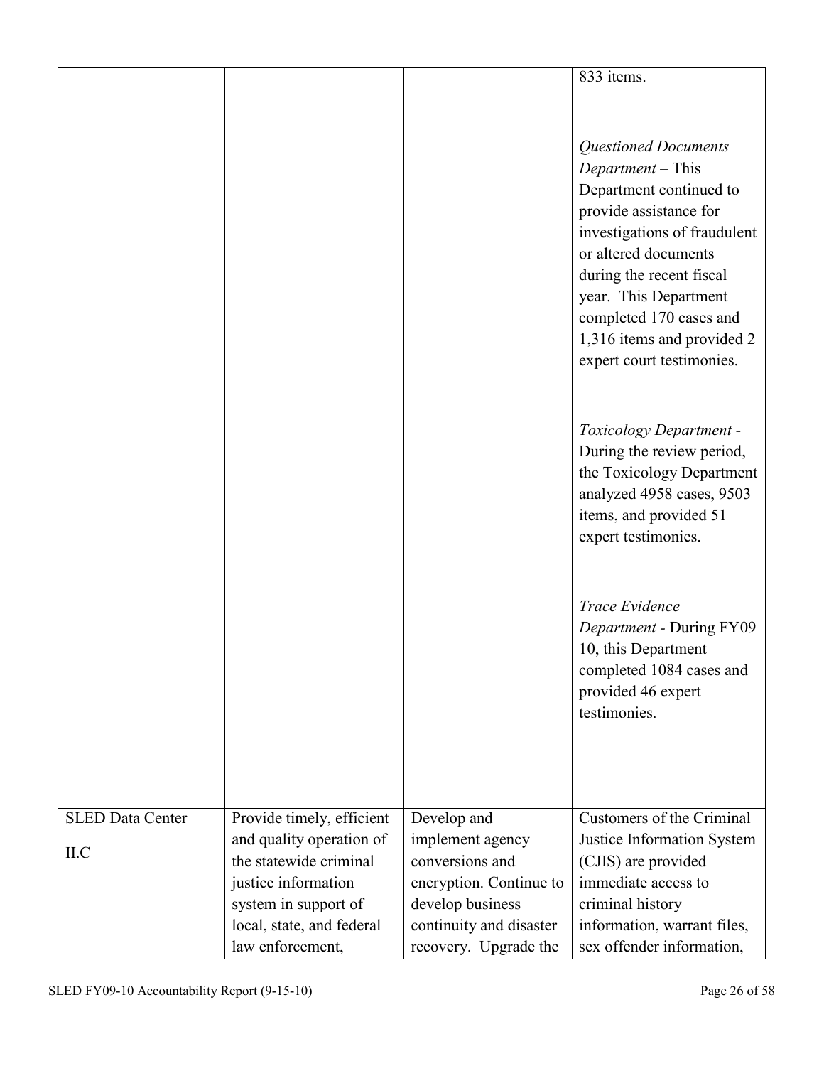| | | | |
|---|---|---|---|
| | | | 833 items.<br><br>*Questioned Documents Department* – This Department continued to provide assistance for investigations of fraudulent or altered documents during the recent fiscal year. This Department completed 170 cases and 1,316 items and provided 2 expert court testimonies.<br><br>*Toxicology Department* - During the review period, the Toxicology Department analyzed 4958 cases, 9503 items, and provided 51 expert testimonies.<br><br>*Trace Evidence Department* - During FY09 10, this Department completed 1084 cases and provided 46 expert testimonies. |
| SLED Data Center<br><br>II.C | Provide timely, efficient and quality operation of the statewide criminal justice information system in support of local, state, and federal law enforcement, | Develop and implement agency conversions and encryption. Continue to develop business continuity and disaster recovery. Upgrade the | Customers of the Criminal Justice Information System (CJIS) are provided immediate access to criminal history information, warrant files, sex offender information, |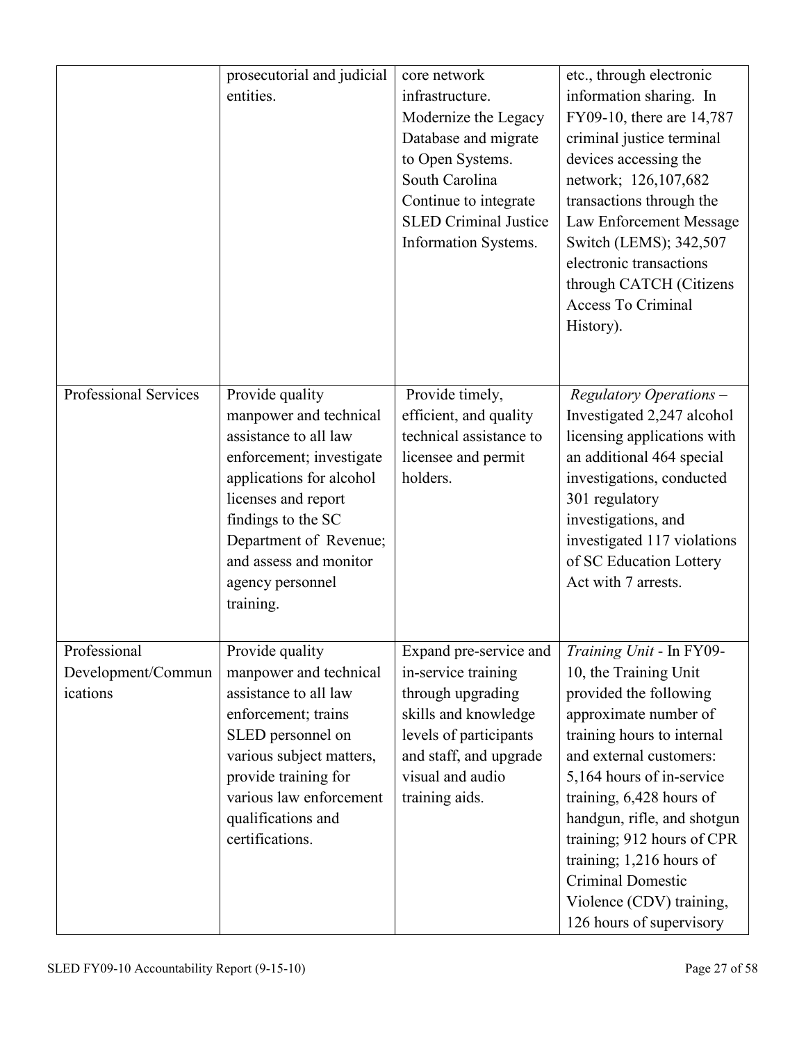| | | | |
|---|---|---|---|
| | prosecutorial and judicial entities. | core network infrastructure. Modernize the Legacy Database and migrate to Open Systems. South Carolina Continue to integrate SLED Criminal Justice Information Systems. | etc., through electronic information sharing. In FY09-10, there are 14,787 criminal justice terminal devices accessing the network; 126,107,682 transactions through the Law Enforcement Message Switch (LEMS); 342,507 electronic transactions through CATCH (Citizens Access To Criminal History). |
| Professional Services | Provide quality manpower and technical assistance to all law enforcement; investigate applications for alcohol licenses and report findings to the SC Department of Revenue; and assess and monitor agency personnel training. | Provide timely, efficient, and quality technical assistance to licensee and permit holders. | *Regulatory Operations* – Investigated 2,247 alcohol licensing applications with an additional 464 special investigations, conducted 301 regulatory investigations, and investigated 117 violations of SC Education Lottery Act with 7 arrests. |
| Professional Development/Communications | Provide quality manpower and technical assistance to all law enforcement; trains SLED personnel on various subject matters, provide training for various law enforcement qualifications and certifications. | Expand pre-service and in-service training through upgrading skills and knowledge levels of participants and staff, and upgrade visual and audio training aids. | *Training Unit* - In FY09-10, the Training Unit provided the following approximate number of training hours to internal and external customers: 5,164 hours of in-service training, 6,428 hours of handgun, rifle, and shotgun training; 912 hours of CPR training; 1,216 hours of Criminal Domestic Violence (CDV) training, 126 hours of supervisory |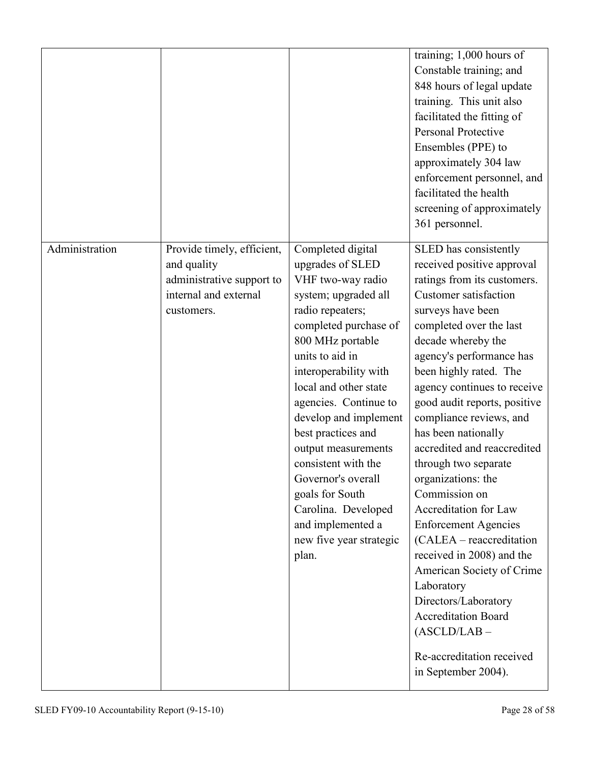| | | | |
|---|---|---|---|
| | | | training; 1,000 hours of Constable training; and 848 hours of legal update training. This unit also facilitated the fitting of Personal Protective Ensembles (PPE) to approximately 304 law enforcement personnel, and facilitated the health screening of approximately 361 personnel. |
| Administration | Provide timely, efficient, and quality administrative support to internal and external customers. | Completed digital upgrades of SLED VHF two-way radio system; upgraded all radio repeaters; completed purchase of 800 MHz portable units to aid in interoperability with local and other state agencies. Continue to develop and implement best practices and output measurements consistent with the Governor's overall goals for South Carolina. Developed and implemented a new five year strategic plan. | SLED has consistently received positive approval ratings from its customers. Customer satisfaction surveys have been completed over the last decade whereby the agency's performance has been highly rated. The agency continues to receive good audit reports, positive compliance reviews, and has been nationally accredited and reaccredited through two separate organizations: the Commission on Accreditation for Law Enforcement Agencies (CALEA – reaccreditation received in 2008) and the American Society of Crime Laboratory Directors/Laboratory Accreditation Board (ASCLD/LAB – Re-accreditation received in September 2004). |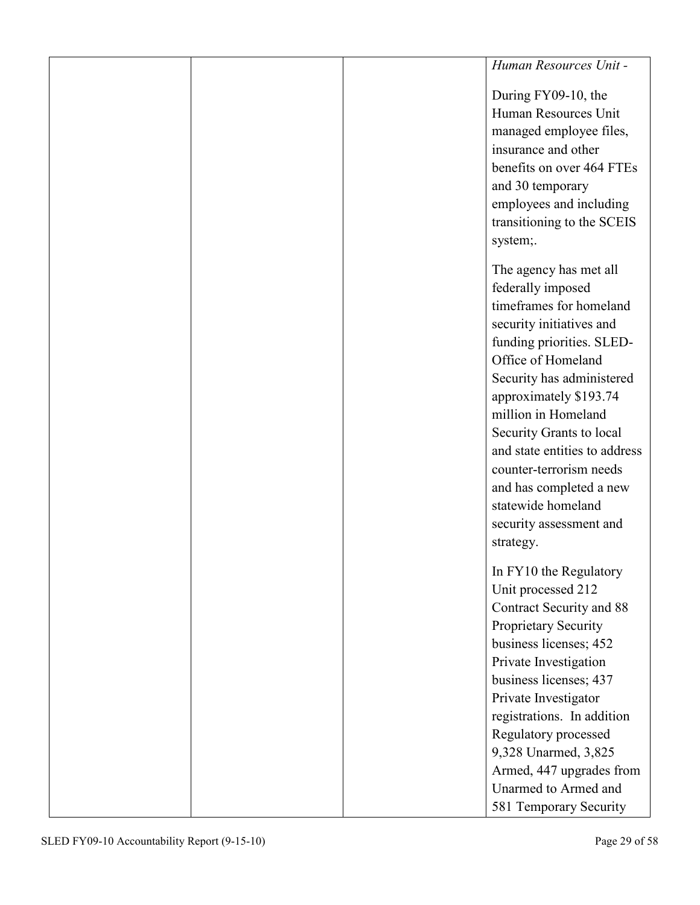| | | | |
|---|---|---|---|
| | | | *Human Resources Unit -*<br><br>During FY09-10, the Human Resources Unit managed employee files, insurance and other benefits on over 464 FTEs and 30 temporary employees and including transitioning to the SCEIS system;.<br><br>The agency has met all federally imposed timeframes for homeland security initiatives and funding priorities. SLED-Office of Homeland Security has administered approximately $193.74 million in Homeland Security Grants to local and state entities to address counter-terrorism needs and has completed a new statewide homeland security assessment and strategy.<br><br>In FY10 the Regulatory Unit processed 212 Contract Security and 88 Proprietary Security business licenses; 452 Private Investigation business licenses; 437 Private Investigator registrations. In addition Regulatory processed 9,328 Unarmed, 3,825 Armed, 447 upgrades from Unarmed to Armed and 581 Temporary Security |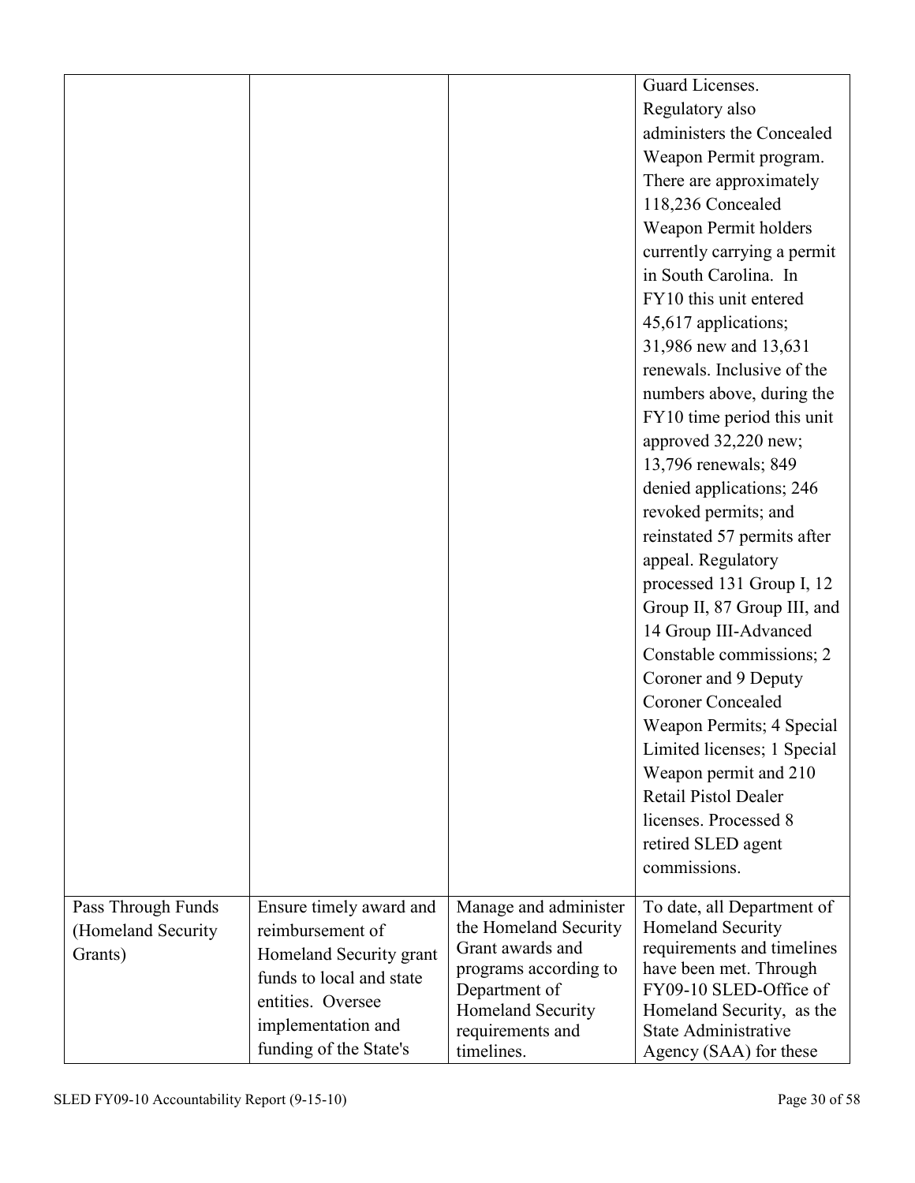| | | | |
|---|---|---|---|
| | | | Guard Licenses. Regulatory also administers the Concealed Weapon Permit program. There are approximately 118,236 Concealed Weapon Permit holders currently carrying a permit in South Carolina. In FY10 this unit entered 45,617 applications; 31,986 new and 13,631 renewals. Inclusive of the numbers above, during the FY10 time period this unit approved 32,220 new; 13,796 renewals; 849 denied applications; 246 revoked permits; and reinstated 57 permits after appeal. Regulatory processed 131 Group I, 12 Group II, 87 Group III, and 14 Group III-Advanced Constable commissions; 2 Coroner and 9 Deputy Coroner Concealed Weapon Permits; 4 Special Limited licenses; 1 Special Weapon permit and 210 Retail Pistol Dealer licenses. Processed 8 retired SLED agent commissions. |
| Pass Through Funds (Homeland Security Grants) | Ensure timely award and reimbursement of Homeland Security grant funds to local and state entities. Oversee implementation and funding of the State's | Manage and administer the Homeland Security Grant awards and programs according to Department of Homeland Security requirements and timelines. | To date, all Department of Homeland Security requirements and timelines have been met. Through FY09-10 SLED-Office of Homeland Security, as the State Administrative Agency (SAA) for these |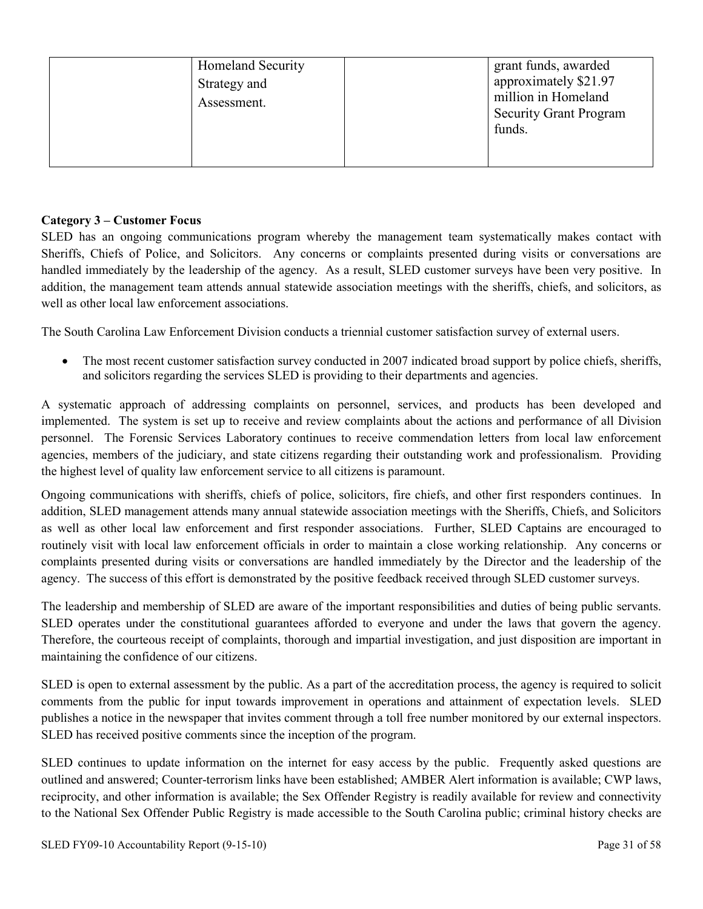| | | | |
|---|---|---|---|
| | Homeland Security Strategy and Assessment. | | grant funds, awarded approximately $21.97 million in Homeland Security Grant Program funds. |

**Category 3 – Customer Focus**

SLED has an ongoing communications program whereby the management team systematically makes contact with Sheriffs, Chiefs of Police, and Solicitors. Any concerns or complaints presented during visits or conversations are handled immediately by the leadership of the agency. As a result, SLED customer surveys have been very positive. In addition, the management team attends annual statewide association meetings with the sheriffs, chiefs, and solicitors, as well as other local law enforcement associations.

The South Carolina Law Enforcement Division conducts a triennial customer satisfaction survey of external users.

- The most recent customer satisfaction survey conducted in 2007 indicated broad support by police chiefs, sheriffs, and solicitors regarding the services SLED is providing to their departments and agencies.

A systematic approach of addressing complaints on personnel, services, and products has been developed and implemented. The system is set up to receive and review complaints about the actions and performance of all Division personnel. The Forensic Services Laboratory continues to receive commendation letters from local law enforcement agencies, members of the judiciary, and state citizens regarding their outstanding work and professionalism. Providing the highest level of quality law enforcement service to all citizens is paramount.

Ongoing communications with sheriffs, chiefs of police, solicitors, fire chiefs, and other first responders continues. In addition, SLED management attends many annual statewide association meetings with the Sheriffs, Chiefs, and Solicitors as well as other local law enforcement and first responder associations. Further, SLED Captains are encouraged to routinely visit with local law enforcement officials in order to maintain a close working relationship. Any concerns or complaints presented during visits or conversations are handled immediately by the Director and the leadership of the agency. The success of this effort is demonstrated by the positive feedback received through SLED customer surveys.

The leadership and membership of SLED are aware of the important responsibilities and duties of being public servants. SLED operates under the constitutional guarantees afforded to everyone and under the laws that govern the agency. Therefore, the courteous receipt of complaints, thorough and impartial investigation, and just disposition are important in maintaining the confidence of our citizens.

SLED is open to external assessment by the public. As a part of the accreditation process, the agency is required to solicit comments from the public for input towards improvement in operations and attainment of expectation levels. SLED publishes a notice in the newspaper that invites comment through a toll free number monitored by our external inspectors. SLED has received positive comments since the inception of the program.

SLED continues to update information on the internet for easy access by the public. Frequently asked questions are outlined and answered; Counter-terrorism links have been established; AMBER Alert information is available; CWP laws, reciprocity, and other information is available; the Sex Offender Registry is readily available for review and connectivity to the National Sex Offender Public Registry is made accessible to the South Carolina public; criminal history checks are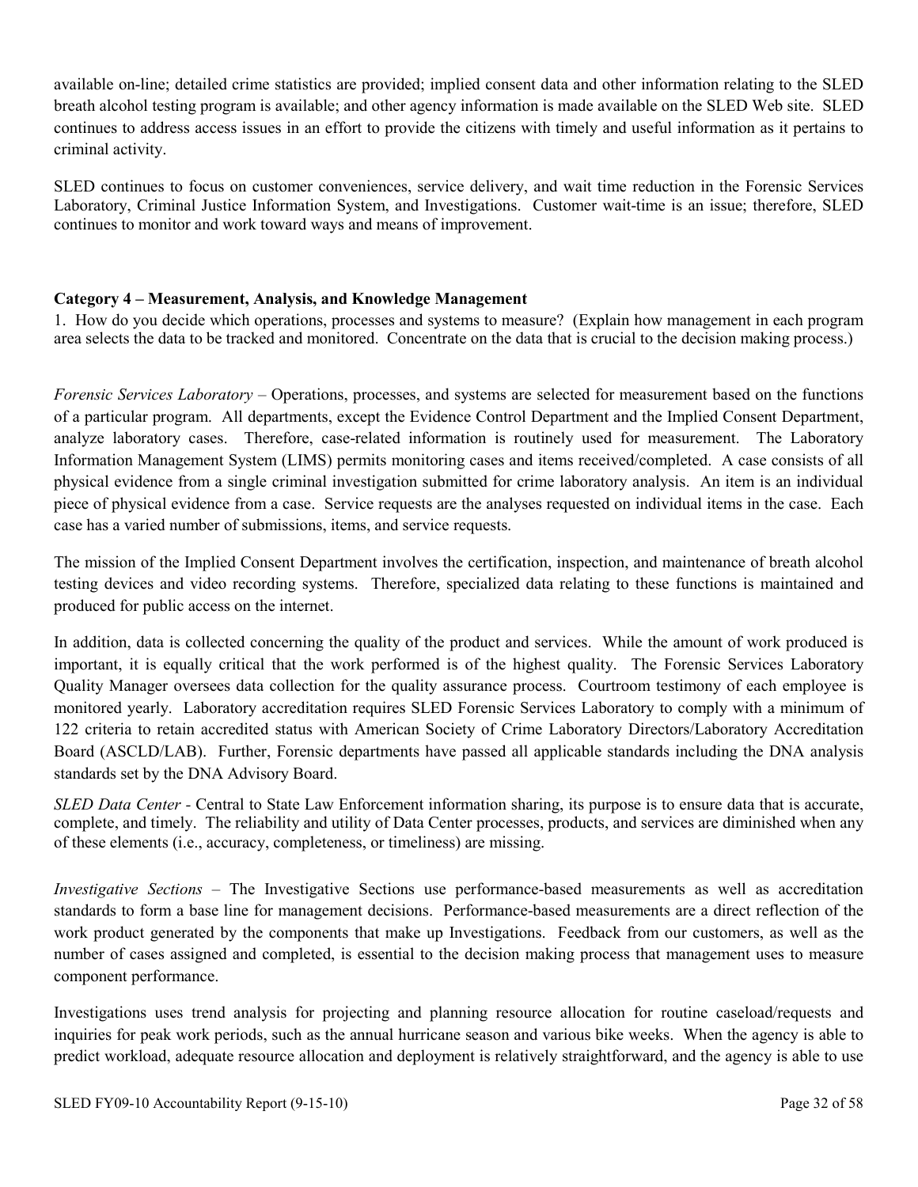available on-line; detailed crime statistics are provided; implied consent data and other information relating to the SLED breath alcohol testing program is available; and other agency information is made available on the SLED Web site. SLED continues to address access issues in an effort to provide the citizens with timely and useful information as it pertains to criminal activity.

SLED continues to focus on customer conveniences, service delivery, and wait time reduction in the Forensic Services Laboratory, Criminal Justice Information System, and Investigations. Customer wait-time is an issue; therefore, SLED continues to monitor and work toward ways and means of improvement.

**Category 4 – Measurement, Analysis, and Knowledge Management**

1. How do you decide which operations, processes and systems to measure? (Explain how management in each program area selects the data to be tracked and monitored. Concentrate on the data that is crucial to the decision making process.)

*Forensic Services Laboratory* – Operations, processes, and systems are selected for measurement based on the functions of a particular program. All departments, except the Evidence Control Department and the Implied Consent Department, analyze laboratory cases. Therefore, case-related information is routinely used for measurement. The Laboratory Information Management System (LIMS) permits monitoring cases and items received/completed. A case consists of all physical evidence from a single criminal investigation submitted for crime laboratory analysis. An item is an individual piece of physical evidence from a case. Service requests are the analyses requested on individual items in the case. Each case has a varied number of submissions, items, and service requests.

The mission of the Implied Consent Department involves the certification, inspection, and maintenance of breath alcohol testing devices and video recording systems. Therefore, specialized data relating to these functions is maintained and produced for public access on the internet.

In addition, data is collected concerning the quality of the product and services. While the amount of work produced is important, it is equally critical that the work performed is of the highest quality. The Forensic Services Laboratory Quality Manager oversees data collection for the quality assurance process. Courtroom testimony of each employee is monitored yearly. Laboratory accreditation requires SLED Forensic Services Laboratory to comply with a minimum of 122 criteria to retain accredited status with American Society of Crime Laboratory Directors/Laboratory Accreditation Board (ASCLD/LAB). Further, Forensic departments have passed all applicable standards including the DNA analysis standards set by the DNA Advisory Board.

*SLED Data Center* - Central to State Law Enforcement information sharing, its purpose is to ensure data that is accurate, complete, and timely. The reliability and utility of Data Center processes, products, and services are diminished when any of these elements (i.e., accuracy, completeness, or timeliness) are missing.

*Investigative Sections* – The Investigative Sections use performance-based measurements as well as accreditation standards to form a base line for management decisions. Performance-based measurements are a direct reflection of the work product generated by the components that make up Investigations. Feedback from our customers, as well as the number of cases assigned and completed, is essential to the decision making process that management uses to measure component performance.

Investigations uses trend analysis for projecting and planning resource allocation for routine caseload/requests and inquiries for peak work periods, such as the annual hurricane season and various bike weeks. When the agency is able to predict workload, adequate resource allocation and deployment is relatively straightforward, and the agency is able to use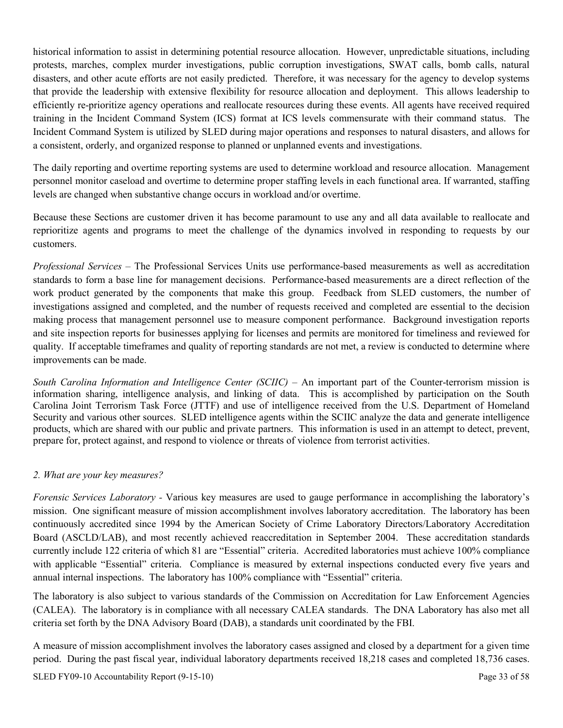historical information to assist in determining potential resource allocation. However, unpredictable situations, including protests, marches, complex murder investigations, public corruption investigations, SWAT calls, bomb calls, natural disasters, and other acute efforts are not easily predicted. Therefore, it was necessary for the agency to develop systems that provide the leadership with extensive flexibility for resource allocation and deployment. This allows leadership to efficiently re-prioritize agency operations and reallocate resources during these events. All agents have received required training in the Incident Command System (ICS) format at ICS levels commensurate with their command status. The Incident Command System is utilized by SLED during major operations and responses to natural disasters, and allows for a consistent, orderly, and organized response to planned or unplanned events and investigations.

The daily reporting and overtime reporting systems are used to determine workload and resource allocation. Management personnel monitor caseload and overtime to determine proper staffing levels in each functional area. If warranted, staffing levels are changed when substantive change occurs in workload and/or overtime.

Because these Sections are customer driven it has become paramount to use any and all data available to reallocate and reprioritize agents and programs to meet the challenge of the dynamics involved in responding to requests by our customers.

*Professional Services* – The Professional Services Units use performance-based measurements as well as accreditation standards to form a base line for management decisions. Performance-based measurements are a direct reflection of the work product generated by the components that make this group. Feedback from SLED customers, the number of investigations assigned and completed, and the number of requests received and completed are essential to the decision making process that management personnel use to measure component performance. Background investigation reports and site inspection reports for businesses applying for licenses and permits are monitored for timeliness and reviewed for quality. If acceptable timeframes and quality of reporting standards are not met, a review is conducted to determine where improvements can be made.

*South Carolina Information and Intelligence Center (SCIIC)* – An important part of the Counter-terrorism mission is information sharing, intelligence analysis, and linking of data. This is accomplished by participation on the South Carolina Joint Terrorism Task Force (JTTF) and use of intelligence received from the U.S. Department of Homeland Security and various other sources. SLED intelligence agents within the SCIIC analyze the data and generate intelligence products, which are shared with our public and private partners. This information is used in an attempt to detect, prevent, prepare for, protect against, and respond to violence or threats of violence from terrorist activities.

*2. What are your key measures?*

*Forensic Services Laboratory* - Various key measures are used to gauge performance in accomplishing the laboratory's mission. One significant measure of mission accomplishment involves laboratory accreditation. The laboratory has been continuously accredited since 1994 by the American Society of Crime Laboratory Directors/Laboratory Accreditation Board (ASCLD/LAB), and most recently achieved reaccreditation in September 2004. These accreditation standards currently include 122 criteria of which 81 are "Essential" criteria. Accredited laboratories must achieve 100% compliance with applicable "Essential" criteria. Compliance is measured by external inspections conducted every five years and annual internal inspections. The laboratory has 100% compliance with "Essential" criteria.

The laboratory is also subject to various standards of the Commission on Accreditation for Law Enforcement Agencies (CALEA). The laboratory is in compliance with all necessary CALEA standards. The DNA Laboratory has also met all criteria set forth by the DNA Advisory Board (DAB), a standards unit coordinated by the FBI.

A measure of mission accomplishment involves the laboratory cases assigned and closed by a department for a given time period. During the past fiscal year, individual laboratory departments received 18,218 cases and completed 18,736 cases.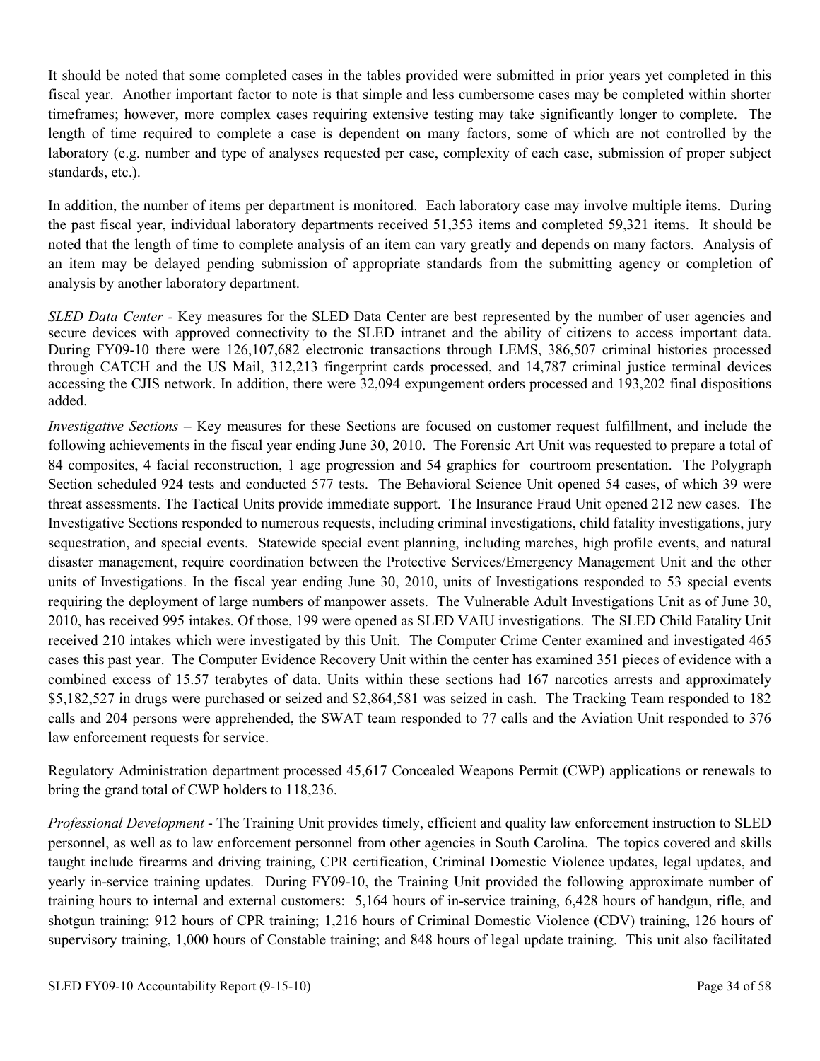It should be noted that some completed cases in the tables provided were submitted in prior years yet completed in this fiscal year. Another important factor to note is that simple and less cumbersome cases may be completed within shorter timeframes; however, more complex cases requiring extensive testing may take significantly longer to complete. The length of time required to complete a case is dependent on many factors, some of which are not controlled by the laboratory (e.g. number and type of analyses requested per case, complexity of each case, submission of proper subject standards, etc.).

In addition, the number of items per department is monitored. Each laboratory case may involve multiple items. During the past fiscal year, individual laboratory departments received 51,353 items and completed 59,321 items. It should be noted that the length of time to complete analysis of an item can vary greatly and depends on many factors. Analysis of an item may be delayed pending submission of appropriate standards from the submitting agency or completion of analysis by another laboratory department.

*SLED Data Center* - Key measures for the SLED Data Center are best represented by the number of user agencies and secure devices with approved connectivity to the SLED intranet and the ability of citizens to access important data. During FY09-10 there were 126,107,682 electronic transactions through LEMS, 386,507 criminal histories processed through CATCH and the US Mail, 312,213 fingerprint cards processed, and 14,787 criminal justice terminal devices accessing the CJIS network. In addition, there were 32,094 expungement orders processed and 193,202 final dispositions added.

*Investigative Sections* – Key measures for these Sections are focused on customer request fulfillment, and include the following achievements in the fiscal year ending June 30, 2010. The Forensic Art Unit was requested to prepare a total of 84 composites, 4 facial reconstruction, 1 age progression and 54 graphics for courtroom presentation. The Polygraph Section scheduled 924 tests and conducted 577 tests. The Behavioral Science Unit opened 54 cases, of which 39 were threat assessments. The Tactical Units provide immediate support. The Insurance Fraud Unit opened 212 new cases. The Investigative Sections responded to numerous requests, including criminal investigations, child fatality investigations, jury sequestration, and special events. Statewide special event planning, including marches, high profile events, and natural disaster management, require coordination between the Protective Services/Emergency Management Unit and the other units of Investigations. In the fiscal year ending June 30, 2010, units of Investigations responded to 53 special events requiring the deployment of large numbers of manpower assets. The Vulnerable Adult Investigations Unit as of June 30, 2010, has received 995 intakes. Of those, 199 were opened as SLED VAIU investigations. The SLED Child Fatality Unit received 210 intakes which were investigated by this Unit. The Computer Crime Center examined and investigated 465 cases this past year. The Computer Evidence Recovery Unit within the center has examined 351 pieces of evidence with a combined excess of 15.57 terabytes of data. Units within these sections had 167 narcotics arrests and approximately $5,182,527 in drugs were purchased or seized and $2,864,581 was seized in cash. The Tracking Team responded to 182 calls and 204 persons were apprehended, the SWAT team responded to 77 calls and the Aviation Unit responded to 376 law enforcement requests for service.

Regulatory Administration department processed 45,617 Concealed Weapons Permit (CWP) applications or renewals to bring the grand total of CWP holders to 118,236.

*Professional Development* - The Training Unit provides timely, efficient and quality law enforcement instruction to SLED personnel, as well as to law enforcement personnel from other agencies in South Carolina. The topics covered and skills taught include firearms and driving training, CPR certification, Criminal Domestic Violence updates, legal updates, and yearly in-service training updates. During FY09-10, the Training Unit provided the following approximate number of training hours to internal and external customers: 5,164 hours of in-service training, 6,428 hours of handgun, rifle, and shotgun training; 912 hours of CPR training; 1,216 hours of Criminal Domestic Violence (CDV) training, 126 hours of supervisory training, 1,000 hours of Constable training; and 848 hours of legal update training. This unit also facilitated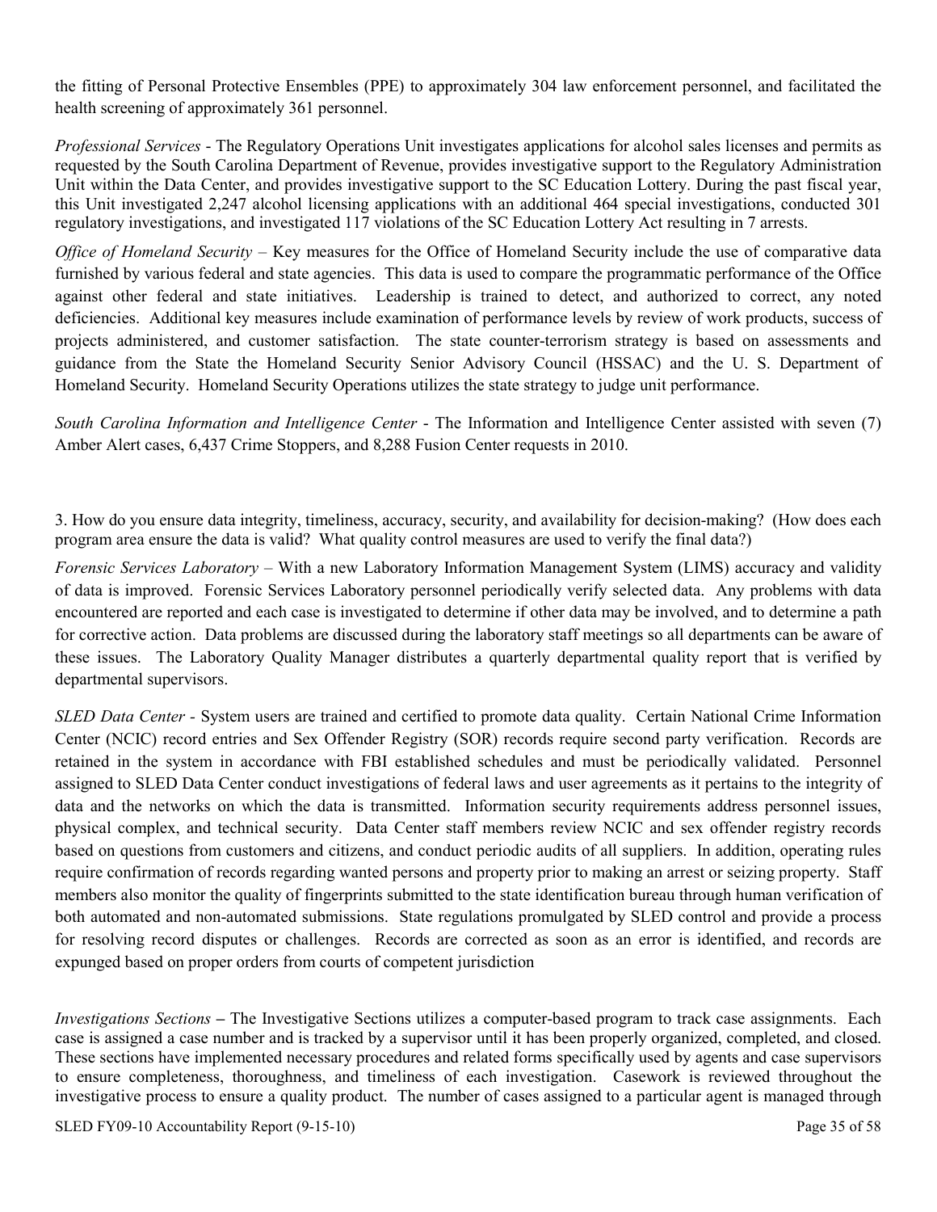the fitting of Personal Protective Ensembles (PPE) to approximately 304 law enforcement personnel, and facilitated the health screening of approximately 361 personnel.

*Professional Services* - The Regulatory Operations Unit investigates applications for alcohol sales licenses and permits as requested by the South Carolina Department of Revenue, provides investigative support to the Regulatory Administration Unit within the Data Center, and provides investigative support to the SC Education Lottery. During the past fiscal year, this Unit investigated 2,247 alcohol licensing applications with an additional 464 special investigations, conducted 301 regulatory investigations, and investigated 117 violations of the SC Education Lottery Act resulting in 7 arrests.

*Office of Homeland Security* – Key measures for the Office of Homeland Security include the use of comparative data furnished by various federal and state agencies. This data is used to compare the programmatic performance of the Office against other federal and state initiatives. Leadership is trained to detect, and authorized to correct, any noted deficiencies. Additional key measures include examination of performance levels by review of work products, success of projects administered, and customer satisfaction. The state counter-terrorism strategy is based on assessments and guidance from the State the Homeland Security Senior Advisory Council (HSSAC) and the U. S. Department of Homeland Security. Homeland Security Operations utilizes the state strategy to judge unit performance.

*South Carolina Information and Intelligence Center* - The Information and Intelligence Center assisted with seven (7) Amber Alert cases, 6,437 Crime Stoppers, and 8,288 Fusion Center requests in 2010.

3. How do you ensure data integrity, timeliness, accuracy, security, and availability for decision-making? (How does each program area ensure the data is valid? What quality control measures are used to verify the final data?)

*Forensic Services Laboratory* – With a new Laboratory Information Management System (LIMS) accuracy and validity of data is improved. Forensic Services Laboratory personnel periodically verify selected data. Any problems with data encountered are reported and each case is investigated to determine if other data may be involved, and to determine a path for corrective action. Data problems are discussed during the laboratory staff meetings so all departments can be aware of these issues. The Laboratory Quality Manager distributes a quarterly departmental quality report that is verified by departmental supervisors.

*SLED Data Center* - System users are trained and certified to promote data quality. Certain National Crime Information Center (NCIC) record entries and Sex Offender Registry (SOR) records require second party verification. Records are retained in the system in accordance with FBI established schedules and must be periodically validated. Personnel assigned to SLED Data Center conduct investigations of federal laws and user agreements as it pertains to the integrity of data and the networks on which the data is transmitted. Information security requirements address personnel issues, physical complex, and technical security. Data Center staff members review NCIC and sex offender registry records based on questions from customers and citizens, and conduct periodic audits of all suppliers. In addition, operating rules require confirmation of records regarding wanted persons and property prior to making an arrest or seizing property. Staff members also monitor the quality of fingerprints submitted to the state identification bureau through human verification of both automated and non-automated submissions. State regulations promulgated by SLED control and provide a process for resolving record disputes or challenges. Records are corrected as soon as an error is identified, and records are expunged based on proper orders from courts of competent jurisdiction

*Investigations Sections* **–** The Investigative Sections utilizes a computer-based program to track case assignments. Each case is assigned a case number and is tracked by a supervisor until it has been properly organized, completed, and closed. These sections have implemented necessary procedures and related forms specifically used by agents and case supervisors to ensure completeness, thoroughness, and timeliness of each investigation. Casework is reviewed throughout the investigative process to ensure a quality product. The number of cases assigned to a particular agent is managed through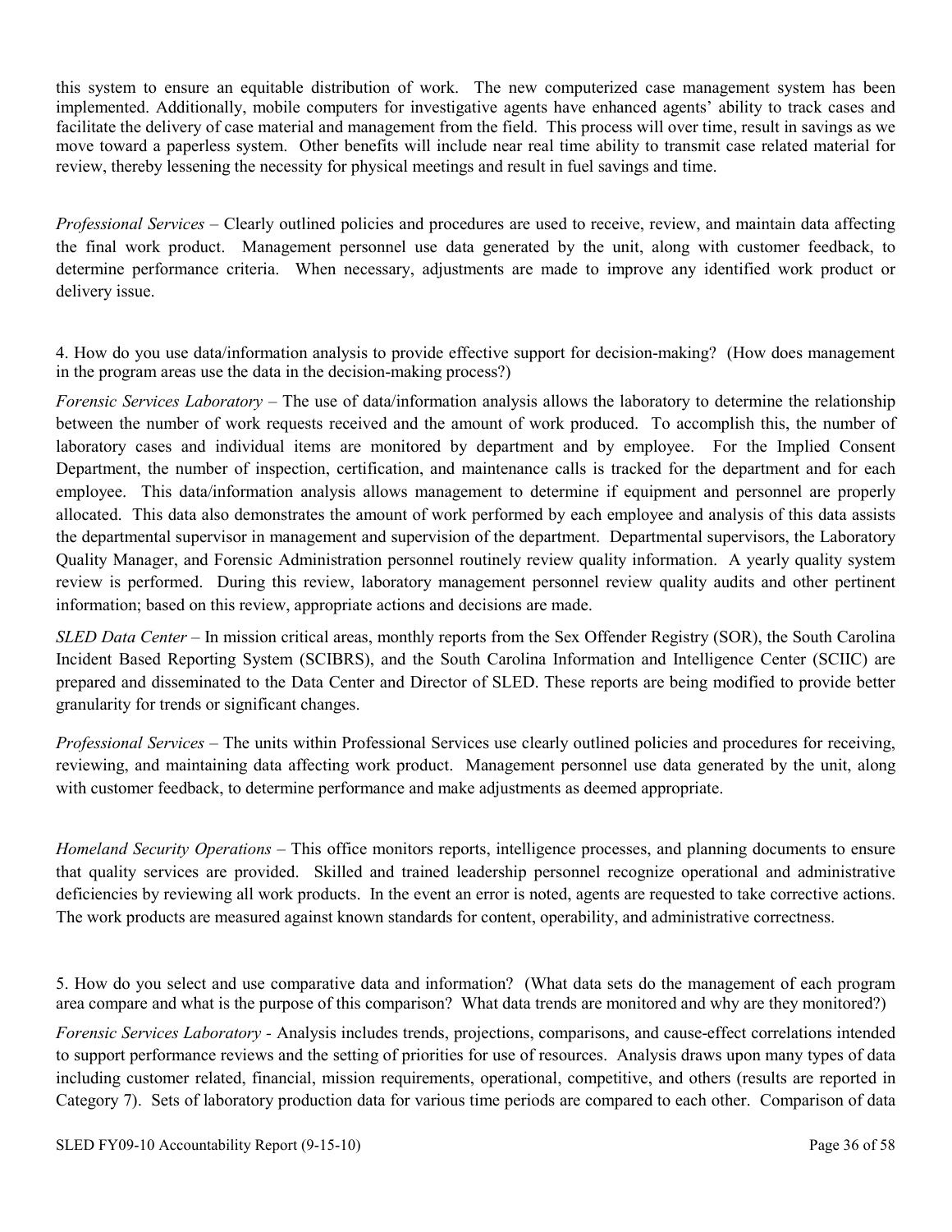this system to ensure an equitable distribution of work. The new computerized case management system has been implemented. Additionally, mobile computers for investigative agents have enhanced agents' ability to track cases and facilitate the delivery of case material and management from the field. This process will over time, result in savings as we move toward a paperless system. Other benefits will include near real time ability to transmit case related material for review, thereby lessening the necessity for physical meetings and result in fuel savings and time.

*Professional Services* – Clearly outlined policies and procedures are used to receive, review, and maintain data affecting the final work product. Management personnel use data generated by the unit, along with customer feedback, to determine performance criteria. When necessary, adjustments are made to improve any identified work product or delivery issue.

4. How do you use data/information analysis to provide effective support for decision-making? (How does management in the program areas use the data in the decision-making process?)

*Forensic Services Laboratory* – The use of data/information analysis allows the laboratory to determine the relationship between the number of work requests received and the amount of work produced. To accomplish this, the number of laboratory cases and individual items are monitored by department and by employee. For the Implied Consent Department, the number of inspection, certification, and maintenance calls is tracked for the department and for each employee. This data/information analysis allows management to determine if equipment and personnel are properly allocated. This data also demonstrates the amount of work performed by each employee and analysis of this data assists the departmental supervisor in management and supervision of the department. Departmental supervisors, the Laboratory Quality Manager, and Forensic Administration personnel routinely review quality information. A yearly quality system review is performed. During this review, laboratory management personnel review quality audits and other pertinent information; based on this review, appropriate actions and decisions are made.

*SLED Data Center* – In mission critical areas, monthly reports from the Sex Offender Registry (SOR), the South Carolina Incident Based Reporting System (SCIBRS), and the South Carolina Information and Intelligence Center (SCIIC) are prepared and disseminated to the Data Center and Director of SLED. These reports are being modified to provide better granularity for trends or significant changes.

*Professional Services* – The units within Professional Services use clearly outlined policies and procedures for receiving, reviewing, and maintaining data affecting work product. Management personnel use data generated by the unit, along with customer feedback, to determine performance and make adjustments as deemed appropriate.

*Homeland Security Operations* – This office monitors reports, intelligence processes, and planning documents to ensure that quality services are provided. Skilled and trained leadership personnel recognize operational and administrative deficiencies by reviewing all work products. In the event an error is noted, agents are requested to take corrective actions. The work products are measured against known standards for content, operability, and administrative correctness.

5. How do you select and use comparative data and information? (What data sets do the management of each program area compare and what is the purpose of this comparison? What data trends are monitored and why are they monitored?)

*Forensic Services Laboratory* - Analysis includes trends, projections, comparisons, and cause-effect correlations intended to support performance reviews and the setting of priorities for use of resources. Analysis draws upon many types of data including customer related, financial, mission requirements, operational, competitive, and others (results are reported in Category 7). Sets of laboratory production data for various time periods are compared to each other. Comparison of data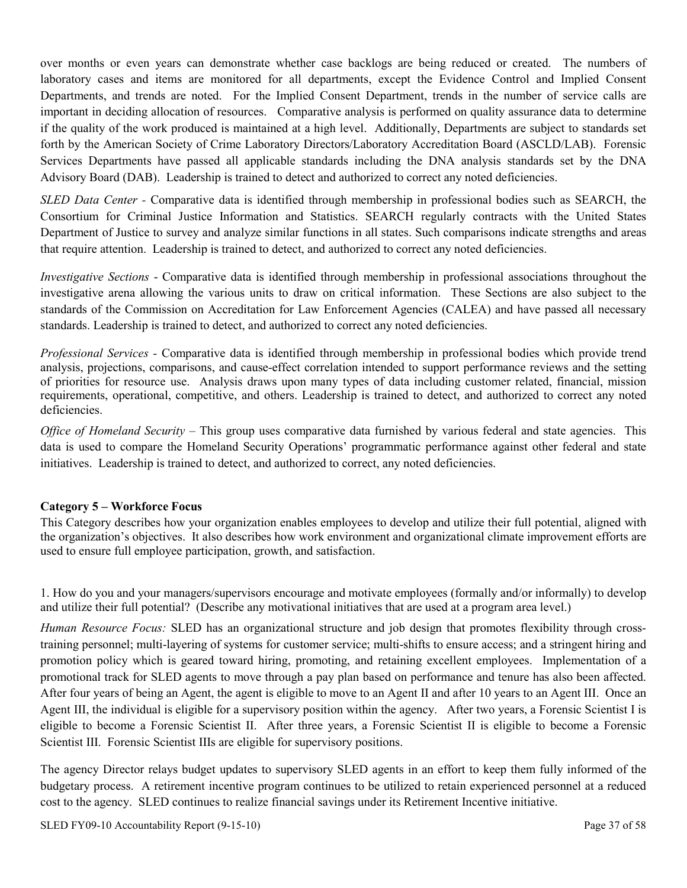over months or even years can demonstrate whether case backlogs are being reduced or created. The numbers of laboratory cases and items are monitored for all departments, except the Evidence Control and Implied Consent Departments, and trends are noted. For the Implied Consent Department, trends in the number of service calls are important in deciding allocation of resources. Comparative analysis is performed on quality assurance data to determine if the quality of the work produced is maintained at a high level. Additionally, Departments are subject to standards set forth by the American Society of Crime Laboratory Directors/Laboratory Accreditation Board (ASCLD/LAB). Forensic Services Departments have passed all applicable standards including the DNA analysis standards set by the DNA Advisory Board (DAB). Leadership is trained to detect and authorized to correct any noted deficiencies.

*SLED Data Center* - Comparative data is identified through membership in professional bodies such as SEARCH, the Consortium for Criminal Justice Information and Statistics. SEARCH regularly contracts with the United States Department of Justice to survey and analyze similar functions in all states. Such comparisons indicate strengths and areas that require attention. Leadership is trained to detect, and authorized to correct any noted deficiencies.

*Investigative Sections* - Comparative data is identified through membership in professional associations throughout the investigative arena allowing the various units to draw on critical information. These Sections are also subject to the standards of the Commission on Accreditation for Law Enforcement Agencies (CALEA) and have passed all necessary standards. Leadership is trained to detect, and authorized to correct any noted deficiencies.

*Professional Services* - Comparative data is identified through membership in professional bodies which provide trend analysis, projections, comparisons, and cause-effect correlation intended to support performance reviews and the setting of priorities for resource use. Analysis draws upon many types of data including customer related, financial, mission requirements, operational, competitive, and others. Leadership is trained to detect, and authorized to correct any noted deficiencies.

*Office of Homeland Security* – This group uses comparative data furnished by various federal and state agencies. This data is used to compare the Homeland Security Operations' programmatic performance against other federal and state initiatives. Leadership is trained to detect, and authorized to correct, any noted deficiencies.

**Category 5 – Workforce Focus**

This Category describes how your organization enables employees to develop and utilize their full potential, aligned with the organization's objectives. It also describes how work environment and organizational climate improvement efforts are used to ensure full employee participation, growth, and satisfaction.

1. How do you and your managers/supervisors encourage and motivate employees (formally and/or informally) to develop and utilize their full potential? (Describe any motivational initiatives that are used at a program area level.)

*Human Resource Focus:* SLED has an organizational structure and job design that promotes flexibility through cross-training personnel; multi-layering of systems for customer service; multi-shifts to ensure access; and a stringent hiring and promotion policy which is geared toward hiring, promoting, and retaining excellent employees. Implementation of a promotional track for SLED agents to move through a pay plan based on performance and tenure has also been affected. After four years of being an Agent, the agent is eligible to move to an Agent II and after 10 years to an Agent III. Once an Agent III, the individual is eligible for a supervisory position within the agency. After two years, a Forensic Scientist I is eligible to become a Forensic Scientist II. After three years, a Forensic Scientist II is eligible to become a Forensic Scientist III. Forensic Scientist IIIs are eligible for supervisory positions.

The agency Director relays budget updates to supervisory SLED agents in an effort to keep them fully informed of the budgetary process. A retirement incentive program continues to be utilized to retain experienced personnel at a reduced cost to the agency. SLED continues to realize financial savings under its Retirement Incentive initiative.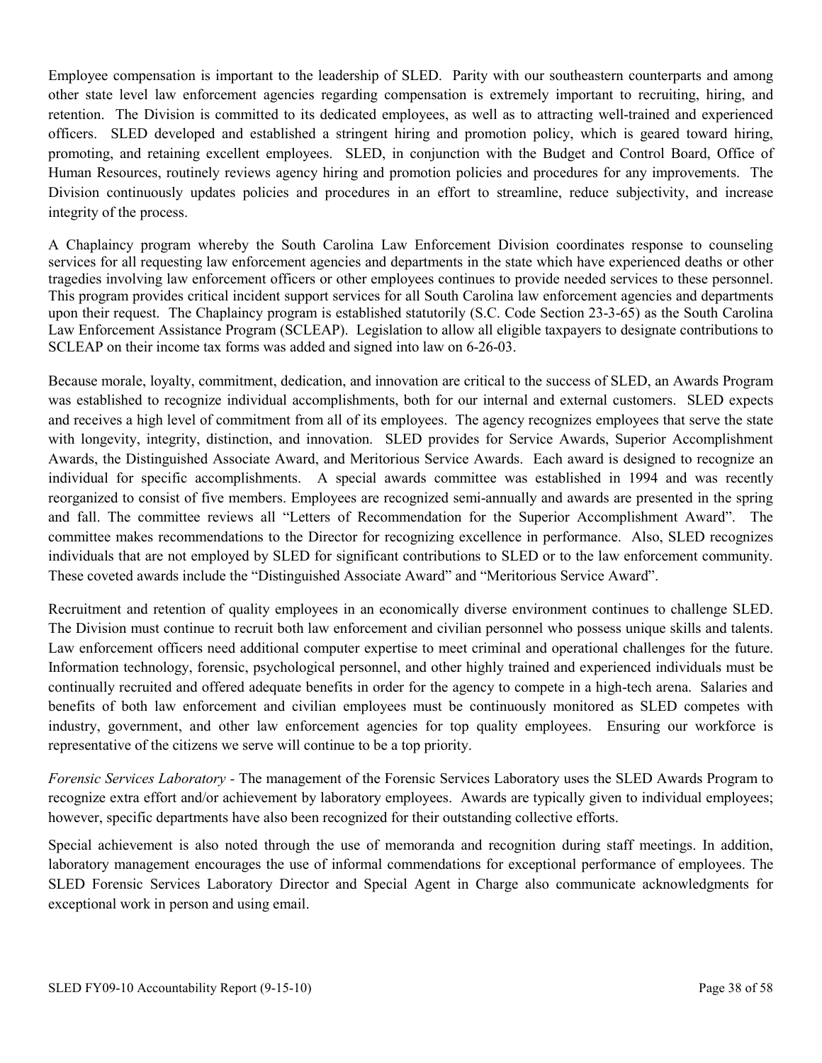Employee compensation is important to the leadership of SLED. Parity with our southeastern counterparts and among other state level law enforcement agencies regarding compensation is extremely important to recruiting, hiring, and retention. The Division is committed to its dedicated employees, as well as to attracting well-trained and experienced officers. SLED developed and established a stringent hiring and promotion policy, which is geared toward hiring, promoting, and retaining excellent employees. SLED, in conjunction with the Budget and Control Board, Office of Human Resources, routinely reviews agency hiring and promotion policies and procedures for any improvements. The Division continuously updates policies and procedures in an effort to streamline, reduce subjectivity, and increase integrity of the process.

A Chaplaincy program whereby the South Carolina Law Enforcement Division coordinates response to counseling services for all requesting law enforcement agencies and departments in the state which have experienced deaths or other tragedies involving law enforcement officers or other employees continues to provide needed services to these personnel. This program provides critical incident support services for all South Carolina law enforcement agencies and departments upon their request. The Chaplaincy program is established statutorily (S.C. Code Section 23-3-65) as the South Carolina Law Enforcement Assistance Program (SCLEAP). Legislation to allow all eligible taxpayers to designate contributions to SCLEAP on their income tax forms was added and signed into law on 6-26-03.

Because morale, loyalty, commitment, dedication, and innovation are critical to the success of SLED, an Awards Program was established to recognize individual accomplishments, both for our internal and external customers. SLED expects and receives a high level of commitment from all of its employees. The agency recognizes employees that serve the state with longevity, integrity, distinction, and innovation. SLED provides for Service Awards, Superior Accomplishment Awards, the Distinguished Associate Award, and Meritorious Service Awards. Each award is designed to recognize an individual for specific accomplishments. A special awards committee was established in 1994 and was recently reorganized to consist of five members. Employees are recognized semi-annually and awards are presented in the spring and fall. The committee reviews all "Letters of Recommendation for the Superior Accomplishment Award". The committee makes recommendations to the Director for recognizing excellence in performance. Also, SLED recognizes individuals that are not employed by SLED for significant contributions to SLED or to the law enforcement community. These coveted awards include the "Distinguished Associate Award" and "Meritorious Service Award".

Recruitment and retention of quality employees in an economically diverse environment continues to challenge SLED. The Division must continue to recruit both law enforcement and civilian personnel who possess unique skills and talents. Law enforcement officers need additional computer expertise to meet criminal and operational challenges for the future. Information technology, forensic, psychological personnel, and other highly trained and experienced individuals must be continually recruited and offered adequate benefits in order for the agency to compete in a high-tech arena. Salaries and benefits of both law enforcement and civilian employees must be continuously monitored as SLED competes with industry, government, and other law enforcement agencies for top quality employees. Ensuring our workforce is representative of the citizens we serve will continue to be a top priority.

*Forensic Services Laboratory* - The management of the Forensic Services Laboratory uses the SLED Awards Program to recognize extra effort and/or achievement by laboratory employees. Awards are typically given to individual employees; however, specific departments have also been recognized for their outstanding collective efforts.

Special achievement is also noted through the use of memoranda and recognition during staff meetings. In addition, laboratory management encourages the use of informal commendations for exceptional performance of employees. The SLED Forensic Services Laboratory Director and Special Agent in Charge also communicate acknowledgments for exceptional work in person and using email.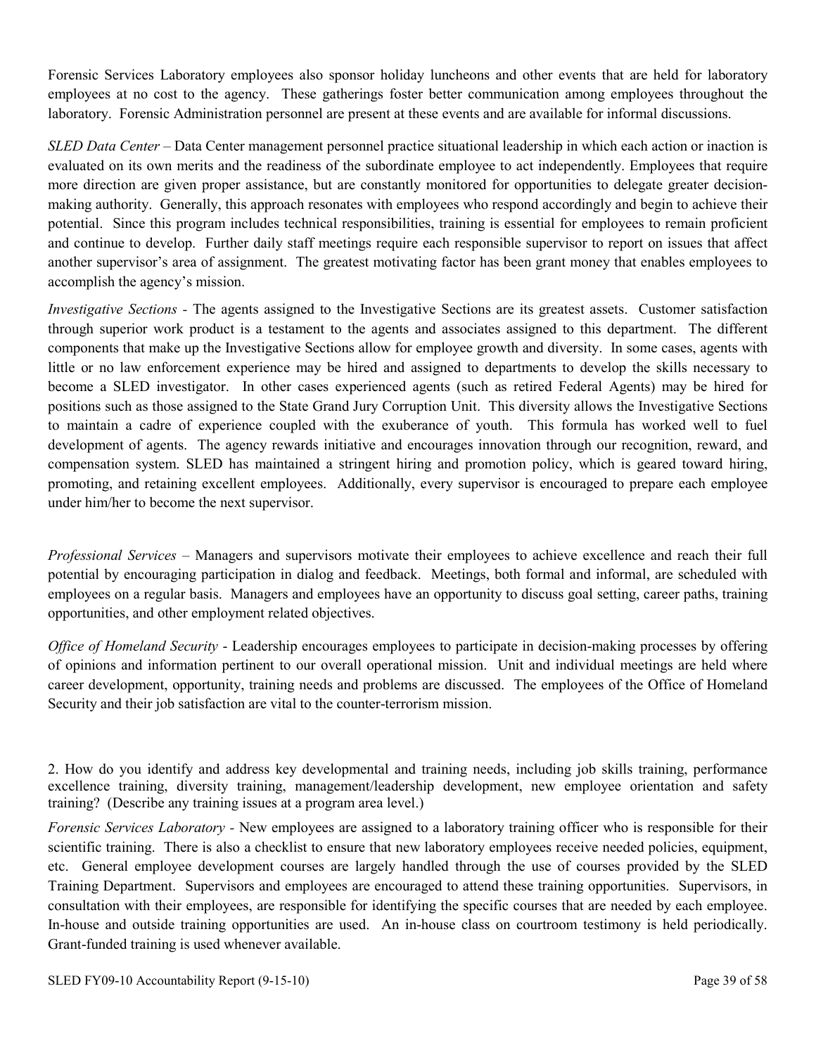Forensic Services Laboratory employees also sponsor holiday luncheons and other events that are held for laboratory employees at no cost to the agency. These gatherings foster better communication among employees throughout the laboratory. Forensic Administration personnel are present at these events and are available for informal discussions.

*SLED Data Center* – Data Center management personnel practice situational leadership in which each action or inaction is evaluated on its own merits and the readiness of the subordinate employee to act independently. Employees that require more direction are given proper assistance, but are constantly monitored for opportunities to delegate greater decision-making authority. Generally, this approach resonates with employees who respond accordingly and begin to achieve their potential. Since this program includes technical responsibilities, training is essential for employees to remain proficient and continue to develop. Further daily staff meetings require each responsible supervisor to report on issues that affect another supervisor's area of assignment. The greatest motivating factor has been grant money that enables employees to accomplish the agency's mission.

*Investigative Sections* - The agents assigned to the Investigative Sections are its greatest assets. Customer satisfaction through superior work product is a testament to the agents and associates assigned to this department. The different components that make up the Investigative Sections allow for employee growth and diversity. In some cases, agents with little or no law enforcement experience may be hired and assigned to departments to develop the skills necessary to become a SLED investigator. In other cases experienced agents (such as retired Federal Agents) may be hired for positions such as those assigned to the State Grand Jury Corruption Unit. This diversity allows the Investigative Sections to maintain a cadre of experience coupled with the exuberance of youth. This formula has worked well to fuel development of agents. The agency rewards initiative and encourages innovation through our recognition, reward, and compensation system. SLED has maintained a stringent hiring and promotion policy, which is geared toward hiring, promoting, and retaining excellent employees. Additionally, every supervisor is encouraged to prepare each employee under him/her to become the next supervisor.

*Professional Services* – Managers and supervisors motivate their employees to achieve excellence and reach their full potential by encouraging participation in dialog and feedback. Meetings, both formal and informal, are scheduled with employees on a regular basis. Managers and employees have an opportunity to discuss goal setting, career paths, training opportunities, and other employment related objectives.

*Office of Homeland Security* - Leadership encourages employees to participate in decision-making processes by offering of opinions and information pertinent to our overall operational mission. Unit and individual meetings are held where career development, opportunity, training needs and problems are discussed. The employees of the Office of Homeland Security and their job satisfaction are vital to the counter-terrorism mission.

2. How do you identify and address key developmental and training needs, including job skills training, performance excellence training, diversity training, management/leadership development, new employee orientation and safety training? (Describe any training issues at a program area level.)

*Forensic Services Laboratory* - New employees are assigned to a laboratory training officer who is responsible for their scientific training. There is also a checklist to ensure that new laboratory employees receive needed policies, equipment, etc. General employee development courses are largely handled through the use of courses provided by the SLED Training Department. Supervisors and employees are encouraged to attend these training opportunities. Supervisors, in consultation with their employees, are responsible for identifying the specific courses that are needed by each employee. In-house and outside training opportunities are used. An in-house class on courtroom testimony is held periodically. Grant-funded training is used whenever available.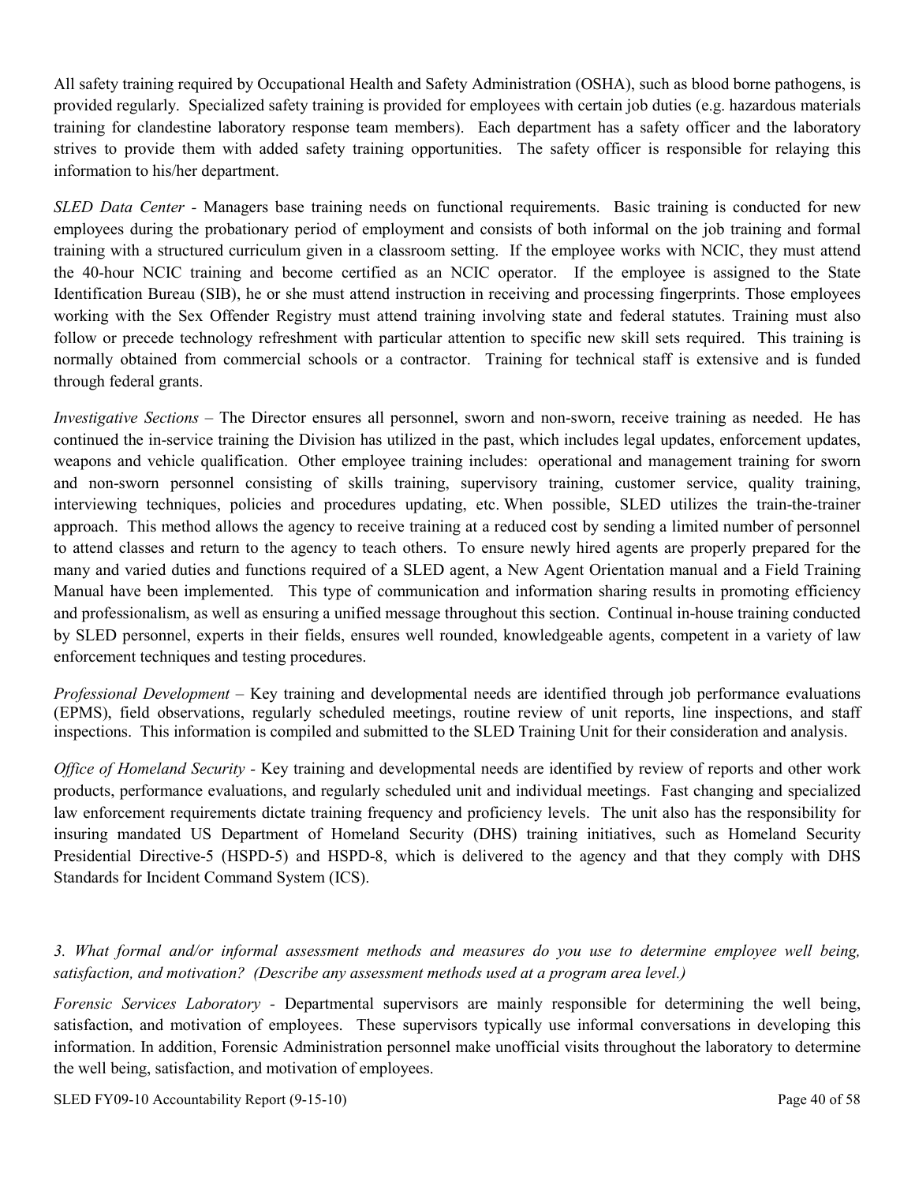All safety training required by Occupational Health and Safety Administration (OSHA), such as blood borne pathogens, is provided regularly. Specialized safety training is provided for employees with certain job duties (e.g. hazardous materials training for clandestine laboratory response team members). Each department has a safety officer and the laboratory strives to provide them with added safety training opportunities. The safety officer is responsible for relaying this information to his/her department.

*SLED Data Center* - Managers base training needs on functional requirements. Basic training is conducted for new employees during the probationary period of employment and consists of both informal on the job training and formal training with a structured curriculum given in a classroom setting. If the employee works with NCIC, they must attend the 40-hour NCIC training and become certified as an NCIC operator. If the employee is assigned to the State Identification Bureau (SIB), he or she must attend instruction in receiving and processing fingerprints. Those employees working with the Sex Offender Registry must attend training involving state and federal statutes. Training must also follow or precede technology refreshment with particular attention to specific new skill sets required. This training is normally obtained from commercial schools or a contractor. Training for technical staff is extensive and is funded through federal grants.

*Investigative Sections* – The Director ensures all personnel, sworn and non-sworn, receive training as needed. He has continued the in-service training the Division has utilized in the past, which includes legal updates, enforcement updates, weapons and vehicle qualification. Other employee training includes: operational and management training for sworn and non-sworn personnel consisting of skills training, supervisory training, customer service, quality training, interviewing techniques, policies and procedures updating, etc. When possible, SLED utilizes the train-the-trainer approach. This method allows the agency to receive training at a reduced cost by sending a limited number of personnel to attend classes and return to the agency to teach others. To ensure newly hired agents are properly prepared for the many and varied duties and functions required of a SLED agent, a New Agent Orientation manual and a Field Training Manual have been implemented. This type of communication and information sharing results in promoting efficiency and professionalism, as well as ensuring a unified message throughout this section. Continual in-house training conducted by SLED personnel, experts in their fields, ensures well rounded, knowledgeable agents, competent in a variety of law enforcement techniques and testing procedures.

*Professional Development* – Key training and developmental needs are identified through job performance evaluations (EPMS), field observations, regularly scheduled meetings, routine review of unit reports, line inspections, and staff inspections. This information is compiled and submitted to the SLED Training Unit for their consideration and analysis.

*Office of Homeland Security* - Key training and developmental needs are identified by review of reports and other work products, performance evaluations, and regularly scheduled unit and individual meetings. Fast changing and specialized law enforcement requirements dictate training frequency and proficiency levels. The unit also has the responsibility for insuring mandated US Department of Homeland Security (DHS) training initiatives, such as Homeland Security Presidential Directive-5 (HSPD-5) and HSPD-8, which is delivered to the agency and that they comply with DHS Standards for Incident Command System (ICS).

*3. What formal and/or informal assessment methods and measures do you use to determine employee well being, satisfaction, and motivation? (Describe any assessment methods used at a program area level.)*

*Forensic Services Laboratory* - Departmental supervisors are mainly responsible for determining the well being, satisfaction, and motivation of employees. These supervisors typically use informal conversations in developing this information. In addition, Forensic Administration personnel make unofficial visits throughout the laboratory to determine the well being, satisfaction, and motivation of employees.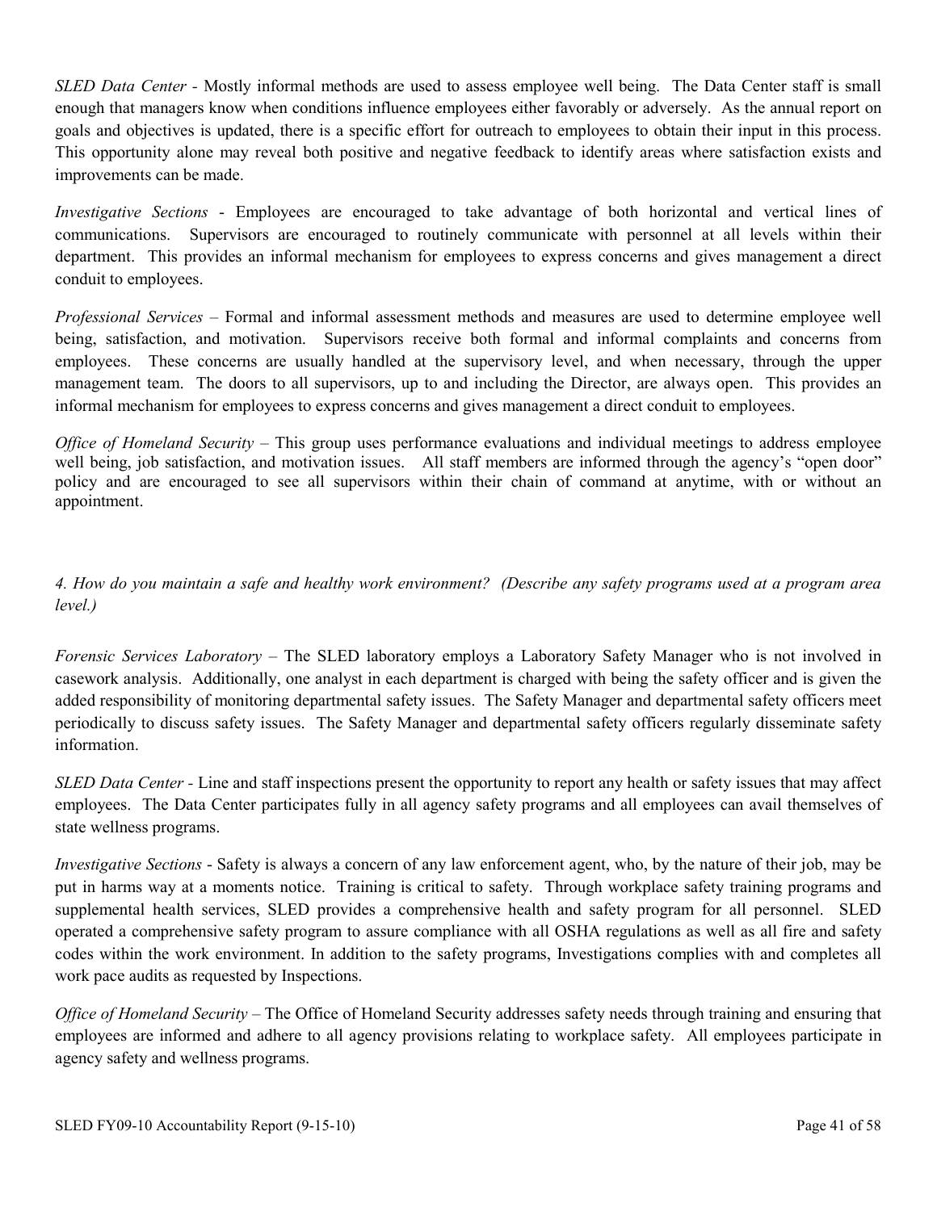*SLED Data Center* - Mostly informal methods are used to assess employee well being. The Data Center staff is small enough that managers know when conditions influence employees either favorably or adversely. As the annual report on goals and objectives is updated, there is a specific effort for outreach to employees to obtain their input in this process. This opportunity alone may reveal both positive and negative feedback to identify areas where satisfaction exists and improvements can be made.

*Investigative Sections* - Employees are encouraged to take advantage of both horizontal and vertical lines of communications. Supervisors are encouraged to routinely communicate with personnel at all levels within their department. This provides an informal mechanism for employees to express concerns and gives management a direct conduit to employees.

*Professional Services* – Formal and informal assessment methods and measures are used to determine employee well being, satisfaction, and motivation. Supervisors receive both formal and informal complaints and concerns from employees. These concerns are usually handled at the supervisory level, and when necessary, through the upper management team. The doors to all supervisors, up to and including the Director, are always open. This provides an informal mechanism for employees to express concerns and gives management a direct conduit to employees.

*Office of Homeland Security* – This group uses performance evaluations and individual meetings to address employee well being, job satisfaction, and motivation issues. All staff members are informed through the agency's "open door" policy and are encouraged to see all supervisors within their chain of command at anytime, with or without an appointment.

*4. How do you maintain a safe and healthy work environment? (Describe any safety programs used at a program area level.)*

*Forensic Services Laboratory* – The SLED laboratory employs a Laboratory Safety Manager who is not involved in casework analysis. Additionally, one analyst in each department is charged with being the safety officer and is given the added responsibility of monitoring departmental safety issues. The Safety Manager and departmental safety officers meet periodically to discuss safety issues. The Safety Manager and departmental safety officers regularly disseminate safety information.

*SLED Data Center* - Line and staff inspections present the opportunity to report any health or safety issues that may affect employees. The Data Center participates fully in all agency safety programs and all employees can avail themselves of state wellness programs.

*Investigative Sections* - Safety is always a concern of any law enforcement agent, who, by the nature of their job, may be put in harms way at a moments notice. Training is critical to safety. Through workplace safety training programs and supplemental health services, SLED provides a comprehensive health and safety program for all personnel. SLED operated a comprehensive safety program to assure compliance with all OSHA regulations as well as all fire and safety codes within the work environment. In addition to the safety programs, Investigations complies with and completes all work pace audits as requested by Inspections.

*Office of Homeland Security* – The Office of Homeland Security addresses safety needs through training and ensuring that employees are informed and adhere to all agency provisions relating to workplace safety. All employees participate in agency safety and wellness programs.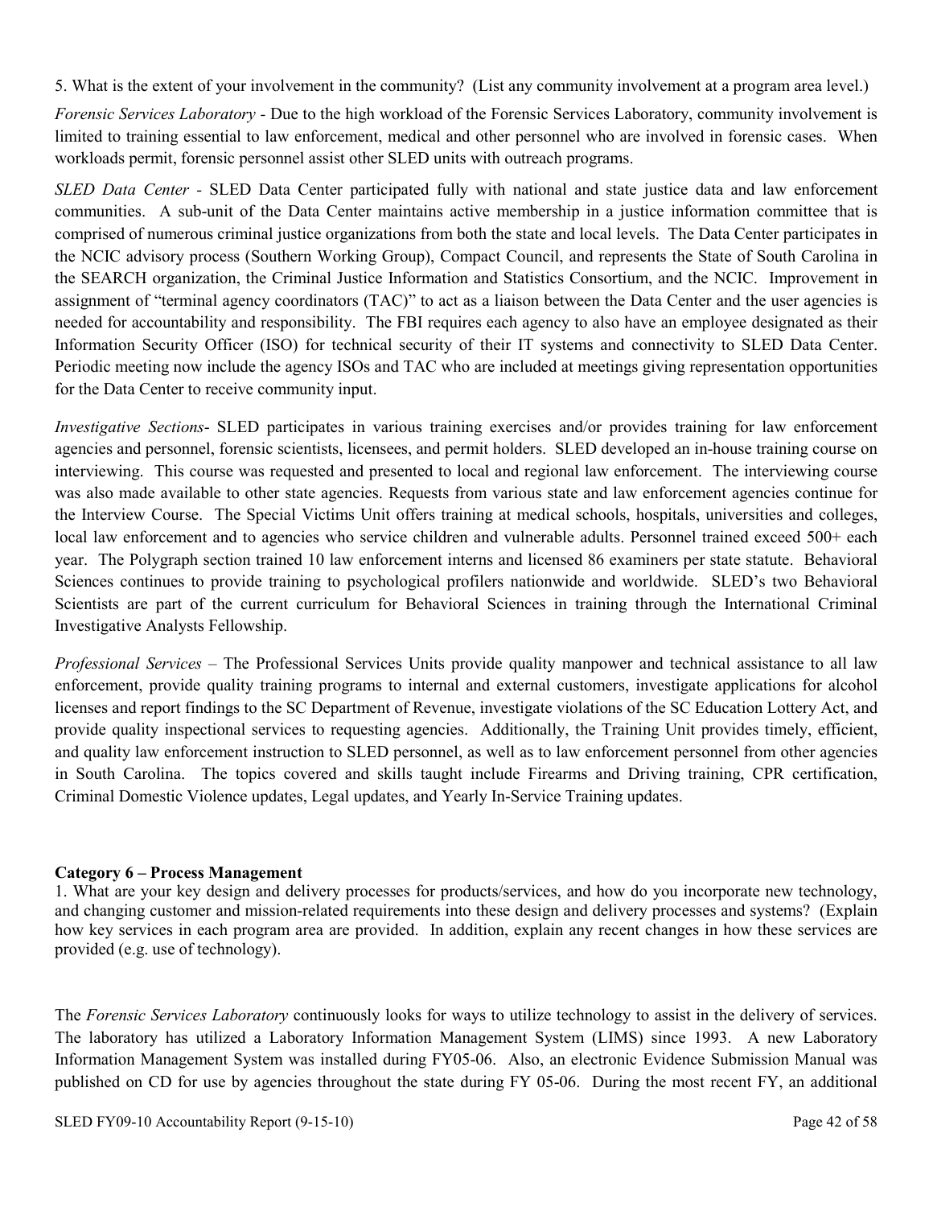5. What is the extent of your involvement in the community? (List any community involvement at a program area level.)

*Forensic Services Laboratory* - Due to the high workload of the Forensic Services Laboratory, community involvement is limited to training essential to law enforcement, medical and other personnel who are involved in forensic cases. When workloads permit, forensic personnel assist other SLED units with outreach programs.

*SLED Data Center* - SLED Data Center participated fully with national and state justice data and law enforcement communities. A sub-unit of the Data Center maintains active membership in a justice information committee that is comprised of numerous criminal justice organizations from both the state and local levels. The Data Center participates in the NCIC advisory process (Southern Working Group), Compact Council, and represents the State of South Carolina in the SEARCH organization, the Criminal Justice Information and Statistics Consortium, and the NCIC. Improvement in assignment of "terminal agency coordinators (TAC)" to act as a liaison between the Data Center and the user agencies is needed for accountability and responsibility. The FBI requires each agency to also have an employee designated as their Information Security Officer (ISO) for technical security of their IT systems and connectivity to SLED Data Center. Periodic meeting now include the agency ISOs and TAC who are included at meetings giving representation opportunities for the Data Center to receive community input.

*Investigative Sections*- SLED participates in various training exercises and/or provides training for law enforcement agencies and personnel, forensic scientists, licensees, and permit holders. SLED developed an in-house training course on interviewing. This course was requested and presented to local and regional law enforcement. The interviewing course was also made available to other state agencies. Requests from various state and law enforcement agencies continue for the Interview Course. The Special Victims Unit offers training at medical schools, hospitals, universities and colleges, local law enforcement and to agencies who service children and vulnerable adults. Personnel trained exceed 500+ each year. The Polygraph section trained 10 law enforcement interns and licensed 86 examiners per state statute. Behavioral Sciences continues to provide training to psychological profilers nationwide and worldwide. SLED's two Behavioral Scientists are part of the current curriculum for Behavioral Sciences in training through the International Criminal Investigative Analysts Fellowship.

*Professional Services* – The Professional Services Units provide quality manpower and technical assistance to all law enforcement, provide quality training programs to internal and external customers, investigate applications for alcohol licenses and report findings to the SC Department of Revenue, investigate violations of the SC Education Lottery Act, and provide quality inspectional services to requesting agencies. Additionally, the Training Unit provides timely, efficient, and quality law enforcement instruction to SLED personnel, as well as to law enforcement personnel from other agencies in South Carolina. The topics covered and skills taught include Firearms and Driving training, CPR certification, Criminal Domestic Violence updates, Legal updates, and Yearly In-Service Training updates.

## Category 6 – Process Management

1. What are your key design and delivery processes for products/services, and how do you incorporate new technology, and changing customer and mission-related requirements into these design and delivery processes and systems? (Explain how key services in each program area are provided. In addition, explain any recent changes in how these services are provided (e.g. use of technology).

The *Forensic Services Laboratory* continuously looks for ways to utilize technology to assist in the delivery of services. The laboratory has utilized a Laboratory Information Management System (LIMS) since 1993. A new Laboratory Information Management System was installed during FY05-06. Also, an electronic Evidence Submission Manual was published on CD for use by agencies throughout the state during FY 05-06. During the most recent FY, an additional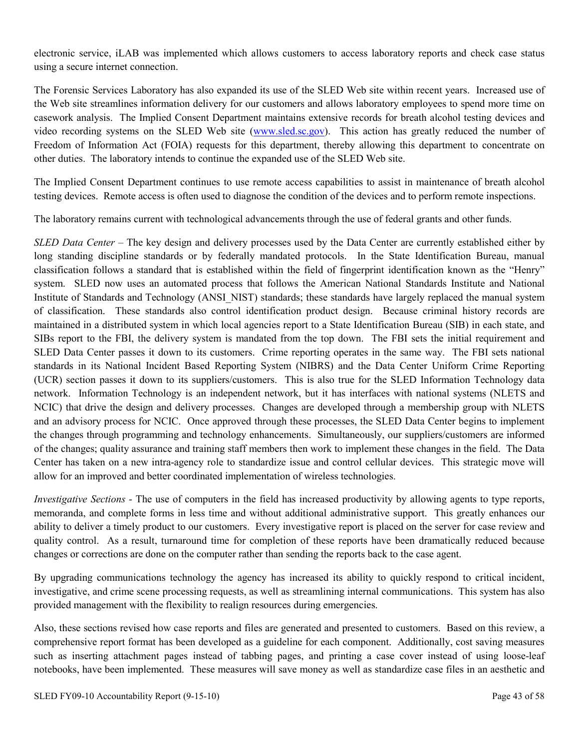electronic service, iLAB was implemented which allows customers to access laboratory reports and check case status using a secure internet connection.

The Forensic Services Laboratory has also expanded its use of the SLED Web site within recent years. Increased use of the Web site streamlines information delivery for our customers and allows laboratory employees to spend more time on casework analysis. The Implied Consent Department maintains extensive records for breath alcohol testing devices and video recording systems on the SLED Web site (www.sled.sc.gov). This action has greatly reduced the number of Freedom of Information Act (FOIA) requests for this department, thereby allowing this department to concentrate on other duties. The laboratory intends to continue the expanded use of the SLED Web site.

The Implied Consent Department continues to use remote access capabilities to assist in maintenance of breath alcohol testing devices. Remote access is often used to diagnose the condition of the devices and to perform remote inspections.

The laboratory remains current with technological advancements through the use of federal grants and other funds.

*SLED Data Center* – The key design and delivery processes used by the Data Center are currently established either by long standing discipline standards or by federally mandated protocols. In the State Identification Bureau, manual classification follows a standard that is established within the field of fingerprint identification known as the "Henry" system. SLED now uses an automated process that follows the American National Standards Institute and National Institute of Standards and Technology (ANSI_NIST) standards; these standards have largely replaced the manual system of classification. These standards also control identification product design. Because criminal history records are maintained in a distributed system in which local agencies report to a State Identification Bureau (SIB) in each state, and SIBs report to the FBI, the delivery system is mandated from the top down. The FBI sets the initial requirement and SLED Data Center passes it down to its customers. Crime reporting operates in the same way. The FBI sets national standards in its National Incident Based Reporting System (NIBRS) and the Data Center Uniform Crime Reporting (UCR) section passes it down to its suppliers/customers. This is also true for the SLED Information Technology data network. Information Technology is an independent network, but it has interfaces with national systems (NLETS and NCIC) that drive the design and delivery processes. Changes are developed through a membership group with NLETS and an advisory process for NCIC. Once approved through these processes, the SLED Data Center begins to implement the changes through programming and technology enhancements. Simultaneously, our suppliers/customers are informed of the changes; quality assurance and training staff members then work to implement these changes in the field. The Data Center has taken on a new intra-agency role to standardize issue and control cellular devices. This strategic move will allow for an improved and better coordinated implementation of wireless technologies.

*Investigative Sections* - The use of computers in the field has increased productivity by allowing agents to type reports, memoranda, and complete forms in less time and without additional administrative support. This greatly enhances our ability to deliver a timely product to our customers. Every investigative report is placed on the server for case review and quality control. As a result, turnaround time for completion of these reports have been dramatically reduced because changes or corrections are done on the computer rather than sending the reports back to the case agent.

By upgrading communications technology the agency has increased its ability to quickly respond to critical incident, investigative, and crime scene processing requests, as well as streamlining internal communications. This system has also provided management with the flexibility to realign resources during emergencies.

Also, these sections revised how case reports and files are generated and presented to customers. Based on this review, a comprehensive report format has been developed as a guideline for each component. Additionally, cost saving measures such as inserting attachment pages instead of tabbing pages, and printing a case cover instead of using loose-leaf notebooks, have been implemented. These measures will save money as well as standardize case files in an aesthetic and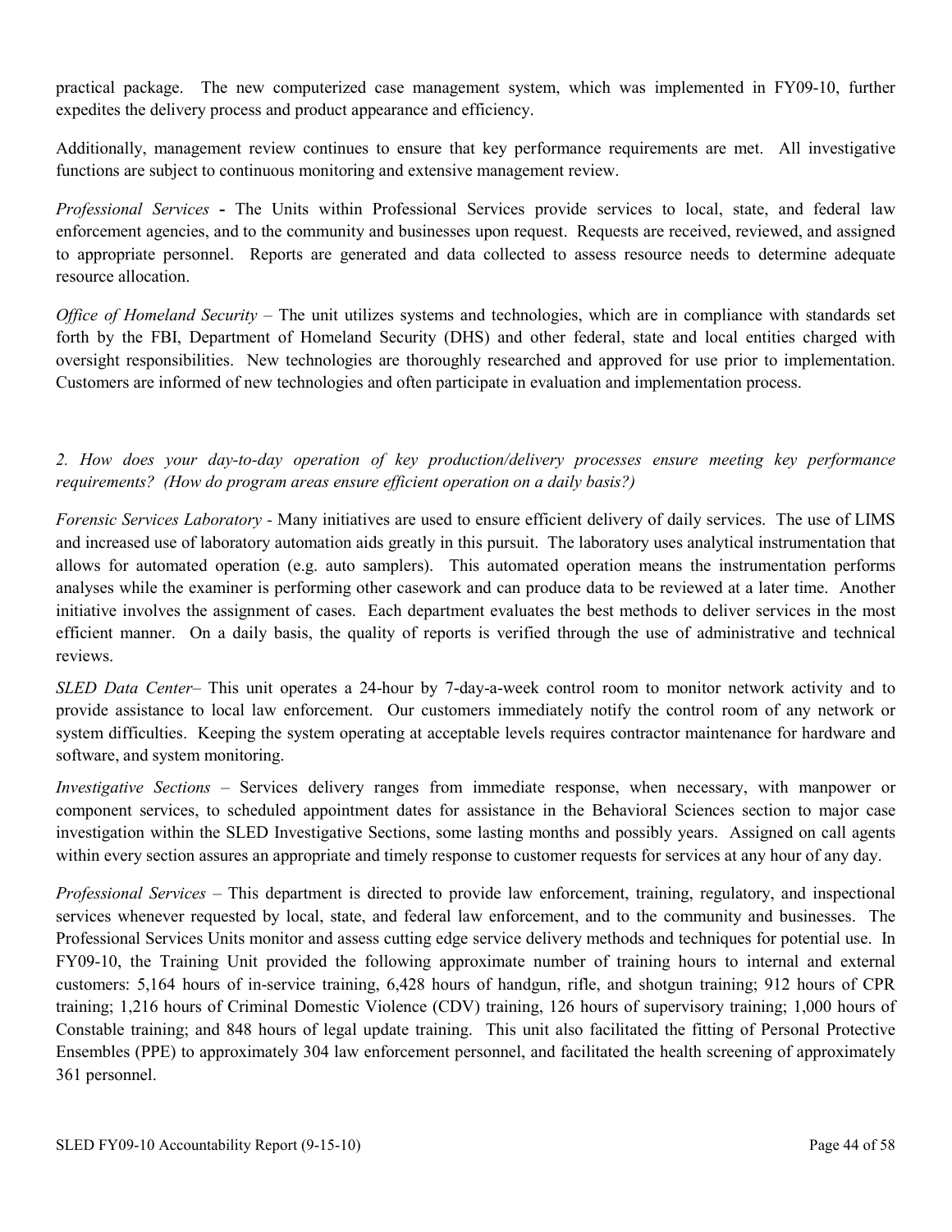practical package. The new computerized case management system, which was implemented in FY09-10, further expedites the delivery process and product appearance and efficiency.

Additionally, management review continues to ensure that key performance requirements are met. All investigative functions are subject to continuous monitoring and extensive management review.

*Professional Services* **-** The Units within Professional Services provide services to local, state, and federal law enforcement agencies, and to the community and businesses upon request. Requests are received, reviewed, and assigned to appropriate personnel. Reports are generated and data collected to assess resource needs to determine adequate resource allocation.

*Office of Homeland Security* – The unit utilizes systems and technologies, which are in compliance with standards set forth by the FBI, Department of Homeland Security (DHS) and other federal, state and local entities charged with oversight responsibilities. New technologies are thoroughly researched and approved for use prior to implementation. Customers are informed of new technologies and often participate in evaluation and implementation process.

*2. How does your day-to-day operation of key production/delivery processes ensure meeting key performance requirements? (How do program areas ensure efficient operation on a daily basis?)*

*Forensic Services Laboratory* - Many initiatives are used to ensure efficient delivery of daily services. The use of LIMS and increased use of laboratory automation aids greatly in this pursuit. The laboratory uses analytical instrumentation that allows for automated operation (e.g. auto samplers). This automated operation means the instrumentation performs analyses while the examiner is performing other casework and can produce data to be reviewed at a later time. Another initiative involves the assignment of cases. Each department evaluates the best methods to deliver services in the most efficient manner. On a daily basis, the quality of reports is verified through the use of administrative and technical reviews.

*SLED Data Center*– This unit operates a 24-hour by 7-day-a-week control room to monitor network activity and to provide assistance to local law enforcement. Our customers immediately notify the control room of any network or system difficulties. Keeping the system operating at acceptable levels requires contractor maintenance for hardware and software, and system monitoring.

*Investigative Sections* – Services delivery ranges from immediate response, when necessary, with manpower or component services, to scheduled appointment dates for assistance in the Behavioral Sciences section to major case investigation within the SLED Investigative Sections, some lasting months and possibly years. Assigned on call agents within every section assures an appropriate and timely response to customer requests for services at any hour of any day.

*Professional Services* – This department is directed to provide law enforcement, training, regulatory, and inspectional services whenever requested by local, state, and federal law enforcement, and to the community and businesses. The Professional Services Units monitor and assess cutting edge service delivery methods and techniques for potential use. In FY09-10, the Training Unit provided the following approximate number of training hours to internal and external customers: 5,164 hours of in-service training, 6,428 hours of handgun, rifle, and shotgun training; 912 hours of CPR training; 1,216 hours of Criminal Domestic Violence (CDV) training, 126 hours of supervisory training; 1,000 hours of Constable training; and 848 hours of legal update training. This unit also facilitated the fitting of Personal Protective Ensembles (PPE) to approximately 304 law enforcement personnel, and facilitated the health screening of approximately 361 personnel.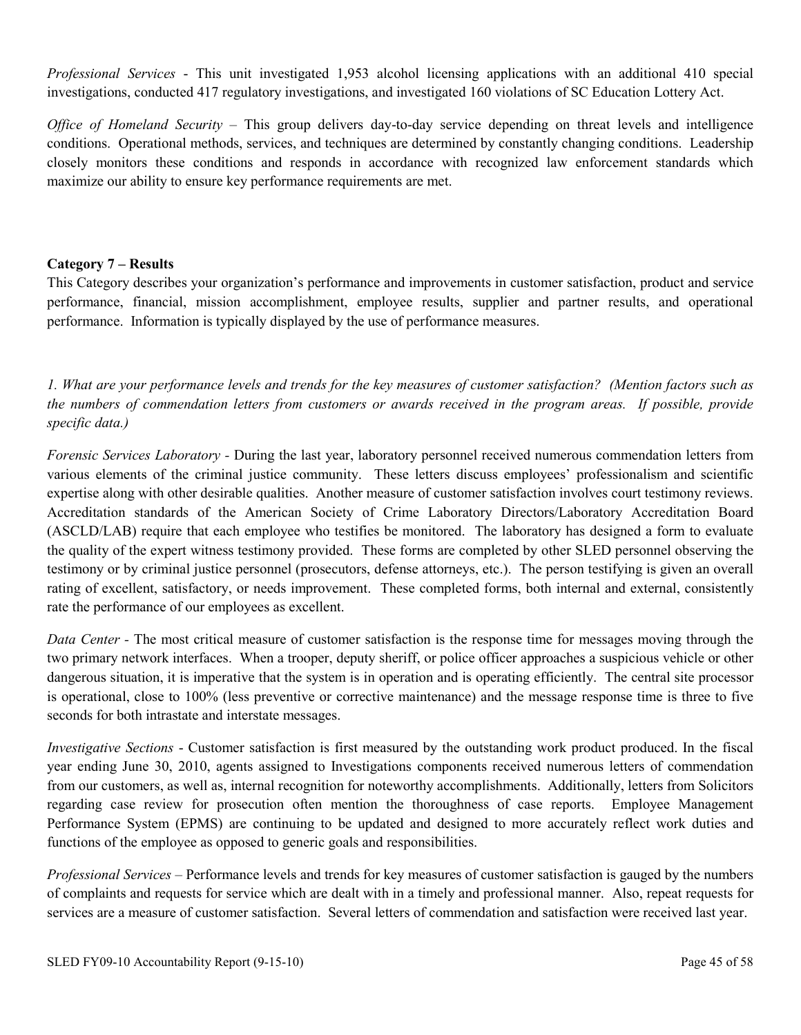*Professional Services* - This unit investigated 1,953 alcohol licensing applications with an additional 410 special investigations, conducted 417 regulatory investigations, and investigated 160 violations of SC Education Lottery Act.

*Office of Homeland Security* – This group delivers day-to-day service depending on threat levels and intelligence conditions. Operational methods, services, and techniques are determined by constantly changing conditions. Leadership closely monitors these conditions and responds in accordance with recognized law enforcement standards which maximize our ability to ensure key performance requirements are met.

**Category 7 – Results**

This Category describes your organization's performance and improvements in customer satisfaction, product and service performance, financial, mission accomplishment, employee results, supplier and partner results, and operational performance. Information is typically displayed by the use of performance measures.

*1. What are your performance levels and trends for the key measures of customer satisfaction? (Mention factors such as the numbers of commendation letters from customers or awards received in the program areas. If possible, provide specific data.)*

*Forensic Services Laboratory* - During the last year, laboratory personnel received numerous commendation letters from various elements of the criminal justice community. These letters discuss employees' professionalism and scientific expertise along with other desirable qualities. Another measure of customer satisfaction involves court testimony reviews. Accreditation standards of the American Society of Crime Laboratory Directors/Laboratory Accreditation Board (ASCLD/LAB) require that each employee who testifies be monitored. The laboratory has designed a form to evaluate the quality of the expert witness testimony provided. These forms are completed by other SLED personnel observing the testimony or by criminal justice personnel (prosecutors, defense attorneys, etc.). The person testifying is given an overall rating of excellent, satisfactory, or needs improvement. These completed forms, both internal and external, consistently rate the performance of our employees as excellent.

*Data Center* - The most critical measure of customer satisfaction is the response time for messages moving through the two primary network interfaces. When a trooper, deputy sheriff, or police officer approaches a suspicious vehicle or other dangerous situation, it is imperative that the system is in operation and is operating efficiently. The central site processor is operational, close to 100% (less preventive or corrective maintenance) and the message response time is three to five seconds for both intrastate and interstate messages.

*Investigative Sections* - Customer satisfaction is first measured by the outstanding work product produced. In the fiscal year ending June 30, 2010, agents assigned to Investigations components received numerous letters of commendation from our customers, as well as, internal recognition for noteworthy accomplishments. Additionally, letters from Solicitors regarding case review for prosecution often mention the thoroughness of case reports. Employee Management Performance System (EPMS) are continuing to be updated and designed to more accurately reflect work duties and functions of the employee as opposed to generic goals and responsibilities.

*Professional Services* – Performance levels and trends for key measures of customer satisfaction is gauged by the numbers of complaints and requests for service which are dealt with in a timely and professional manner. Also, repeat requests for services are a measure of customer satisfaction. Several letters of commendation and satisfaction were received last year.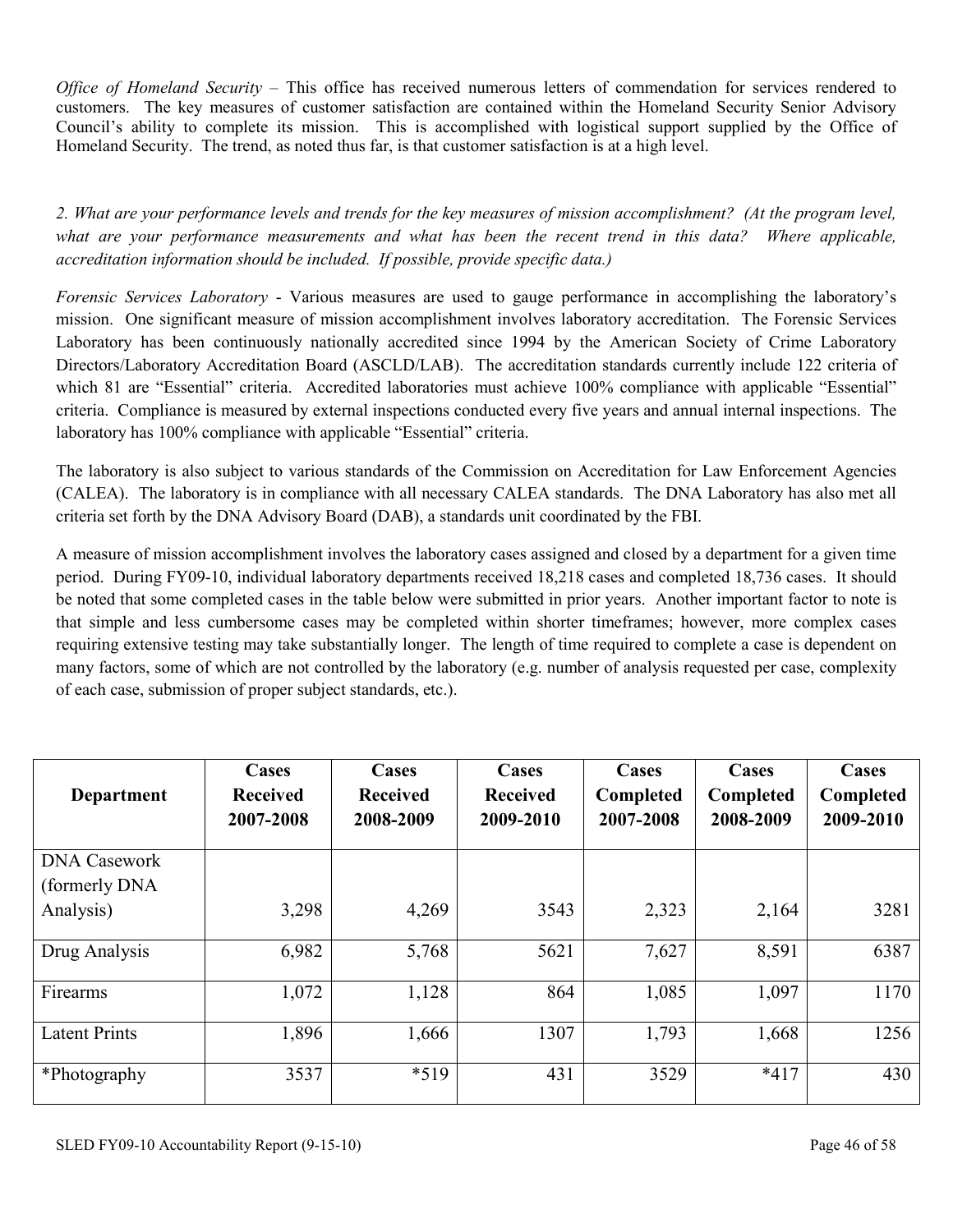*Office of Homeland Security* – This office has received numerous letters of commendation for services rendered to customers. The key measures of customer satisfaction are contained within the Homeland Security Senior Advisory Council's ability to complete its mission. This is accomplished with logistical support supplied by the Office of Homeland Security. The trend, as noted thus far, is that customer satisfaction is at a high level.

*2. What are your performance levels and trends for the key measures of mission accomplishment? (At the program level, what are your performance measurements and what has been the recent trend in this data? Where applicable, accreditation information should be included. If possible, provide specific data.)*

*Forensic Services Laboratory* - Various measures are used to gauge performance in accomplishing the laboratory's mission. One significant measure of mission accomplishment involves laboratory accreditation. The Forensic Services Laboratory has been continuously nationally accredited since 1994 by the American Society of Crime Laboratory Directors/Laboratory Accreditation Board (ASCLD/LAB). The accreditation standards currently include 122 criteria of which 81 are "Essential" criteria. Accredited laboratories must achieve 100% compliance with applicable "Essential" criteria. Compliance is measured by external inspections conducted every five years and annual internal inspections. The laboratory has 100% compliance with applicable "Essential" criteria.

The laboratory is also subject to various standards of the Commission on Accreditation for Law Enforcement Agencies (CALEA). The laboratory is in compliance with all necessary CALEA standards. The DNA Laboratory has also met all criteria set forth by the DNA Advisory Board (DAB), a standards unit coordinated by the FBI.

A measure of mission accomplishment involves the laboratory cases assigned and closed by a department for a given time period. During FY09-10, individual laboratory departments received 18,218 cases and completed 18,736 cases. It should be noted that some completed cases in the table below were submitted in prior years. Another important factor to note is that simple and less cumbersome cases may be completed within shorter timeframes; however, more complex cases requiring extensive testing may take substantially longer. The length of time required to complete a case is dependent on many factors, some of which are not controlled by the laboratory (e.g. number of analysis requested per case, complexity of each case, submission of proper subject standards, etc.).

| Department | Cases Received 2007-2008 | Cases Received 2008-2009 | Cases Received 2009-2010 | Cases Completed 2007-2008 | Cases Completed 2008-2009 | Cases Completed 2009-2010 |
|---|---|---|---|---|---|---|
| DNA Casework (formerly DNA Analysis) | 3,298 | 4,269 | 3543 | 2,323 | 2,164 | 3281 |
| Drug Analysis | 6,982 | 5,768 | 5621 | 7,627 | 8,591 | 6387 |
| Firearms | 1,072 | 1,128 | 864 | 1,085 | 1,097 | 1170 |
| Latent Prints | 1,896 | 1,666 | 1307 | 1,793 | 1,668 | 1256 |
| *Photography | 3537 | *519 | 431 | 3529 | *417 | 430 |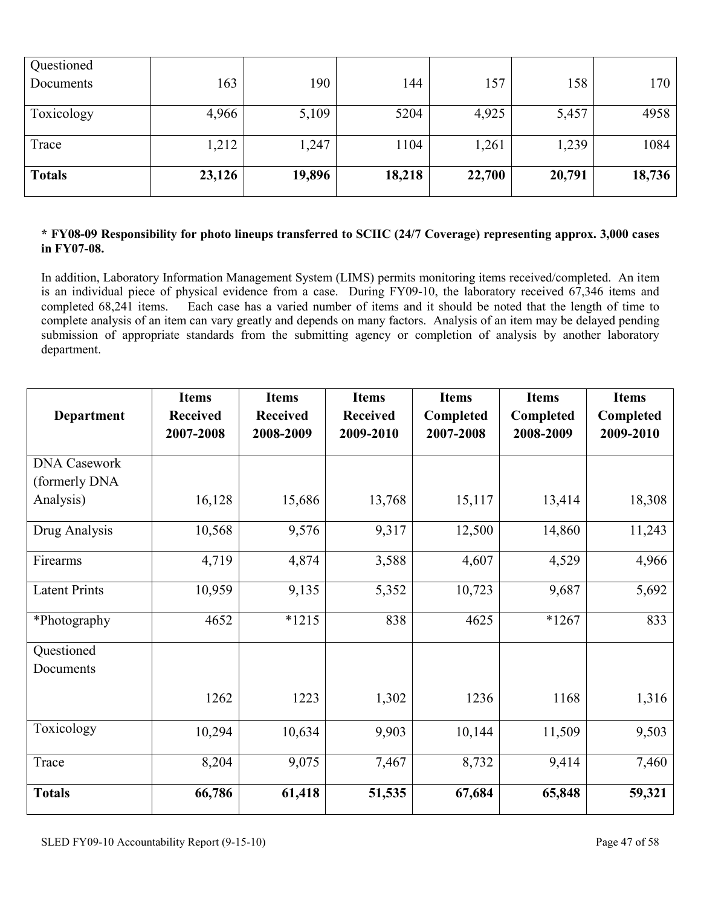| | | | | | | |
|---|---|---|---|---|---|---|
| Questioned Documents | 163 | 190 | 144 | 157 | 158 | 170 |
| Toxicology | 4,966 | 5,109 | 5204 | 4,925 | 5,457 | 4958 |
| Trace | 1,212 | 1,247 | 1104 | 1,261 | 1,239 | 1084 |
| **Totals** | **23,126** | **19,896** | **18,218** | **22,700** | **20,791** | **18,736** |

**\* FY08-09 Responsibility for photo lineups transferred to SCIIC (24/7 Coverage) representing approx. 3,000 cases in FY07-08.**

In addition, Laboratory Information Management System (LIMS) permits monitoring items received/completed. An item is an individual piece of physical evidence from a case. During FY09-10, the laboratory received 67,346 items and completed 68,241 items. Each case has a varied number of items and it should be noted that the length of time to complete analysis of an item can vary greatly and depends on many factors. Analysis of an item may be delayed pending submission of appropriate standards from the submitting agency or completion of analysis by another laboratory department.

| Department | Items Received 2007-2008 | Items Received 2008-2009 | Items Received 2009-2010 | Items Completed 2007-2008 | Items Completed 2008-2009 | Items Completed 2009-2010 |
|---|---|---|---|---|---|---|
| DNA Casework (formerly DNA Analysis) | 16,128 | 15,686 | 13,768 | 15,117 | 13,414 | 18,308 |
| Drug Analysis | 10,568 | 9,576 | 9,317 | 12,500 | 14,860 | 11,243 |
| Firearms | 4,719 | 4,874 | 3,588 | 4,607 | 4,529 | 4,966 |
| Latent Prints | 10,959 | 9,135 | 5,352 | 10,723 | 9,687 | 5,692 |
| *Photography | 4652 | *1215 | 838 | 4625 | *1267 | 833 |
| Questioned Documents | 1262 | 1223 | 1,302 | 1236 | 1168 | 1,316 |
| Toxicology | 10,294 | 10,634 | 9,903 | 10,144 | 11,509 | 9,503 |
| Trace | 8,204 | 9,075 | 7,467 | 8,732 | 9,414 | 7,460 |
| **Totals** | **66,786** | **61,418** | **51,535** | **67,684** | **65,848** | **59,321** |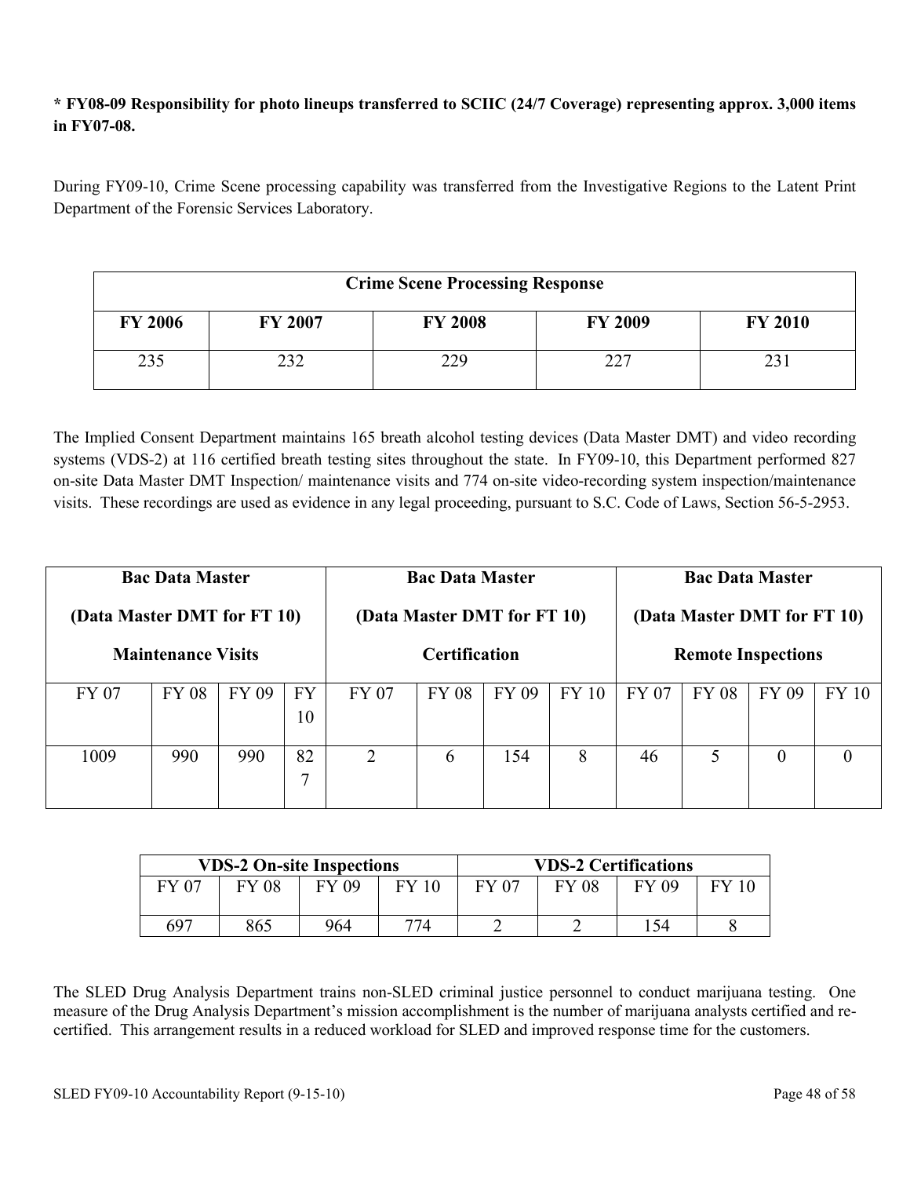**\* FY08-09 Responsibility for photo lineups transferred to SCIIC (24/7 Coverage) representing approx. 3,000 items in FY07-08.**

During FY09-10, Crime Scene processing capability was transferred from the Investigative Regions to the Latent Print Department of the Forensic Services Laboratory.

| Crime Scene Processing Response | | | | |
|---|---|---|---|---|
| **FY 2006** | **FY 2007** | **FY 2008** | **FY 2009** | **FY 2010** |
| 235 | 232 | 229 | 227 | 231 |

The Implied Consent Department maintains 165 breath alcohol testing devices (Data Master DMT) and video recording systems (VDS-2) at 116 certified breath testing sites throughout the state. In FY09-10, this Department performed 827 on-site Data Master DMT Inspection/ maintenance visits and 774 on-site video-recording system inspection/maintenance visits. These recordings are used as evidence in any legal proceeding, pursuant to S.C. Code of Laws, Section 56-5-2953.

| Bac Data Master (Data Master DMT for FT 10) Maintenance Visits | | | | Bac Data Master (Data Master DMT for FT 10) Certification | | | | Bac Data Master (Data Master DMT for FT 10) Remote Inspections | | | |
|---|---|---|---|---|---|---|---|---|---|---|---|
| FY 07 | FY 08 | FY 09 | FY 10 | FY 07 | FY 08 | FY 09 | FY 10 | FY 07 | FY 08 | FY 09 | FY 10 |
| 1009 | 990 | 990 | 827 | 2 | 6 | 154 | 8 | 46 | 5 | 0 | 0 |

| VDS-2 On-site Inspections | | | | VDS-2 Certifications | | | |
|---|---|---|---|---|---|---|---|
| FY 07 | FY 08 | FY 09 | FY 10 | FY 07 | FY 08 | FY 09 | FY 10 |
| 697 | 865 | 964 | 774 | 2 | 2 | 154 | 8 |

The SLED Drug Analysis Department trains non-SLED criminal justice personnel to conduct marijuana testing. One measure of the Drug Analysis Department's mission accomplishment is the number of marijuana analysts certified and re-certified. This arrangement results in a reduced workload for SLED and improved response time for the customers.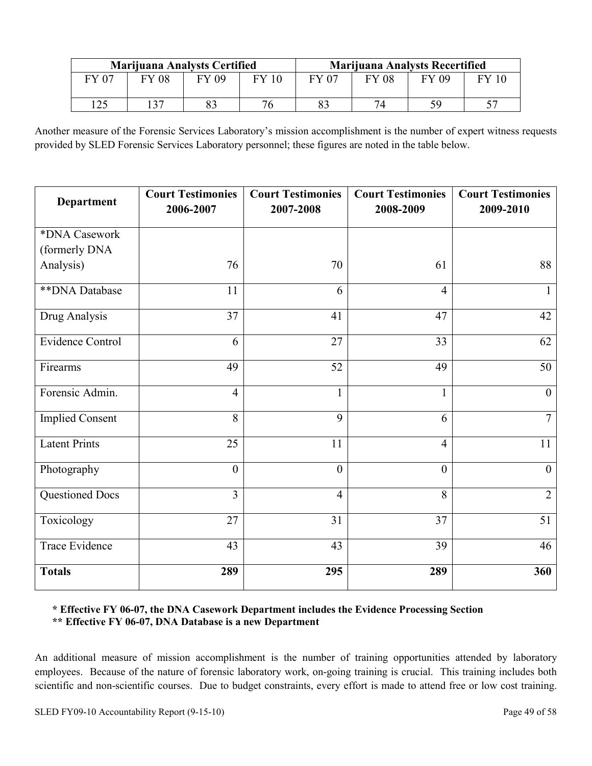| Marijuana Analysts Certified | | | | Marijuana Analysts Recertified | | | |
|---|---|---|---|---|---|---|---|
| FY 07 | FY 08 | FY 09 | FY 10 | FY 07 | FY 08 | FY 09 | FY 10 |
| 125 | 137 | 83 | 76 | 83 | 74 | 59 | 57 |

Another measure of the Forensic Services Laboratory's mission accomplishment is the number of expert witness requests provided by SLED Forensic Services Laboratory personnel; these figures are noted in the table below.

| Department | Court Testimonies 2006-2007 | Court Testimonies 2007-2008 | Court Testimonies 2008-2009 | Court Testimonies 2009-2010 |
|---|---|---|---|---|
| *DNA Casework (formerly DNA Analysis) | 76 | 70 | 61 | 88 |
| **DNA Database | 11 | 6 | 4 | 1 |
| Drug Analysis | 37 | 41 | 47 | 42 |
| Evidence Control | 6 | 27 | 33 | 62 |
| Firearms | 49 | 52 | 49 | 50 |
| Forensic Admin. | 4 | 1 | 1 | 0 |
| Implied Consent | 8 | 9 | 6 | 7 |
| Latent Prints | 25 | 11 | 4 | 11 |
| Photography | 0 | 0 | 0 | 0 |
| Questioned Docs | 3 | 4 | 8 | 2 |
| Toxicology | 27 | 31 | 37 | 51 |
| Trace Evidence | 43 | 43 | 39 | 46 |
| **Totals** | **289** | **295** | **289** | **360** |

**\* Effective FY 06-07, the DNA Casework Department includes the Evidence Processing Section**
**\*\* Effective FY 06-07, DNA Database is a new Department**

An additional measure of mission accomplishment is the number of training opportunities attended by laboratory employees. Because of the nature of forensic laboratory work, on-going training is crucial. This training includes both scientific and non-scientific courses. Due to budget constraints, every effort is made to attend free or low cost training.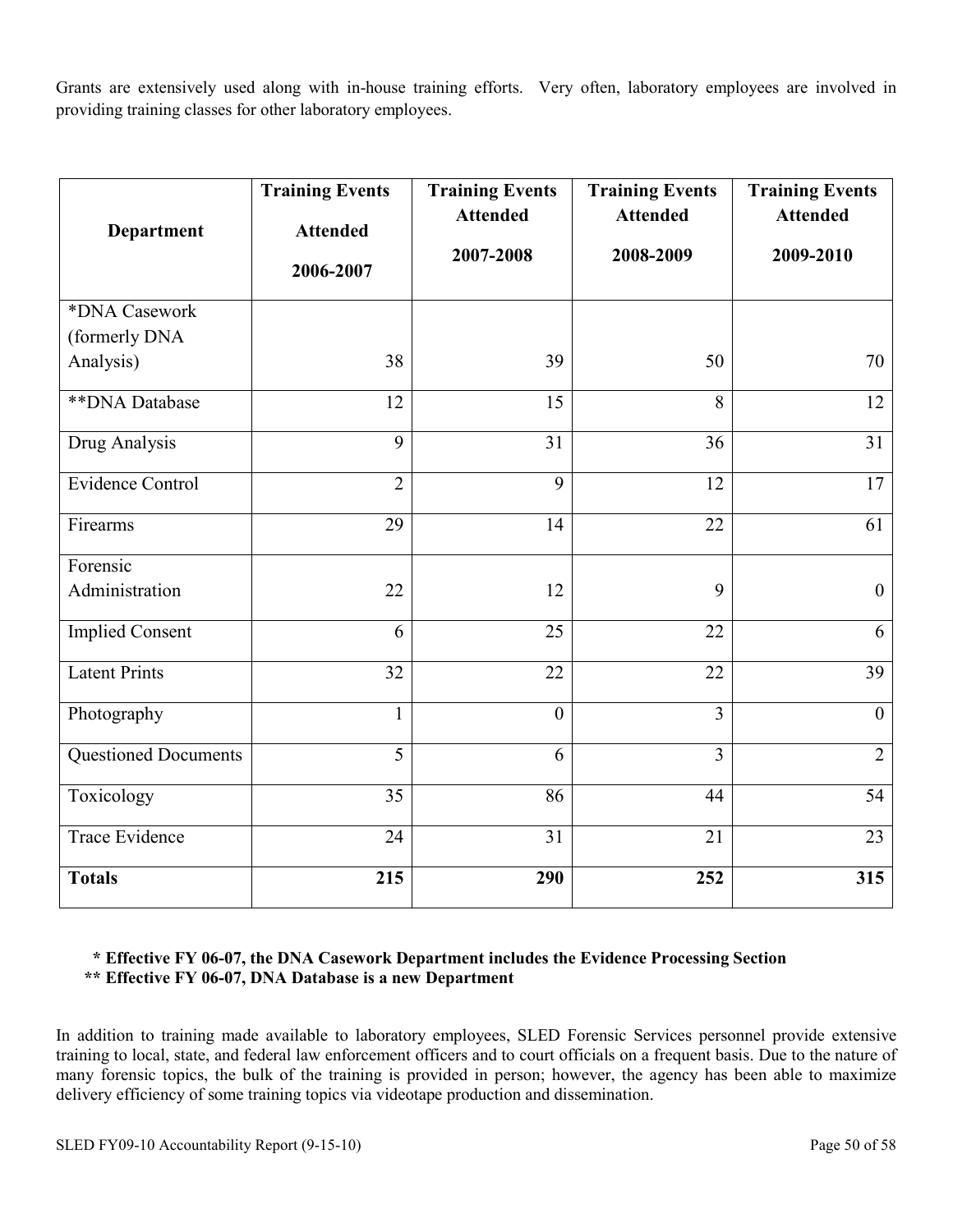Grants are extensively used along with in-house training efforts. Very often, laboratory employees are involved in providing training classes for other laboratory employees.

| Department | Training Events Attended 2006-2007 | Training Events Attended 2007-2008 | Training Events Attended 2008-2009 | Training Events Attended 2009-2010 |
|---|---|---|---|---|
| *DNA Casework (formerly DNA Analysis) | 38 | 39 | 50 | 70 |
| **DNA Database | 12 | 15 | 8 | 12 |
| Drug Analysis | 9 | 31 | 36 | 31 |
| Evidence Control | 2 | 9 | 12 | 17 |
| Firearms | 29 | 14 | 22 | 61 |
| Forensic Administration | 22 | 12 | 9 | 0 |
| Implied Consent | 6 | 25 | 22 | 6 |
| Latent Prints | 32 | 22 | 22 | 39 |
| Photography | 1 | 0 | 3 | 0 |
| Questioned Documents | 5 | 6 | 3 | 2 |
| Toxicology | 35 | 86 | 44 | 54 |
| Trace Evidence | 24 | 31 | 21 | 23 |
| **Totals** | **215** | **290** | **252** | **315** |

**\* Effective FY 06-07, the DNA Casework Department includes the Evidence Processing Section**
**\*\* Effective FY 06-07, DNA Database is a new Department**

In addition to training made available to laboratory employees, SLED Forensic Services personnel provide extensive training to local, state, and federal law enforcement officers and to court officials on a frequent basis. Due to the nature of many forensic topics, the bulk of the training is provided in person; however, the agency has been able to maximize delivery efficiency of some training topics via videotape production and dissemination.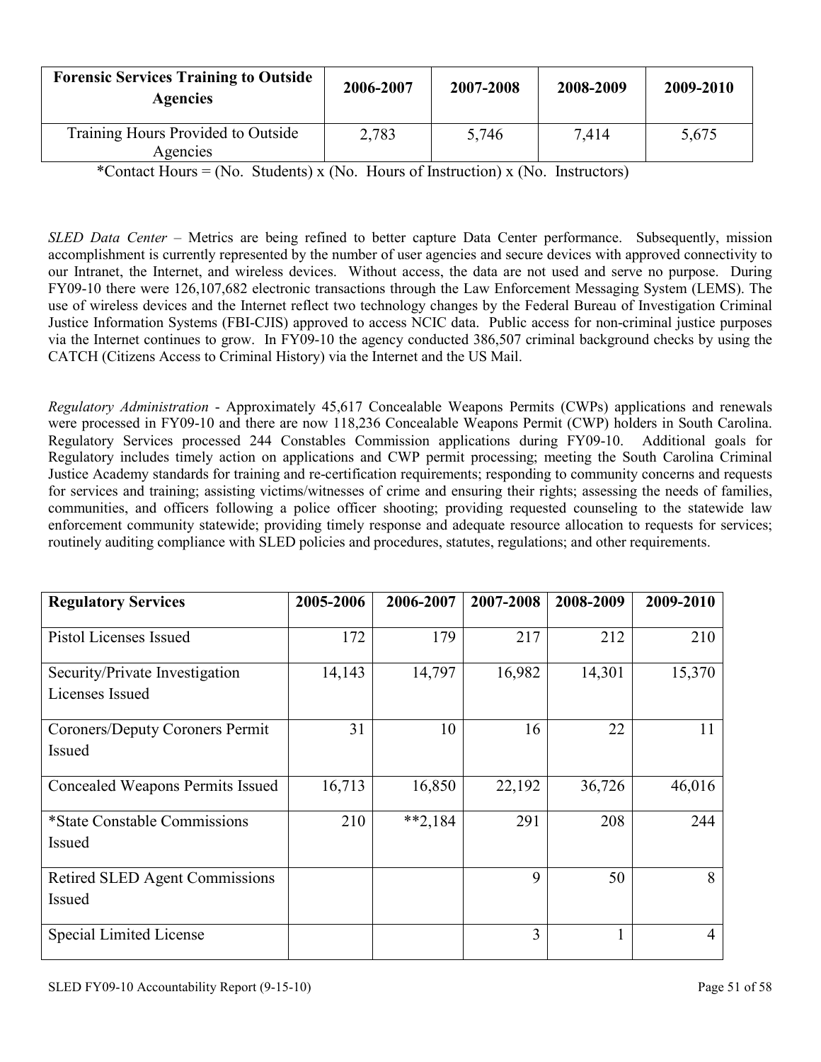| Forensic Services Training to Outside Agencies | 2006-2007 | 2007-2008 | 2008-2009 | 2009-2010 |
|---|---|---|---|---|
| Training Hours Provided to Outside Agencies | 2,783 | 5,746 | 7,414 | 5,675 |

*Contact Hours = (No. Students) x (No. Hours of Instruction) x (No. Instructors)

*SLED Data Center* – Metrics are being refined to better capture Data Center performance. Subsequently, mission accomplishment is currently represented by the number of user agencies and secure devices with approved connectivity to our Intranet, the Internet, and wireless devices. Without access, the data are not used and serve no purpose. During FY09-10 there were 126,107,682 electronic transactions through the Law Enforcement Messaging System (LEMS). The use of wireless devices and the Internet reflect two technology changes by the Federal Bureau of Investigation Criminal Justice Information Systems (FBI-CJIS) approved to access NCIC data. Public access for non-criminal justice purposes via the Internet continues to grow. In FY09-10 the agency conducted 386,507 criminal background checks by using the CATCH (Citizens Access to Criminal History) via the Internet and the US Mail.

*Regulatory Administration* - Approximately 45,617 Concealable Weapons Permits (CWPs) applications and renewals were processed in FY09-10 and there are now 118,236 Concealable Weapons Permit (CWP) holders in South Carolina. Regulatory Services processed 244 Constables Commission applications during FY09-10. Additional goals for Regulatory includes timely action on applications and CWP permit processing; meeting the South Carolina Criminal Justice Academy standards for training and re-certification requirements; responding to community concerns and requests for services and training; assisting victims/witnesses of crime and ensuring their rights; assessing the needs of families, communities, and officers following a police officer shooting; providing requested counseling to the statewide law enforcement community statewide; providing timely response and adequate resource allocation to requests for services; routinely auditing compliance with SLED policies and procedures, statutes, regulations; and other requirements.

| Regulatory Services | 2005-2006 | 2006-2007 | 2007-2008 | 2008-2009 | 2009-2010 |
|---|---|---|---|---|---|
| Pistol Licenses Issued | 172 | 179 | 217 | 212 | 210 |
| Security/Private Investigation Licenses Issued | 14,143 | 14,797 | 16,982 | 14,301 | 15,370 |
| Coroners/Deputy Coroners Permit Issued | 31 | 10 | 16 | 22 | 11 |
| Concealed Weapons Permits Issued | 16,713 | 16,850 | 22,192 | 36,726 | 46,016 |
| *State Constable Commissions Issued | 210 | **2,184 | 291 | 208 | 244 |
| Retired SLED Agent Commissions Issued | | | 9 | 50 | 8 |
| Special Limited License | | | 3 | 1 | 4 |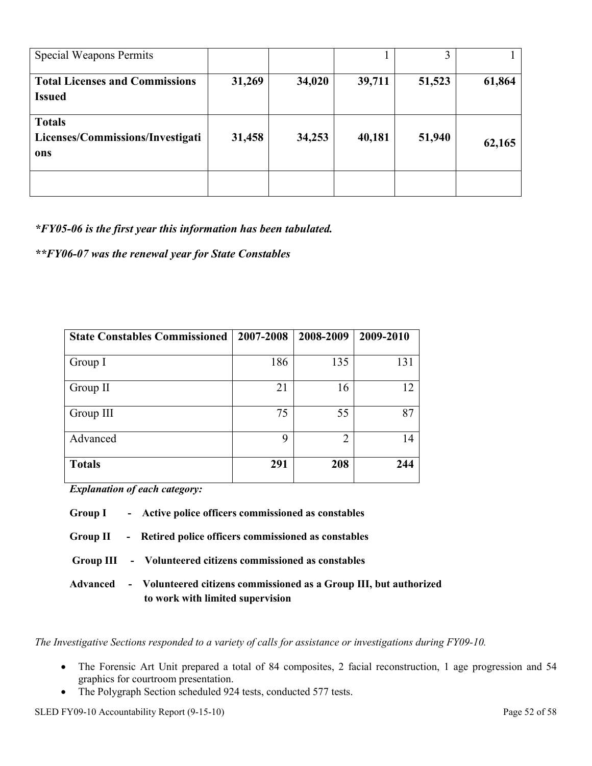| | | | | | |
|---|---|---|---|---|---|
| Special Weapons Permits | | | 1 | 3 | 1 |
| **Total Licenses and Commissions Issued** | **31,269** | **34,020** | **39,711** | **51,523** | **61,864** |
| **Totals Licenses/Commissions/Investigations** | **31,458** | **34,253** | **40,181** | **51,940** | **62,165** |
| | | | | | |

***FY05-06 is the first year this information has been tabulated.***

***\*\*FY06-07 was the renewal year for State Constables***

| **State Constables Commissioned** | **2007-2008** | **2008-2009** | **2009-2010** |
|---|---|---|---|
| Group I | 186 | 135 | 131 |
| Group II | 21 | 16 | 12 |
| Group III | 75 | 55 | 87 |
| Advanced | 9 | 2 | 14 |
| **Totals** | **291** | **208** | **244** |

***Explanation of each category:***

**Group I - Active police officers commissioned as constables**

**Group II - Retired police officers commissioned as constables**

**Group III - Volunteered citizens commissioned as constables**

**Advanced - Volunteered citizens commissioned as a Group III, but authorized to work with limited supervision**

*The Investigative Sections responded to a variety of calls for assistance or investigations during FY09-10.*

- The Forensic Art Unit prepared a total of 84 composites, 2 facial reconstruction, 1 age progression and 54 graphics for courtroom presentation.
- The Polygraph Section scheduled 924 tests, conducted 577 tests.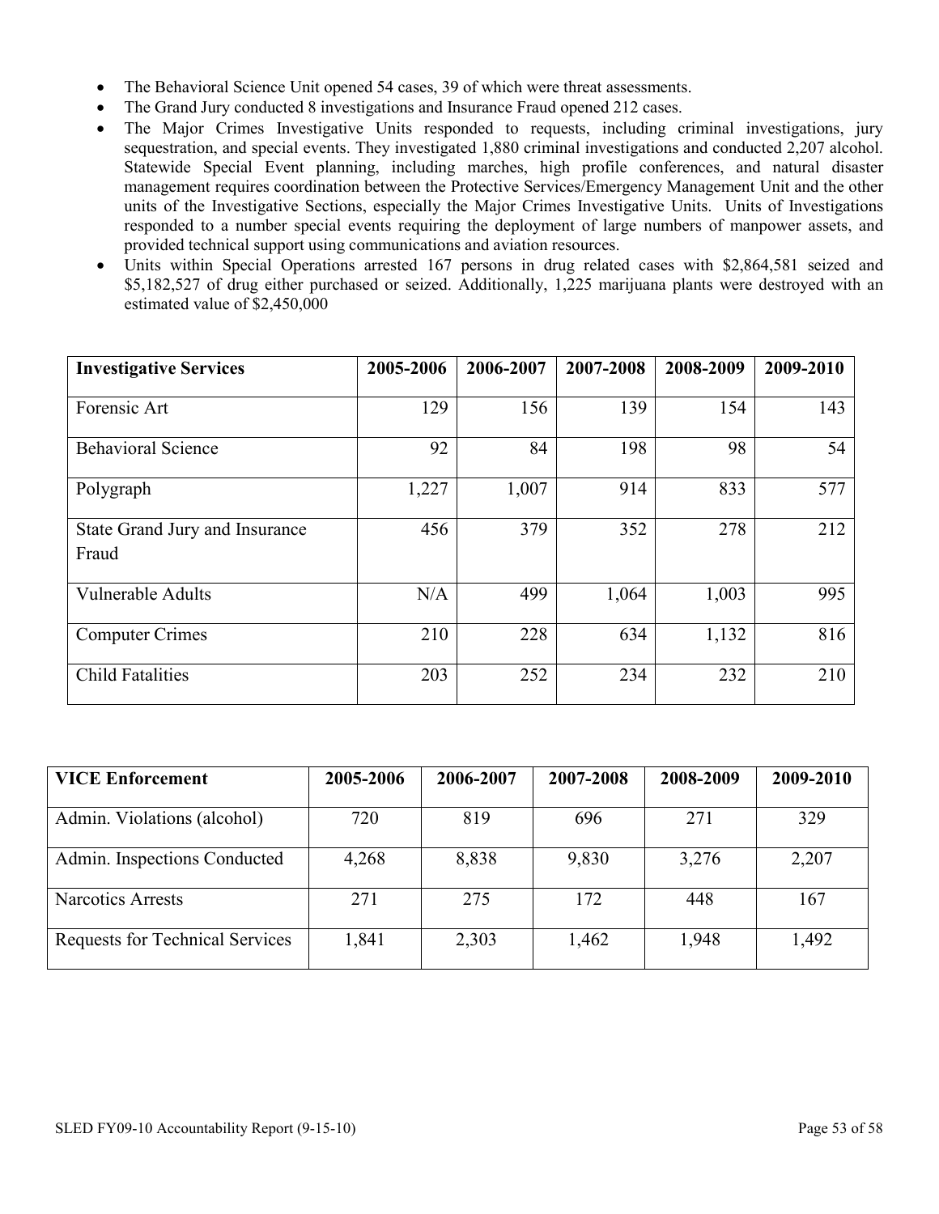- The Behavioral Science Unit opened 54 cases, 39 of which were threat assessments.
- The Grand Jury conducted 8 investigations and Insurance Fraud opened 212 cases.
- The Major Crimes Investigative Units responded to requests, including criminal investigations, jury sequestration, and special events. They investigated 1,880 criminal investigations and conducted 2,207 alcohol. Statewide Special Event planning, including marches, high profile conferences, and natural disaster management requires coordination between the Protective Services/Emergency Management Unit and the other units of the Investigative Sections, especially the Major Crimes Investigative Units. Units of Investigations responded to a number special events requiring the deployment of large numbers of manpower assets, and provided technical support using communications and aviation resources.
- Units within Special Operations arrested 167 persons in drug related cases with $2,864,581 seized and $5,182,527 of drug either purchased or seized. Additionally, 1,225 marijuana plants were destroyed with an estimated value of $2,450,000

| **Investigative Services** | **2005-2006** | **2006-2007** | **2007-2008** | **2008-2009** | **2009-2010** |
|---|---|---|---|---|---|
| Forensic Art | 129 | 156 | 139 | 154 | 143 |
| Behavioral Science | 92 | 84 | 198 | 98 | 54 |
| Polygraph | 1,227 | 1,007 | 914 | 833 | 577 |
| State Grand Jury and Insurance Fraud | 456 | 379 | 352 | 278 | 212 |
| Vulnerable Adults | N/A | 499 | 1,064 | 1,003 | 995 |
| Computer Crimes | 210 | 228 | 634 | 1,132 | 816 |
| Child Fatalities | 203 | 252 | 234 | 232 | 210 |

| **VICE Enforcement** | **2005-2006** | **2006-2007** | **2007-2008** | **2008-2009** | **2009-2010** |
|---|---|---|---|---|---|
| Admin. Violations (alcohol) | 720 | 819 | 696 | 271 | 329 |
| Admin. Inspections Conducted | 4,268 | 8,838 | 9,830 | 3,276 | 2,207 |
| Narcotics Arrests | 271 | 275 | 172 | 448 | 167 |
| Requests for Technical Services | 1,841 | 2,303 | 1,462 | 1,948 | 1,492 |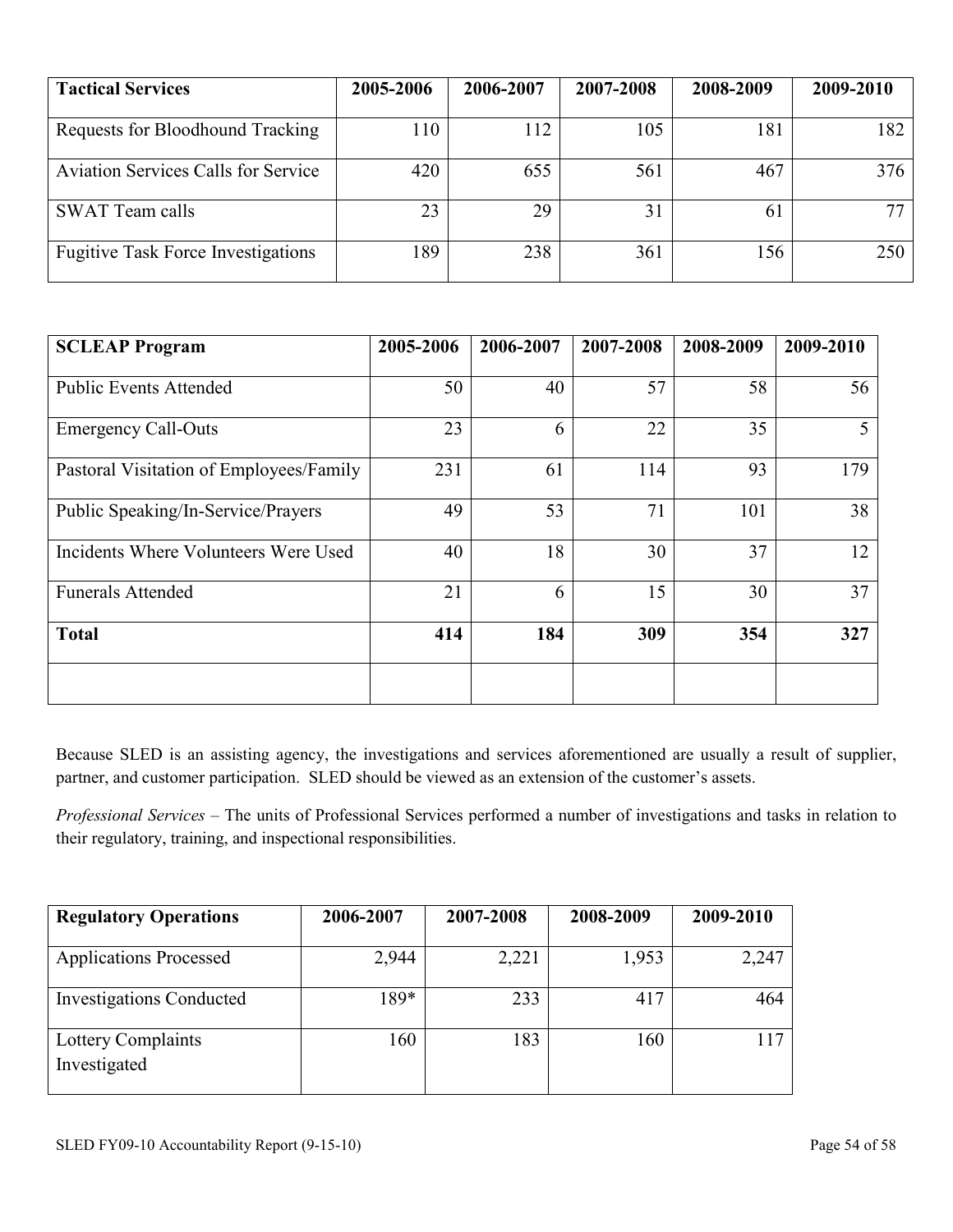| Tactical Services | 2005-2006 | 2006-2007 | 2007-2008 | 2008-2009 | 2009-2010 |
|---|---|---|---|---|---|
| Requests for Bloodhound Tracking | 110 | 112 | 105 | 181 | 182 |
| Aviation Services Calls for Service | 420 | 655 | 561 | 467 | 376 |
| SWAT Team calls | 23 | 29 | 31 | 61 | 77 |
| Fugitive Task Force Investigations | 189 | 238 | 361 | 156 | 250 |

| SCLEAP Program | 2005-2006 | 2006-2007 | 2007-2008 | 2008-2009 | 2009-2010 |
|---|---|---|---|---|---|
| Public Events Attended | 50 | 40 | 57 | 58 | 56 |
| Emergency Call-Outs | 23 | 6 | 22 | 35 | 5 |
| Pastoral Visitation of Employees/Family | 231 | 61 | 114 | 93 | 179 |
| Public Speaking/In-Service/Prayers | 49 | 53 | 71 | 101 | 38 |
| Incidents Where Volunteers Were Used | 40 | 18 | 30 | 37 | 12 |
| Funerals Attended | 21 | 6 | 15 | 30 | 37 |
| **Total** | **414** | **184** | **309** | **354** | **327** |
| | | | | | |

Because SLED is an assisting agency, the investigations and services aforementioned are usually a result of supplier, partner, and customer participation. SLED should be viewed as an extension of the customer's assets.

*Professional Services* – The units of Professional Services performed a number of investigations and tasks in relation to their regulatory, training, and inspectional responsibilities.

| Regulatory Operations | 2006-2007 | 2007-2008 | 2008-2009 | 2009-2010 |
|---|---|---|---|---|
| Applications Processed | 2,944 | 2,221 | 1,953 | 2,247 |
| Investigations Conducted | 189* | 233 | 417 | 464 |
| Lottery Complaints Investigated | 160 | 183 | 160 | 117 |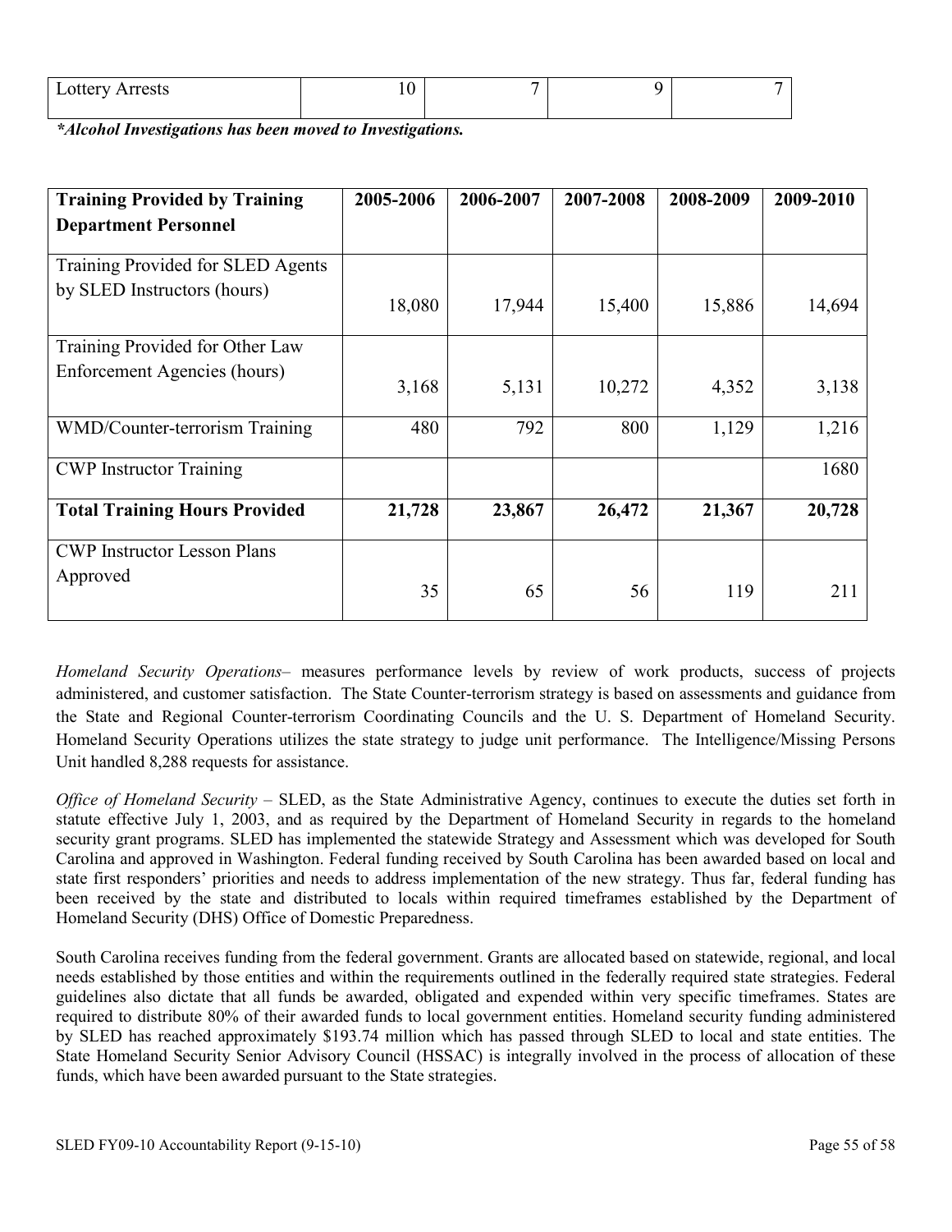| | | | | |
|---|---|---|---|---|
| Lottery Arrests | 10 | 7 | 9 | 7 |

***Alcohol Investigations has been moved to Investigations.***

| **Training Provided by Training Department Personnel** | **2005-2006** | **2006-2007** | **2007-2008** | **2008-2009** | **2009-2010** |
|---|---|---|---|---|---|
| Training Provided for SLED Agents by SLED Instructors (hours) | 18,080 | 17,944 | 15,400 | 15,886 | 14,694 |
| Training Provided for Other Law Enforcement Agencies (hours) | 3,168 | 5,131 | 10,272 | 4,352 | 3,138 |
| WMD/Counter-terrorism Training | 480 | 792 | 800 | 1,129 | 1,216 |
| CWP Instructor Training | | | | | 1680 |
| **Total Training Hours Provided** | **21,728** | **23,867** | **26,472** | **21,367** | **20,728** |
| CWP Instructor Lesson Plans Approved | 35 | 65 | 56 | 119 | 211 |

*Homeland Security Operations*– measures performance levels by review of work products, success of projects administered, and customer satisfaction. The State Counter-terrorism strategy is based on assessments and guidance from the State and Regional Counter-terrorism Coordinating Councils and the U. S. Department of Homeland Security. Homeland Security Operations utilizes the state strategy to judge unit performance. The Intelligence/Missing Persons Unit handled 8,288 requests for assistance.

*Office of Homeland Security* – SLED, as the State Administrative Agency, continues to execute the duties set forth in statute effective July 1, 2003, and as required by the Department of Homeland Security in regards to the homeland security grant programs. SLED has implemented the statewide Strategy and Assessment which was developed for South Carolina and approved in Washington. Federal funding received by South Carolina has been awarded based on local and state first responders' priorities and needs to address implementation of the new strategy. Thus far, federal funding has been received by the state and distributed to locals within required timeframes established by the Department of Homeland Security (DHS) Office of Domestic Preparedness.

South Carolina receives funding from the federal government. Grants are allocated based on statewide, regional, and local needs established by those entities and within the requirements outlined in the federally required state strategies. Federal guidelines also dictate that all funds be awarded, obligated and expended within very specific timeframes. States are required to distribute 80% of their awarded funds to local government entities. Homeland security funding administered by SLED has reached approximately $193.74 million which has passed through SLED to local and state entities. The State Homeland Security Senior Advisory Council (HSSAC) is integrally involved in the process of allocation of these funds, which have been awarded pursuant to the State strategies.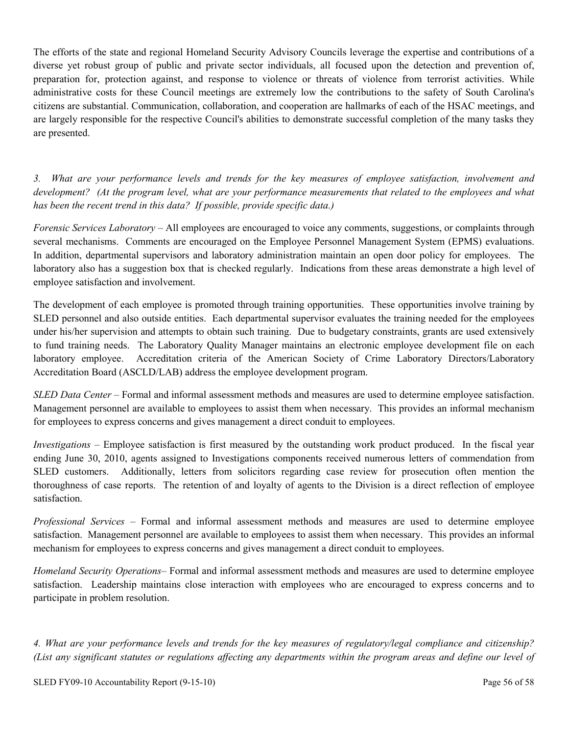The efforts of the state and regional Homeland Security Advisory Councils leverage the expertise and contributions of a diverse yet robust group of public and private sector individuals, all focused upon the detection and prevention of, preparation for, protection against, and response to violence or threats of violence from terrorist activities. While administrative costs for these Council meetings are extremely low the contributions to the safety of South Carolina's citizens are substantial. Communication, collaboration, and cooperation are hallmarks of each of the HSAC meetings, and are largely responsible for the respective Council's abilities to demonstrate successful completion of the many tasks they are presented.

*3. What are your performance levels and trends for the key measures of employee satisfaction, involvement and development? (At the program level, what are your performance measurements that related to the employees and what has been the recent trend in this data? If possible, provide specific data.)*

*Forensic Services Laboratory* – All employees are encouraged to voice any comments, suggestions, or complaints through several mechanisms. Comments are encouraged on the Employee Personnel Management System (EPMS) evaluations. In addition, departmental supervisors and laboratory administration maintain an open door policy for employees. The laboratory also has a suggestion box that is checked regularly. Indications from these areas demonstrate a high level of employee satisfaction and involvement.

The development of each employee is promoted through training opportunities. These opportunities involve training by SLED personnel and also outside entities. Each departmental supervisor evaluates the training needed for the employees under his/her supervision and attempts to obtain such training. Due to budgetary constraints, grants are used extensively to fund training needs. The Laboratory Quality Manager maintains an electronic employee development file on each laboratory employee. Accreditation criteria of the American Society of Crime Laboratory Directors/Laboratory Accreditation Board (ASCLD/LAB) address the employee development program.

*SLED Data Center* – Formal and informal assessment methods and measures are used to determine employee satisfaction. Management personnel are available to employees to assist them when necessary. This provides an informal mechanism for employees to express concerns and gives management a direct conduit to employees.

*Investigations* – Employee satisfaction is first measured by the outstanding work product produced. In the fiscal year ending June 30, 2010, agents assigned to Investigations components received numerous letters of commendation from SLED customers. Additionally, letters from solicitors regarding case review for prosecution often mention the thoroughness of case reports. The retention of and loyalty of agents to the Division is a direct reflection of employee satisfaction.

*Professional Services* – Formal and informal assessment methods and measures are used to determine employee satisfaction. Management personnel are available to employees to assist them when necessary. This provides an informal mechanism for employees to express concerns and gives management a direct conduit to employees.

*Homeland Security Operations*– Formal and informal assessment methods and measures are used to determine employee satisfaction. Leadership maintains close interaction with employees who are encouraged to express concerns and to participate in problem resolution.

*4. What are your performance levels and trends for the key measures of regulatory/legal compliance and citizenship? (List any significant statutes or regulations affecting any departments within the program areas and define our level of*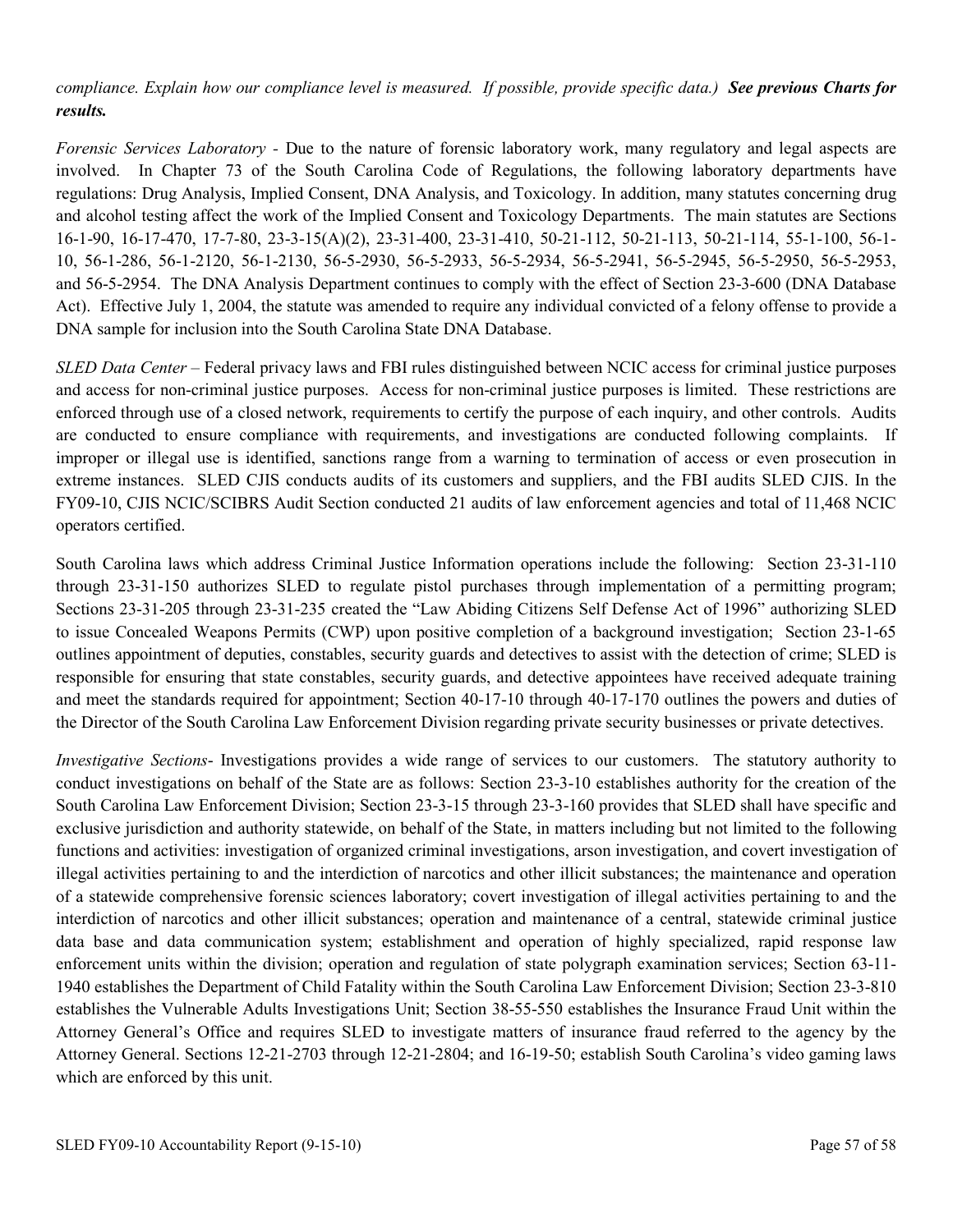*compliance. Explain how our compliance level is measured. If possible, provide specific data.)* ***See previous Charts for results.***

*Forensic Services Laboratory* - Due to the nature of forensic laboratory work, many regulatory and legal aspects are involved. In Chapter 73 of the South Carolina Code of Regulations, the following laboratory departments have regulations: Drug Analysis, Implied Consent, DNA Analysis, and Toxicology. In addition, many statutes concerning drug and alcohol testing affect the work of the Implied Consent and Toxicology Departments. The main statutes are Sections 16-1-90, 16-17-470, 17-7-80, 23-3-15(A)(2), 23-31-400, 23-31-410, 50-21-112, 50-21-113, 50-21-114, 55-1-100, 56-1-10, 56-1-286, 56-1-2120, 56-1-2130, 56-5-2930, 56-5-2933, 56-5-2934, 56-5-2941, 56-5-2945, 56-5-2950, 56-5-2953, and 56-5-2954. The DNA Analysis Department continues to comply with the effect of Section 23-3-600 (DNA Database Act). Effective July 1, 2004, the statute was amended to require any individual convicted of a felony offense to provide a DNA sample for inclusion into the South Carolina State DNA Database.

*SLED Data Center* – Federal privacy laws and FBI rules distinguished between NCIC access for criminal justice purposes and access for non-criminal justice purposes. Access for non-criminal justice purposes is limited. These restrictions are enforced through use of a closed network, requirements to certify the purpose of each inquiry, and other controls. Audits are conducted to ensure compliance with requirements, and investigations are conducted following complaints. If improper or illegal use is identified, sanctions range from a warning to termination of access or even prosecution in extreme instances. SLED CJIS conducts audits of its customers and suppliers, and the FBI audits SLED CJIS. In the FY09-10, CJIS NCIC/SCIBRS Audit Section conducted 21 audits of law enforcement agencies and total of 11,468 NCIC operators certified.

South Carolina laws which address Criminal Justice Information operations include the following: Section 23-31-110 through 23-31-150 authorizes SLED to regulate pistol purchases through implementation of a permitting program; Sections 23-31-205 through 23-31-235 created the "Law Abiding Citizens Self Defense Act of 1996" authorizing SLED to issue Concealed Weapons Permits (CWP) upon positive completion of a background investigation; Section 23-1-65 outlines appointment of deputies, constables, security guards and detectives to assist with the detection of crime; SLED is responsible for ensuring that state constables, security guards, and detective appointees have received adequate training and meet the standards required for appointment; Section 40-17-10 through 40-17-170 outlines the powers and duties of the Director of the South Carolina Law Enforcement Division regarding private security businesses or private detectives.

*Investigative Sections*- Investigations provides a wide range of services to our customers. The statutory authority to conduct investigations on behalf of the State are as follows: Section 23-3-10 establishes authority for the creation of the South Carolina Law Enforcement Division; Section 23-3-15 through 23-3-160 provides that SLED shall have specific and exclusive jurisdiction and authority statewide, on behalf of the State, in matters including but not limited to the following functions and activities: investigation of organized criminal investigations, arson investigation, and covert investigation of illegal activities pertaining to and the interdiction of narcotics and other illicit substances; the maintenance and operation of a statewide comprehensive forensic sciences laboratory; covert investigation of illegal activities pertaining to and the interdiction of narcotics and other illicit substances; operation and maintenance of a central, statewide criminal justice data base and data communication system; establishment and operation of highly specialized, rapid response law enforcement units within the division; operation and regulation of state polygraph examination services; Section 63-11-1940 establishes the Department of Child Fatality within the South Carolina Law Enforcement Division; Section 23-3-810 establishes the Vulnerable Adults Investigations Unit; Section 38-55-550 establishes the Insurance Fraud Unit within the Attorney General's Office and requires SLED to investigate matters of insurance fraud referred to the agency by the Attorney General. Sections 12-21-2703 through 12-21-2804; and 16-19-50; establish South Carolina's video gaming laws which are enforced by this unit.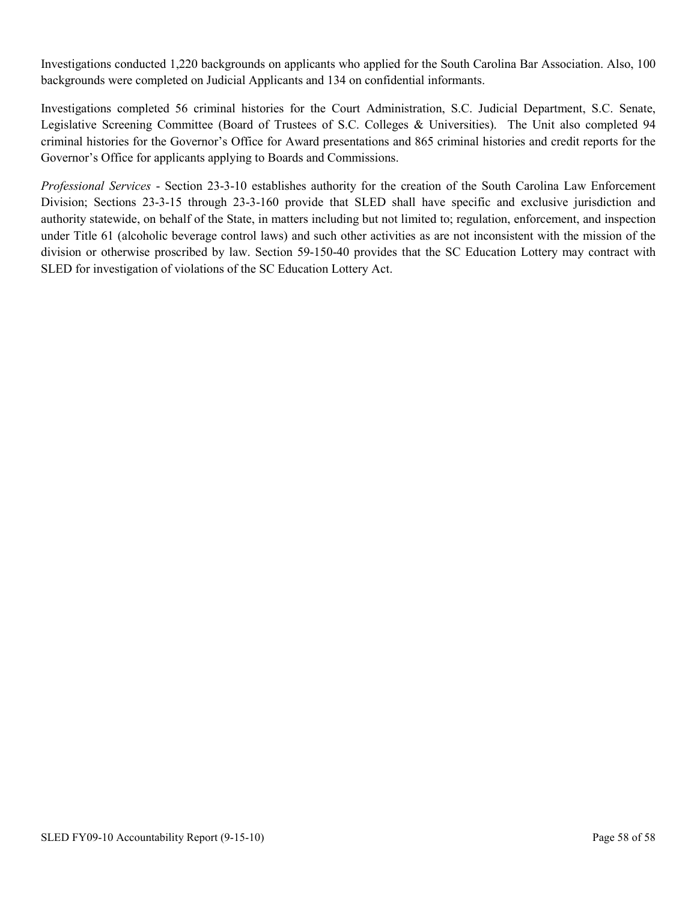Investigations conducted 1,220 backgrounds on applicants who applied for the South Carolina Bar Association. Also, 100 backgrounds were completed on Judicial Applicants and 134 on confidential informants.

Investigations completed 56 criminal histories for the Court Administration, S.C. Judicial Department, S.C. Senate, Legislative Screening Committee (Board of Trustees of S.C. Colleges & Universities). The Unit also completed 94 criminal histories for the Governor's Office for Award presentations and 865 criminal histories and credit reports for the Governor's Office for applicants applying to Boards and Commissions.

*Professional Services* - Section 23-3-10 establishes authority for the creation of the South Carolina Law Enforcement Division; Sections 23-3-15 through 23-3-160 provide that SLED shall have specific and exclusive jurisdiction and authority statewide, on behalf of the State, in matters including but not limited to; regulation, enforcement, and inspection under Title 61 (alcoholic beverage control laws) and such other activities as are not inconsistent with the mission of the division or otherwise proscribed by law. Section 59-150-40 provides that the SC Education Lottery may contract with SLED for investigation of violations of the SC Education Lottery Act.